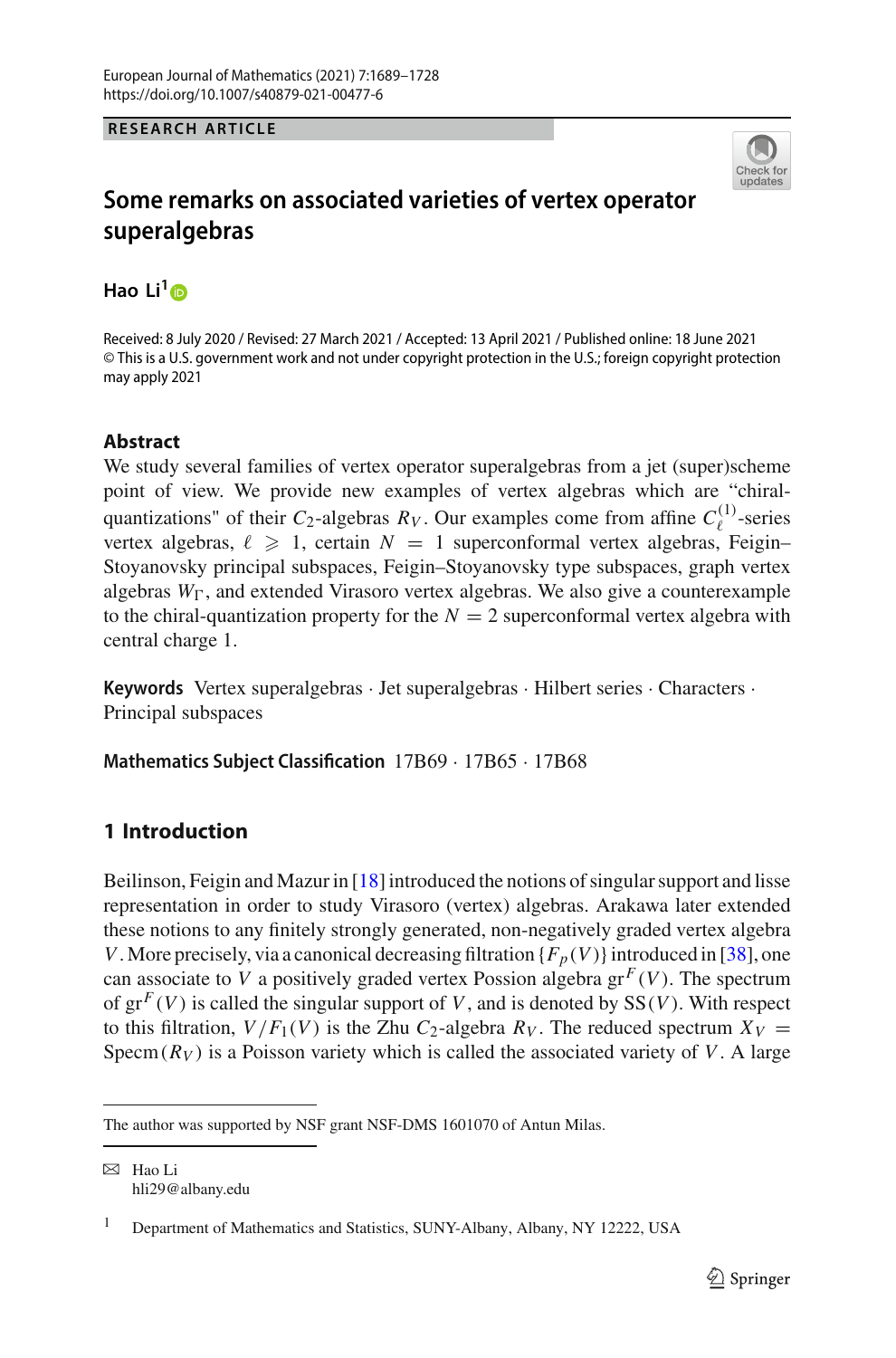RESEARCH ARTICLE

# Some remarks on associated varieties of vertex operator superalgebras

**Hao Li**[1]

Received: 8 July 2020 / Revised: 27 March 2021 / Accepted: 13 April 2021 / Published online: 18 June 2021
© This is a U.S. government work and not under copyright protection in the U.S.; foreign copyright protection may apply 2021

## Abstract

We study several families of vertex operator superalgebras from a jet (super)scheme point of view. We provide new examples of vertex algebras which are "chiral-quantizations" of their $C_2$-algebras $R_V$. Our examples come from affine $C_\ell^{(1)}$-series vertex algebras, $\ell \geqslant 1$, certain $N = 1$ superconformal vertex algebras, Feigin–Stoyanovsky principal subspaces, Feigin–Stoyanovsky type subspaces, graph vertex algebras $W_\Gamma$, and extended Virasoro vertex algebras. We also give a counterexample to the chiral-quantization property for the $N = 2$ superconformal vertex algebra with central charge 1.

**Keywords** Vertex superalgebras · Jet superalgebras · Hilbert series · Characters · Principal subspaces

**Mathematics Subject Classification** 17B69 · 17B65 · 17B68

## 1 Introduction

Beilinson, Feigin and Mazur in [18] introduced the notions of singular support and lisse representation in order to study Virasoro (vertex) algebras. Arakawa later extended these notions to any finitely strongly generated, non-negatively graded vertex algebra $V$. More precisely, via a canonical decreasing filtration $\{F_p(V)\}$ introduced in [38], one can associate to $V$ a positively graded vertex Possion algebra $\mathrm{gr}^F(V)$. The spectrum of $\mathrm{gr}^F(V)$ is called the singular support of $V$, and is denoted by $\mathrm{SS}(V)$. With respect to this filtration, $V/F_1(V)$ is the Zhu $C_2$-algebra $R_V$. The reduced spectrum $X_V = \mathrm{Specm}(R_V)$ is a Poisson variety which is called the associated variety of $V$. A large

The author was supported by NSF grant NSF-DMS 1601070 of Antun Milas.

✉ Hao Li
hli29@albany.edu

[1] Department of Mathematics and Statistics, SUNY-Albany, Albany, NY 12222, USA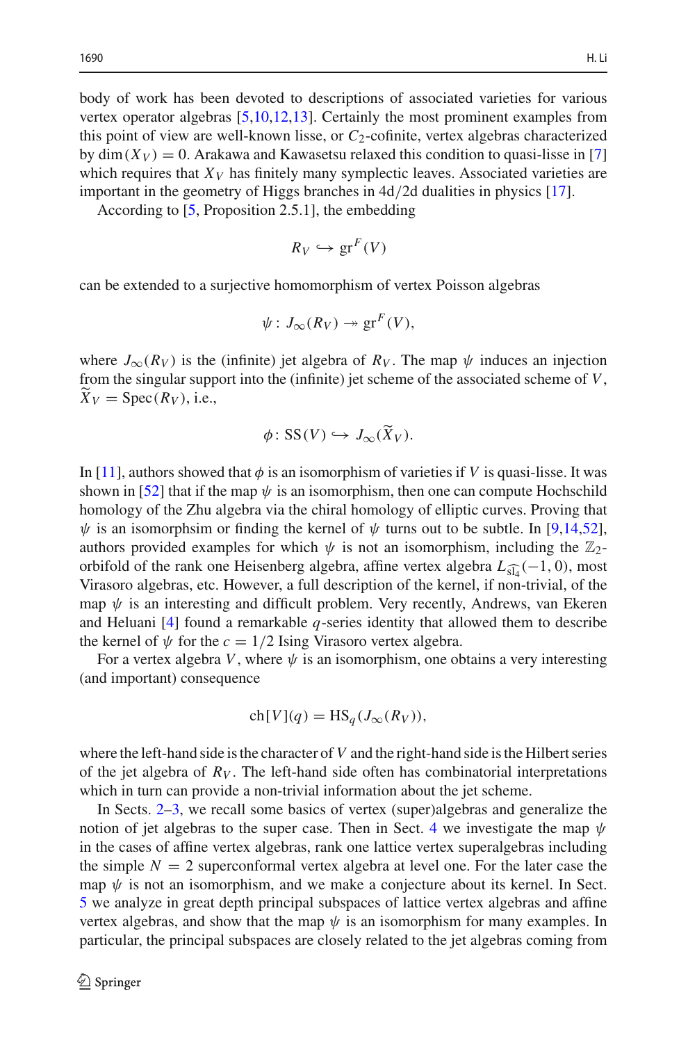body of work has been devoted to descriptions of associated varieties for various vertex operator algebras [5,10,12,13]. Certainly the most prominent examples from this point of view are well-known lisse, or $C_2$-cofinite, vertex algebras characterized by $\dim(X_V) = 0$. Arakawa and Kawasetsu relaxed this condition to quasi-lisse in [7] which requires that $X_V$ has finitely many symplectic leaves. Associated varieties are important in the geometry of Higgs branches in 4d/2d dualities in physics [17].

According to [5, Proposition 2.5.1], the embedding

$$R_V \hookrightarrow \mathrm{gr}^F(V)$$

can be extended to a surjective homomorphism of vertex Poisson algebras

$$\psi \colon J_\infty(R_V) \twoheadrightarrow \mathrm{gr}^F(V),$$

where $J_\infty(R_V)$ is the (infinite) jet algebra of $R_V$. The map $\psi$ induces an injection from the singular support into the (infinite) jet scheme of the associated scheme of $V$, $\widetilde{X}_V = \mathrm{Spec}(R_V)$, i.e.,

$$\phi \colon \mathrm{SS}(V) \hookrightarrow J_\infty(\widetilde{X}_V).$$

In [11], authors showed that $\phi$ is an isomorphism of varieties if $V$ is quasi-lisse. It was shown in [52] that if the map $\psi$ is an isomorphism, then one can compute Hochschild homology of the Zhu algebra via the chiral homology of elliptic curves. Proving that $\psi$ is an isomorphsim or finding the kernel of $\psi$ turns out to be subtle. In [9,14,52], authors provided examples for which $\psi$ is not an isomorphism, including the $\mathbb{Z}_2$-orbifold of the rank one Heisenberg algebra, affine vertex algebra $L_{\widehat{\mathfrak{sl}_4}}(-1, 0)$, most Virasoro algebras, etc. However, a full description of the kernel, if non-trivial, of the map $\psi$ is an interesting and difficult problem. Very recently, Andrews, van Ekeren and Heluani [4] found a remarkable $q$-series identity that allowed them to describe the kernel of $\psi$ for the $c = 1/2$ Ising Virasoro vertex algebra.

For a vertex algebra $V$, where $\psi$ is an isomorphism, one obtains a very interesting (and important) consequence

$$\mathrm{ch}[V](q) = \mathrm{HS}_q(J_\infty(R_V)),$$

where the left-hand side is the character of $V$ and the right-hand side is the Hilbert series of the jet algebra of $R_V$. The left-hand side often has combinatorial interpretations which in turn can provide a non-trivial information about the jet scheme.

In Sects. 2–3, we recall some basics of vertex (super)algebras and generalize the notion of jet algebras to the super case. Then in Sect. 4 we investigate the map $\psi$ in the cases of affine vertex algebras, rank one lattice vertex superalgebras including the simple $N = 2$ superconformal vertex algebra at level one. For the later case the map $\psi$ is not an isomorphism, and we make a conjecture about its kernel. In Sect. 5 we analyze in great depth principal subspaces of lattice vertex algebras and affine vertex algebras, and show that the map $\psi$ is an isomorphism for many examples. In particular, the principal subspaces are closely related to the jet algebras coming from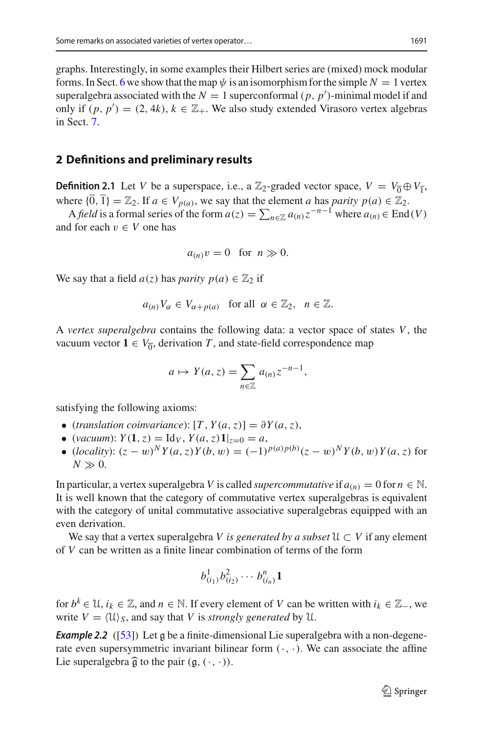graphs. Interestingly, in some examples their Hilbert series are (mixed) mock modular forms. In Sect. 6 we show that the map $\psi$ is an isomorphism for the simple $N=1$ vertex superalgebra associated with the $N=1$ superconformal $(p, p')$-minimal model if and only if $(p, p') = (2, 4k)$, $k \in \mathbb{Z}_+$. We also study extended Virasoro vertex algebras in Sect. 7.

## 2 Definitions and preliminary results

**Definition 2.1** Let $V$ be a superspace, i.e., a $\mathbb{Z}_2$-graded vector space, $V = V_{\overline{0}} \oplus V_{\overline{1}}$, where $\{\overline{0}, \overline{1}\} = \mathbb{Z}_2$. If $a \in V_{p(a)}$, we say that the element $a$ has *parity* $p(a) \in \mathbb{Z}_2$.

A *field* is a formal series of the form $a(z) = \sum_{n\in\mathbb{Z}} a_{(n)} z^{-n-1}$ where $a_{(n)} \in \mathrm{End}(V)$ and for each $v \in V$ one has

$$a_{(n)} v = 0 \quad \text{for} \quad n \gg 0.$$

We say that a field $a(z)$ has *parity* $p(a) \in \mathbb{Z}_2$ if

$$a_{(n)} V_\alpha \in V_{\alpha + p(a)} \quad \text{for all} \quad \alpha \in \mathbb{Z}_2, \quad n \in \mathbb{Z}.$$

A *vertex superalgebra* contains the following data: a vector space of states $V$, the vacuum vector $\mathbf{1} \in V_{\overline{0}}$, derivation $T$, and state-field correspondence map

$$a \mapsto Y(a, z) = \sum_{n\in\mathbb{Z}} a_{(n)} z^{-n-1},$$

satisfying the following axioms:

- (*translation coinvariance*): $[T, Y(a, z)] = \partial Y(a, z)$,
- (*vacuum*): $Y(\mathbf{1}, z) = \mathrm{Id}_V$, $Y(a, z)\mathbf{1}|_{z=0} = a$,
- (*locality*): $(z-w)^N Y(a, z) Y(b, w) = (-1)^{p(a)p(b)} (z-w)^N Y(b, w) Y(a, z)$ for $N \gg 0$.

In particular, a vertex superalgebra $V$ is called *supercommutative* if $a_{(n)} = 0$ for $n \in \mathbb{N}$. It is well known that the category of commutative vertex superalgebras is equivalent with the category of unital commutative associative superalgebras equipped with an even derivation.

We say that a vertex superalgebra $V$ *is generated by a subset* $\mathfrak{U} \subset V$ if any element of $V$ can be written as a finite linear combination of terms of the form

$$b^1_{(i_1)} b^2_{(i_2)} \cdots b^n_{(i_n)} \mathbf{1}$$

for $b^k \in \mathfrak{U}$, $i_k \in \mathbb{Z}$, and $n \in \mathbb{N}$. If every element of $V$ can be written with $i_k \in \mathbb{Z}_-$, we write $V = \langle \mathfrak{U} \rangle_S$, and say that $V$ is *strongly generated* by $\mathfrak{U}$.

***Example 2.2*** ([53]) Let $\mathfrak{g}$ be a finite-dimensional Lie superalgebra with a non-degenerate even supersymmetric invariant bilinear form $(\cdot, \cdot)$. We can associate the affine Lie superalgebra $\widehat{\mathfrak{g}}$ to the pair $(\mathfrak{g}, (\cdot, \cdot))$.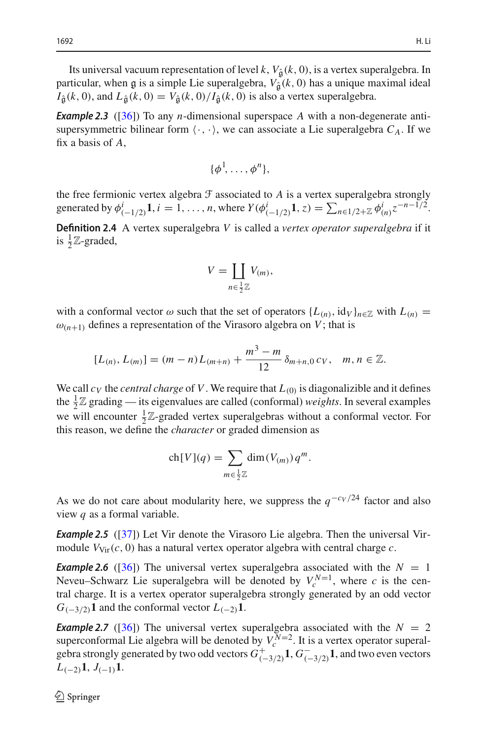Its universal vacuum representation of level $k$, $V_{\hat{\mathfrak{g}}}(k, 0)$, is a vertex superalgebra. In particular, when $\mathfrak{g}$ is a simple Lie superalgebra, $V_{\hat{\mathfrak{g}}}(k, 0)$ has a unique maximal ideal $I_{\hat{\mathfrak{g}}}(k, 0)$, and $L_{\hat{\mathfrak{g}}}(k, 0) = V_{\hat{\mathfrak{g}}}(k, 0)/I_{\hat{\mathfrak{g}}}(k, 0)$ is also a vertex superalgebra.

***Example 2.3*** ([36]) To any $n$-dimensional superspace $A$ with a non-degenerate anti-supersymmetric bilinear form $\langle \cdot, \cdot \rangle$, we can associate a Lie superalgebra $C_A$. If we fix a basis of $A$,

$$\{\phi^1, \ldots, \phi^n\},$$

the free fermionic vertex algebra $\mathcal{F}$ associated to $A$ is a vertex superalgebra strongly generated by $\phi^i_{(-1/2)}\mathbf{1}$, $i = 1, \ldots, n$, where $Y(\phi^i_{(-1/2)}\mathbf{1}, z) = \sum_{n \in 1/2+\mathbb{Z}} \phi^i_{(n)} z^{-n-1/2}$.

**Definition 2.4** A vertex superalgebra $V$ is called a *vertex operator superalgebra* if it is $\frac{1}{2}\mathbb{Z}$-graded,

$$V = \coprod_{n \in \frac{1}{2}\mathbb{Z}} V_{(m)},$$

with a conformal vector $\omega$ such that the set of operators $\{L_{(n)}, \mathrm{id}_V\}_{n \in \mathbb{Z}}$ with $L_{(n)} = \omega_{(n+1)}$ defines a representation of the Virasoro algebra on $V$; that is

$$[L_{(n)}, L_{(m)}] = (m - n) L_{(m+n)} + \frac{m^3 - m}{12} \delta_{m+n,0}\, c_V, \quad m, n \in \mathbb{Z}.$$

We call $c_V$ the *central charge* of $V$. We require that $L_{(0)}$ is diagonalizible and it defines the $\frac{1}{2}\mathbb{Z}$ grading — its eigenvalues are called (conformal) *weights*. In several examples we will encounter $\frac{1}{2}\mathbb{Z}$-graded vertex superalgebras without a conformal vector. For this reason, we define the *character* or graded dimension as

$$\mathrm{ch}[V](q) = \sum_{m \in \frac{1}{2}\mathbb{Z}} \dim(V_{(m)})\, q^m.$$

As we do not care about modularity here, we suppress the $q^{-c_V/24}$ factor and also view $q$ as a formal variable.

***Example 2.5*** ([37]) Let Vir denote the Virasoro Lie algebra. Then the universal Vir-module $V_{\mathrm{Vir}}(c, 0)$ has a natural vertex operator algebra with central charge $c$.

***Example 2.6*** ([36]) The universal vertex superalgebra associated with the $N = 1$ Neveu–Schwarz Lie superalgebra will be denoted by $V_c^{N=1}$, where $c$ is the central charge. It is a vertex operator superalgebra strongly generated by an odd vector $G_{(-3/2)}\mathbf{1}$ and the conformal vector $L_{(-2)}\mathbf{1}$.

***Example 2.7*** ([36]) The universal vertex superalgebra associated with the $N = 2$ superconformal Lie algebra will be denoted by $V_c^{N=2}$. It is a vertex operator superalgebra strongly generated by two odd vectors $G^+_{(-3/2)}\mathbf{1}$, $G^-_{(-3/2)}\mathbf{1}$, and two even vectors $L_{(-2)}\mathbf{1}$, $J_{(-1)}\mathbf{1}$.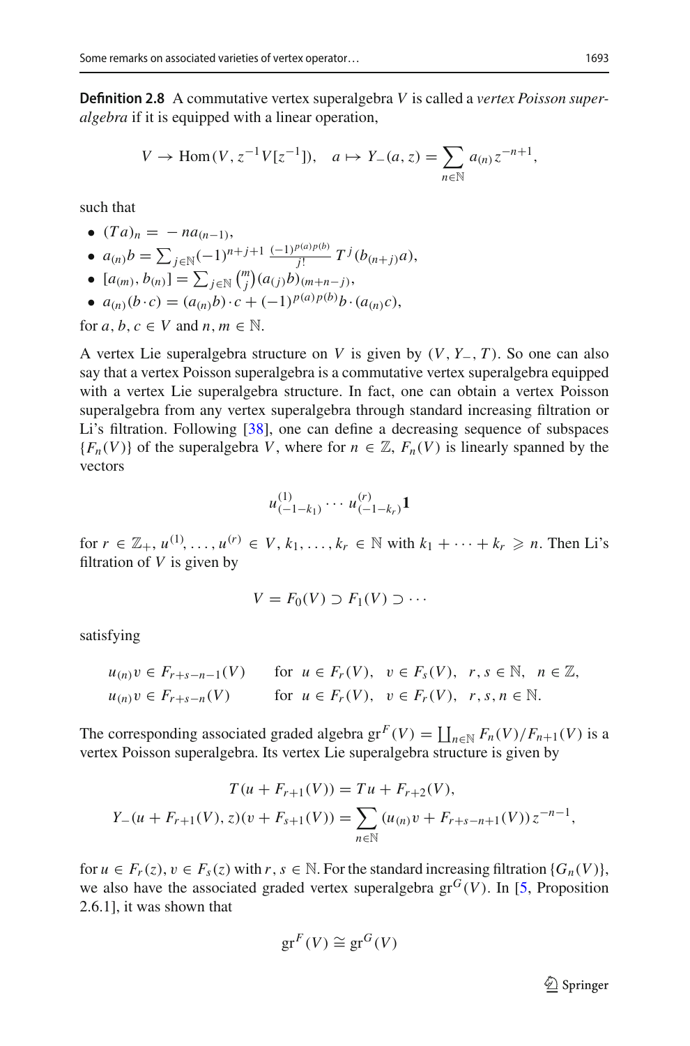**Definition 2.8** A commutative vertex superalgebra $V$ is called a *vertex Poisson superalgebra* if it is equipped with a linear operation,

$$V \to \mathrm{Hom}(V, z^{-1}V[z^{-1}]), \quad a \mapsto Y_-(a,z) = \sum_{n\in\mathbb{N}} a_{(n)} z^{-n+1},$$

such that

- $(Ta)_n = -na_{(n-1)}$,
- $a_{(n)}b = \sum_{j\in\mathbb{N}} (-1)^{n+j+1} \frac{(-1)^{p(a)p(b)}}{j!} T^j(b_{(n+j)}a)$,
- $[a_{(m)}, b_{(n)}] = \sum_{j\in\mathbb{N}} \binom{m}{j} (a_{(j)}b)_{(m+n-j)}$,
- $a_{(n)}(b\cdot c) = (a_{(n)}b)\cdot c + (-1)^{p(a)p(b)} b\cdot(a_{(n)}c)$,

for $a, b, c \in V$ and $n, m \in \mathbb{N}$.

A vertex Lie superalgebra structure on $V$ is given by $(V, Y_-, T)$. So one can also say that a vertex Poisson superalgebra is a commutative vertex superalgebra equipped with a vertex Lie superalgebra structure. In fact, one can obtain a vertex Poisson superalgebra from any vertex superalgebra through standard increasing filtration or Li's filtration. Following [38], one can define a decreasing sequence of subspaces $\{F_n(V)\}$ of the superalgebra $V$, where for $n \in \mathbb{Z}$, $F_n(V)$ is linearly spanned by the vectors

$$u^{(1)}_{(-1-k_1)} \cdots u^{(r)}_{(-1-k_r)}\mathbf{1}$$

for $r \in \mathbb{Z}_+$, $u^{(1)}, \ldots, u^{(r)} \in V$, $k_1, \ldots, k_r \in \mathbb{N}$ with $k_1 + \cdots + k_r \geqslant n$. Then Li's filtration of $V$ is given by

$$V = F_0(V) \supset F_1(V) \supset \cdots$$

satisfying

$$\begin{aligned}
&u_{(n)}v \in F_{r+s-n-1}(V) \qquad \text{for } u \in F_r(V),\ v \in F_s(V),\ r,s \in \mathbb{N},\ n \in \mathbb{Z},\\
&u_{(n)}v \in F_{r+s-n}(V) \qquad \text{for } u \in F_r(V),\ v \in F_r(V),\ r,s,n \in \mathbb{N}.
\end{aligned}$$

The corresponding associated graded algebra $\mathrm{gr}^F(V) = \coprod_{n\in\mathbb{N}} F_n(V)/F_{n+1}(V)$ is a vertex Poisson superalgebra. Its vertex Lie superalgebra structure is given by

$$\begin{aligned}
T(u + F_{r+1}(V)) &= Tu + F_{r+2}(V),\\
Y_-(u + F_{r+1}(V), z)(v + F_{s+1}(V)) &= \sum_{n\in\mathbb{N}} (u_{(n)}v + F_{r+s-n+1}(V))\, z^{-n-1},
\end{aligned}$$

for $u \in F_r(z)$, $v \in F_s(z)$ with $r, s \in \mathbb{N}$. For the standard increasing filtration $\{G_n(V)\}$, we also have the associated graded vertex superalgebra $\mathrm{gr}^G(V)$. In [5, Proposition 2.6.1], it was shown that

$$\mathrm{gr}^F(V) \cong \mathrm{gr}^G(V)$$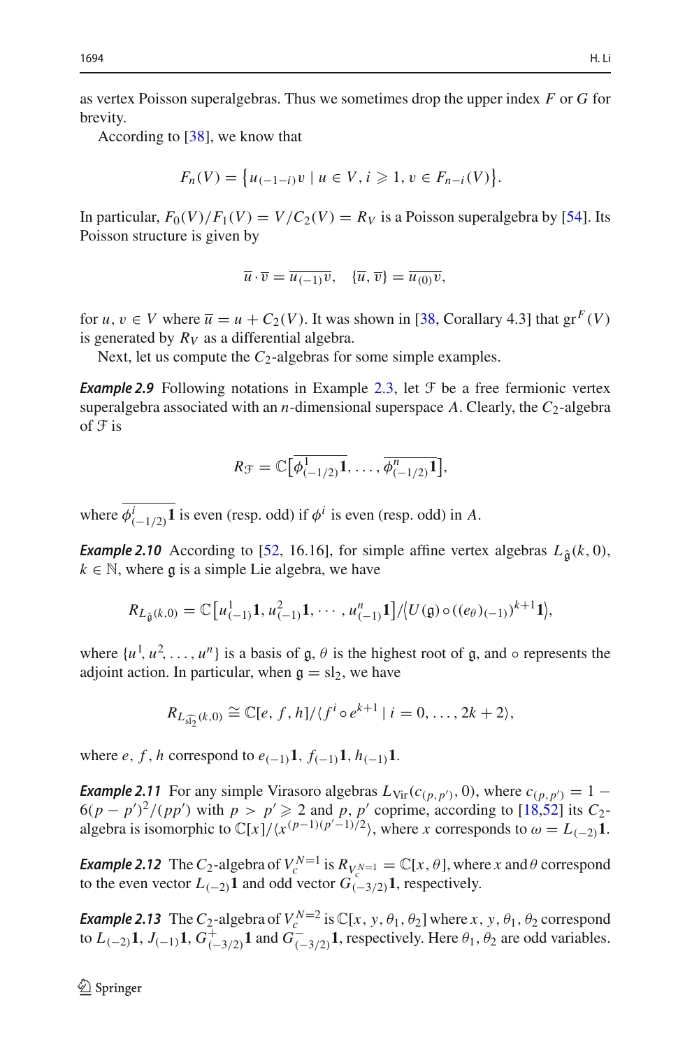as vertex Poisson superalgebras. Thus we sometimes drop the upper index $F$ or $G$ for brevity.

According to [38], we know that

$$F_n(V) = \left\{u_{(-1-i)}v \mid u \in V, i \geqslant 1, v \in F_{n-i}(V)\right\}.$$

In particular, $F_0(V)/F_1(V) = V/C_2(V) = R_V$ is a Poisson superalgebra by [54]. Its Poisson structure is given by

$$\overline{u} \cdot \overline{v} = \overline{u_{(-1)}v}, \quad \{\overline{u}, \overline{v}\} = \overline{u_{(0)}v},$$

for $u, v \in V$ where $\overline{u} = u + C_2(V)$. It was shown in [38, Corallary 4.3] that $\mathrm{gr}^F(V)$ is generated by $R_V$ as a differential algebra.

Next, let us compute the $C_2$-algebras for some simple examples.

***Example 2.9*** Following notations in Example 2.3, let $\mathcal{F}$ be a free fermionic vertex superalgebra associated with an $n$-dimensional superspace $A$. Clearly, the $C_2$-algebra of $\mathcal{F}$ is

$$R_{\mathcal{F}} = \mathbb{C}\big[\overline{\phi^1_{(-1/2)}\mathbf{1}}, \ldots, \overline{\phi^n_{(-1/2)}\mathbf{1}}\big],$$

where $\overline{\phi^i_{(-1/2)}\mathbf{1}}$ is even (resp. odd) if $\phi^i$ is even (resp. odd) in $A$.

***Example 2.10*** According to [52, 16.16], for simple affine vertex algebras $L_{\hat{\mathfrak{g}}}(k, 0)$, $k \in \mathbb{N}$, where $\mathfrak{g}$ is a simple Lie algebra, we have

$$R_{L_{\hat{\mathfrak{g}}}(k,0)} = \mathbb{C}\big[u^1_{(-1)}\mathbf{1}, u^2_{(-1)}\mathbf{1}, \cdots, u^n_{(-1)}\mathbf{1}\big]/\big\langle U(\mathfrak{g}) \circ ((e_\theta)_{(-1)})^{k+1}\mathbf{1}\big\rangle,$$

where $\{u^1, u^2, \ldots, u^n\}$ is a basis of $\mathfrak{g}$, $\theta$ is the highest root of $\mathfrak{g}$, and $\circ$ represents the adjoint action. In particular, when $\mathfrak{g} = \mathrm{sl}_2$, we have

$$R_{L_{\widehat{\mathrm{sl}_2}}(k,0)} \cong \mathbb{C}[e, f, h]/\langle f^i \circ e^{k+1} \mid i = 0, \ldots, 2k+2\rangle,$$

where $e, f, h$ correspond to $e_{(-1)}\mathbf{1}$, $f_{(-1)}\mathbf{1}$, $h_{(-1)}\mathbf{1}$.

***Example 2.11*** For any simple Virasoro algebras $L_{\mathrm{Vir}}(c_{(p,p')}, 0)$, where $c_{(p,p')} = 1 - 6(p-p')^2/(pp')$ with $p > p' \geqslant 2$ and $p, p'$ coprime, according to [18,52] its $C_2$-algebra is isomorphic to $\mathbb{C}[x]/\langle x^{(p-1)(p'-1)/2}\rangle$, where $x$ corresponds to $\omega = L_{(-2)}\mathbf{1}$.

***Example 2.12*** The $C_2$-algebra of $V_c^{N=1}$ is $R_{V_c^{N=1}} = \mathbb{C}[x, \theta]$, where $x$ and $\theta$ correspond to the even vector $L_{(-2)}\mathbf{1}$ and odd vector $G_{(-3/2)}\mathbf{1}$, respectively.

***Example 2.13*** The $C_2$-algebra of $V_c^{N=2}$ is $\mathbb{C}[x, y, \theta_1, \theta_2]$ where $x, y, \theta_1, \theta_2$ correspond to $L_{(-2)}\mathbf{1}$, $J_{(-1)}\mathbf{1}$, $G^+_{(-3/2)}\mathbf{1}$ and $G^-_{(-3/2)}\mathbf{1}$, respectively. Here $\theta_1, \theta_2$ are odd variables.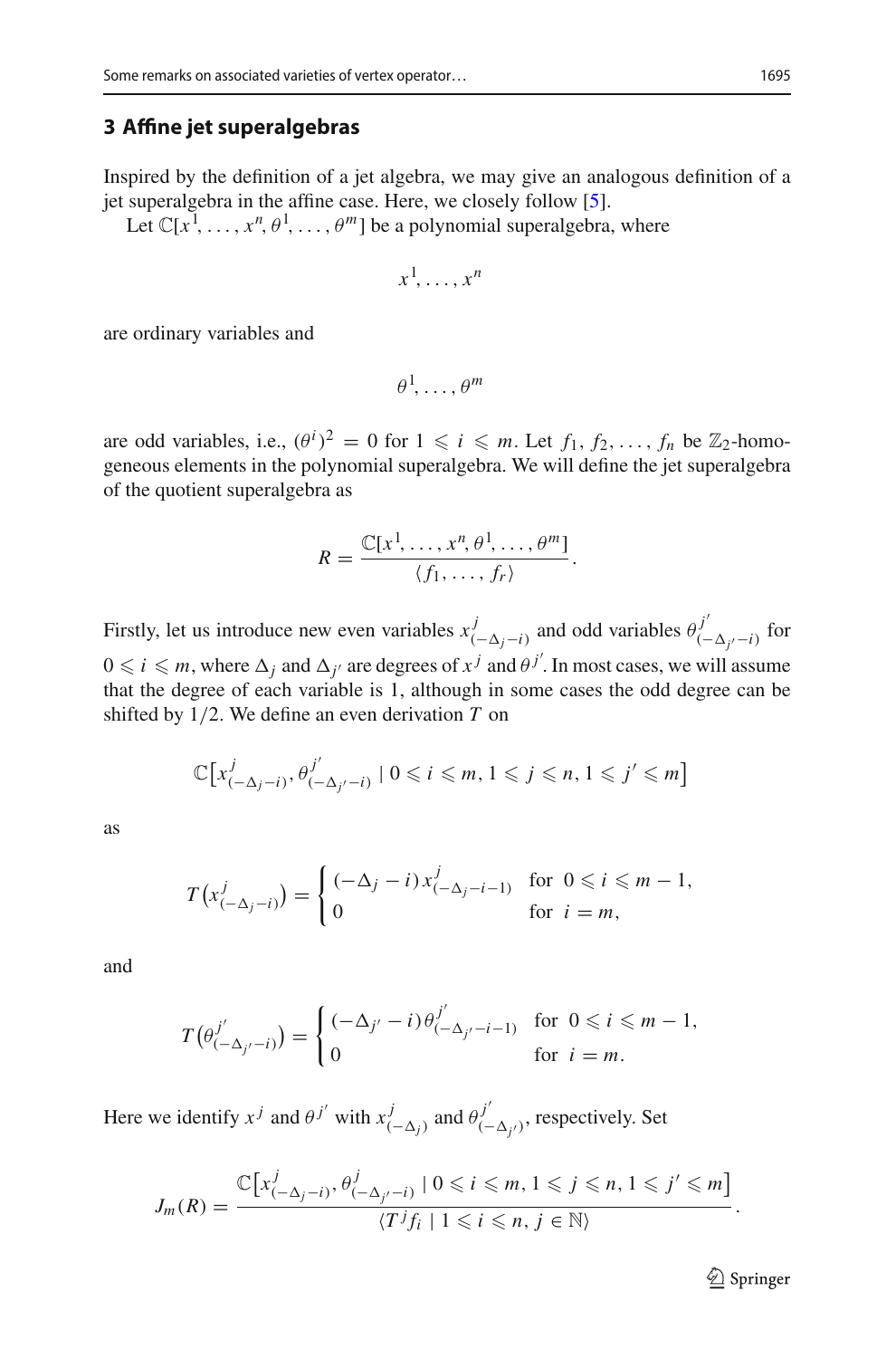## 3 Affine jet superalgebras

Inspired by the definition of a jet algebra, we may give an analogous definition of a jet superalgebra in the affine case. Here, we closely follow [5].

Let $\mathbb{C}[x^1, \ldots, x^n, \theta^1, \ldots, \theta^m]$ be a polynomial superalgebra, where

$$x^1, \ldots, x^n$$

are ordinary variables and

$$\theta^1, \ldots, \theta^m$$

are odd variables, i.e., $(\theta^i)^2 = 0$ for $1 \leqslant i \leqslant m$. Let $f_1, f_2, \ldots, f_n$ be $\mathbb{Z}_2$-homogeneous elements in the polynomial superalgebra. We will define the jet superalgebra of the quotient superalgebra as

$$R = \frac{\mathbb{C}[x^1, \ldots, x^n, \theta^1, \ldots, \theta^m]}{\langle f_1, \ldots, f_r \rangle}.$$

Firstly, let us introduce new even variables $x^j_{(-\Delta_j - i)}$ and odd variables $\theta^{j'}_{(-\Delta_{j'} - i)}$ for $0 \leqslant i \leqslant m$, where $\Delta_j$ and $\Delta_{j'}$ are degrees of $x^j$ and $\theta^{j'}$. In most cases, we will assume that the degree of each variable is 1, although in some cases the odd degree can be shifted by 1/2. We define an even derivation $T$ on

$$\mathbb{C}\big[x^j_{(-\Delta_j - i)}, \theta^{j'}_{(-\Delta_{j'} - i)} \mid 0 \leqslant i \leqslant m, 1 \leqslant j \leqslant n, 1 \leqslant j' \leqslant m\big]$$

as

$$T\big(x^j_{(-\Delta_j - i)}\big) = \begin{cases} (-\Delta_j - i)\, x^j_{(-\Delta_j - i - 1)} & \text{for } 0 \leqslant i \leqslant m-1, \\ 0 & \text{for } i = m, \end{cases}$$

and

$$T\big(\theta^{j'}_{(-\Delta_{j'} - i)}\big) = \begin{cases} (-\Delta_{j'} - i)\, \theta^{j'}_{(-\Delta_{j'} - i - 1)} & \text{for } 0 \leqslant i \leqslant m-1, \\ 0 & \text{for } i = m. \end{cases}$$

Here we identify $x^j$ and $\theta^{j'}$ with $x^j_{(-\Delta_j)}$ and $\theta^{j'}_{(-\Delta_{j'})}$, respectively. Set

$$J_m(R) = \frac{\mathbb{C}\big[x^j_{(-\Delta_j - i)}, \theta^j_{(-\Delta_{j'} - i)} \mid 0 \leqslant i \leqslant m, 1 \leqslant j \leqslant n, 1 \leqslant j' \leqslant m\big]}{\langle T^j f_i \mid 1 \leqslant i \leqslant n, j \in \mathbb{N} \rangle}.$$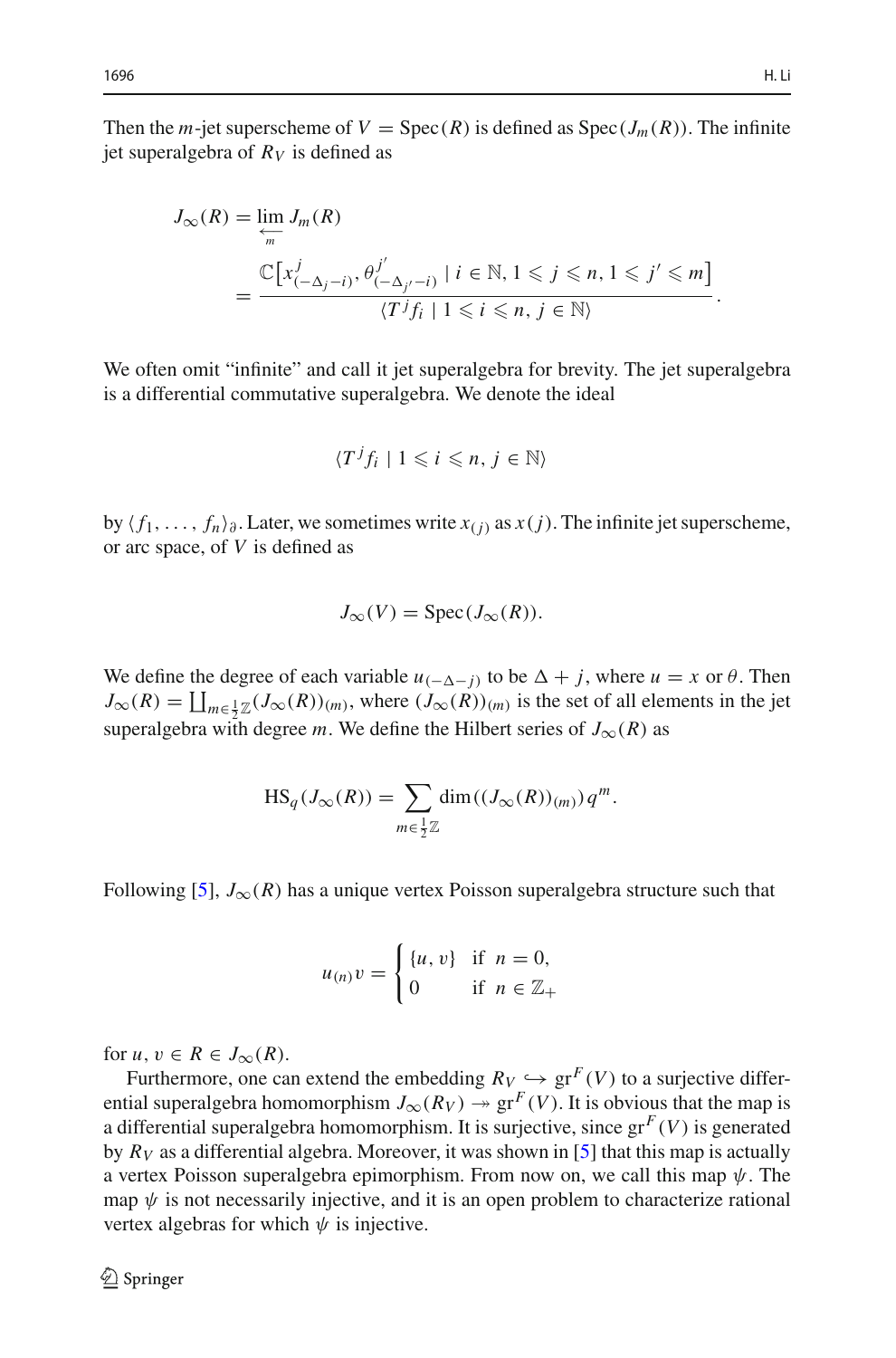Then the $m$-jet superscheme of $V = \mathrm{Spec}(R)$ is defined as $\mathrm{Spec}(J_m(R))$. The infinite jet superalgebra of $R_V$ is defined as

$$
\begin{aligned}
J_\infty(R) &= \varprojlim_m J_m(R) \\
&= \frac{\mathbb{C}\big[x^j_{(-\Delta_j - i)}, \theta^{j'}_{(-\Delta_{j'} - i)} \mid i \in \mathbb{N}, 1 \leqslant j \leqslant n, 1 \leqslant j' \leqslant m\big]}{\langle T^j f_i \mid 1 \leqslant i \leqslant n, j \in \mathbb{N}\rangle}.
\end{aligned}
$$

We often omit "infinite" and call it jet superalgebra for brevity. The jet superalgebra is a differential commutative superalgebra. We denote the ideal

$$
\langle T^j f_i \mid 1 \leqslant i \leqslant n, j \in \mathbb{N}\rangle
$$

by $\langle f_1, \dots, f_n\rangle_\partial$. Later, we sometimes write $x_{(j)}$ as $x(j)$. The infinite jet superscheme, or arc space, of $V$ is defined as

$$
J_\infty(V) = \mathrm{Spec}(J_\infty(R)).
$$

We define the degree of each variable $u_{(-\Delta - j)}$ to be $\Delta + j$, where $u = x$ or $\theta$. Then $J_\infty(R) = \coprod_{m \in \frac{1}{2}\mathbb{Z}} (J_\infty(R))_{(m)}$, where $(J_\infty(R))_{(m)}$ is the set of all elements in the jet superalgebra with degree $m$. We define the Hilbert series of $J_\infty(R)$ as

$$
\mathrm{HS}_q(J_\infty(R)) = \sum_{m \in \frac{1}{2}\mathbb{Z}} \dim((J_\infty(R))_{(m)}) q^m.
$$

Following [5], $J_\infty(R)$ has a unique vertex Poisson superalgebra structure such that

$$
u_{(n)} v = \begin{cases} \{u, v\} & \text{if } n = 0, \\ 0 & \text{if } n \in \mathbb{Z}_+ \end{cases}
$$

for $u, v \in R \in J_\infty(R)$.

Furthermore, one can extend the embedding $R_V \hookrightarrow \mathrm{gr}^F(V)$ to a surjective differential superalgebra homomorphism $J_\infty(R_V) \twoheadrightarrow \mathrm{gr}^F(V)$. It is obvious that the map is a differential superalgebra homomorphism. It is surjective, since $\mathrm{gr}^F(V)$ is generated by $R_V$ as a differential algebra. Moreover, it was shown in [5] that this map is actually a vertex Poisson superalgebra epimorphism. From now on, we call this map $\psi$. The map $\psi$ is not necessarily injective, and it is an open problem to characterize rational vertex algebras for which $\psi$ is injective.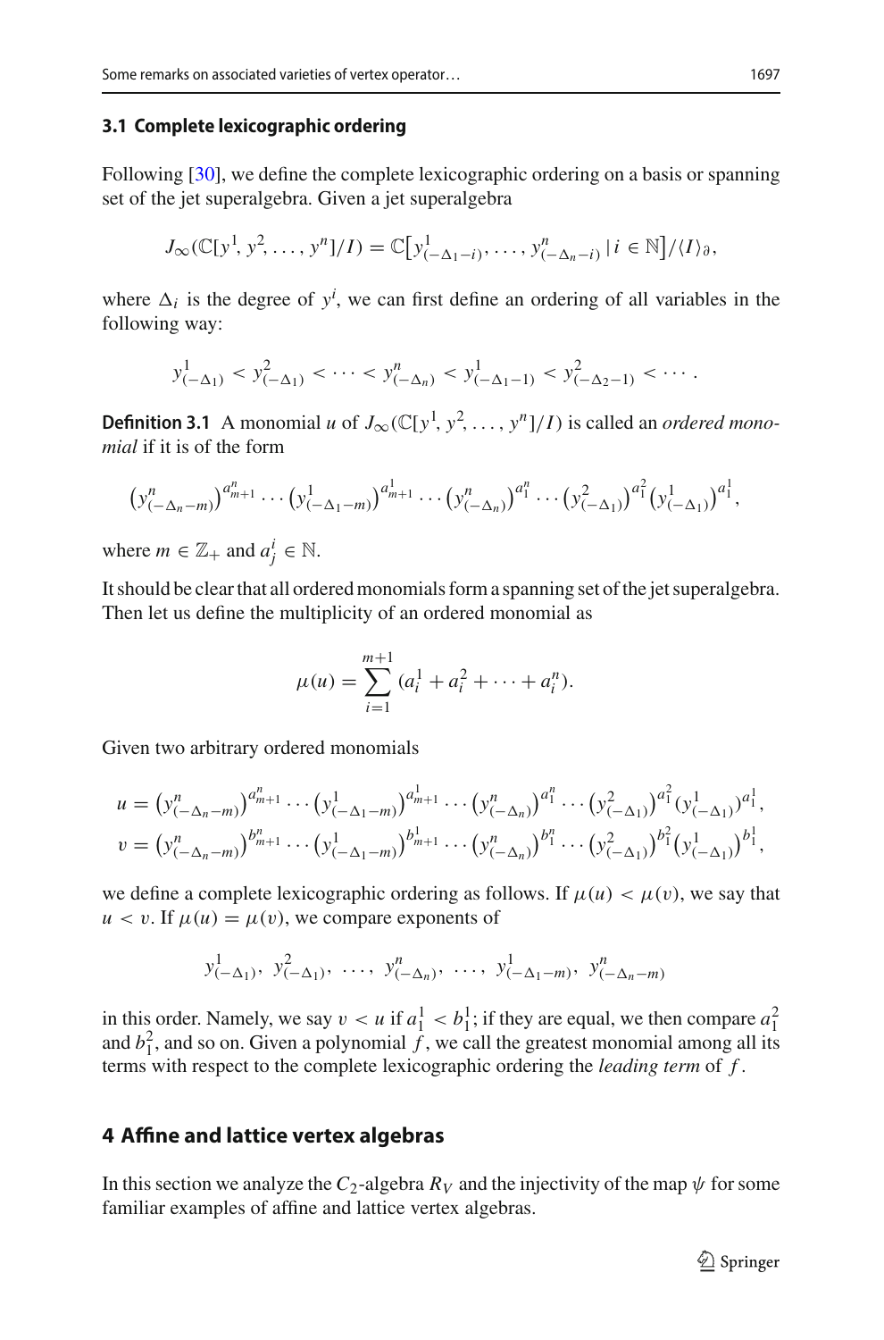### 3.1 Complete lexicographic ordering

Following [30], we define the complete lexicographic ordering on a basis or spanning set of the jet superalgebra. Given a jet superalgebra

$$J_\infty(\mathbb{C}[y^1, y^2, \ldots, y^n]/I) = \mathbb{C}\big[y^1_{(-\Delta_1-i)}, \ldots, y^n_{(-\Delta_n-i)} \,|\, i \in \mathbb{N}\big]/\langle I\rangle_\partial,$$

where $\Delta_i$ is the degree of $y^i$, we can first define an ordering of all variables in the following way:

$$y^1_{(-\Delta_1)} < y^2_{(-\Delta_1)} < \cdots < y^n_{(-\Delta_n)} < y^1_{(-\Delta_1-1)} < y^2_{(-\Delta_2-1)} < \cdots.$$

**Definition 3.1** A monomial $u$ of $J_\infty(\mathbb{C}[y^1, y^2, \ldots, y^n]/I)$ is called an *ordered monomial* if it is of the form

$$\big(y^n_{(-\Delta_n-m)}\big)^{a^n_{m+1}} \cdots \big(y^1_{(-\Delta_1-m)}\big)^{a^1_{m+1}} \cdots \big(y^n_{(-\Delta_n)}\big)^{a^n_1} \cdots \big(y^2_{(-\Delta_1)}\big)^{a^2_1}\big(y^1_{(-\Delta_1)}\big)^{a^1_1},$$

where $m \in \mathbb{Z}_+$ and $a^i_j \in \mathbb{N}$.

It should be clear that all ordered monomials form a spanning set of the jet superalgebra. Then let us define the multiplicity of an ordered monomial as

$$\mu(u) = \sum_{i=1}^{m+1} (a^1_i + a^2_i + \cdots + a^n_i).$$

Given two arbitrary ordered monomials

$$u = \big(y^n_{(-\Delta_n-m)}\big)^{a^n_{m+1}} \cdots \big(y^1_{(-\Delta_1-m)}\big)^{a^1_{m+1}} \cdots \big(y^n_{(-\Delta_n)}\big)^{a^n_1} \cdots \big(y^2_{(-\Delta_1)}\big)^{a^2_1}(y^1_{(-\Delta_1)})^{a^1_1},$$
$$v = \big(y^n_{(-\Delta_n-m)}\big)^{b^n_{m+1}} \cdots \big(y^1_{(-\Delta_1-m)}\big)^{b^1_{m+1}} \cdots \big(y^n_{(-\Delta_n)}\big)^{b^n_1} \cdots \big(y^2_{(-\Delta_1)}\big)^{b^2_1}\big(y^1_{(-\Delta_1)}\big)^{b^1_1},$$

we define a complete lexicographic ordering as follows. If $\mu(u) < \mu(v)$, we say that $u < v$. If $\mu(u) = \mu(v)$, we compare exponents of

$$y^1_{(-\Delta_1)},\ y^2_{(-\Delta_1)},\ \ldots,\ y^n_{(-\Delta_n)},\ \ldots,\ y^1_{(-\Delta_1-m)},\ y^n_{(-\Delta_n-m)}$$

in this order. Namely, we say $v < u$ if $a^1_1 < b^1_1$; if they are equal, we then compare $a^2_1$ and $b^2_1$, and so on. Given a polynomial $f$, we call the greatest monomial among all its terms with respect to the complete lexicographic ordering the *leading term* of $f$.

## 4 Affine and lattice vertex algebras

In this section we analyze the $C_2$-algebra $R_V$ and the injectivity of the map $\psi$ for some familiar examples of affine and lattice vertex algebras.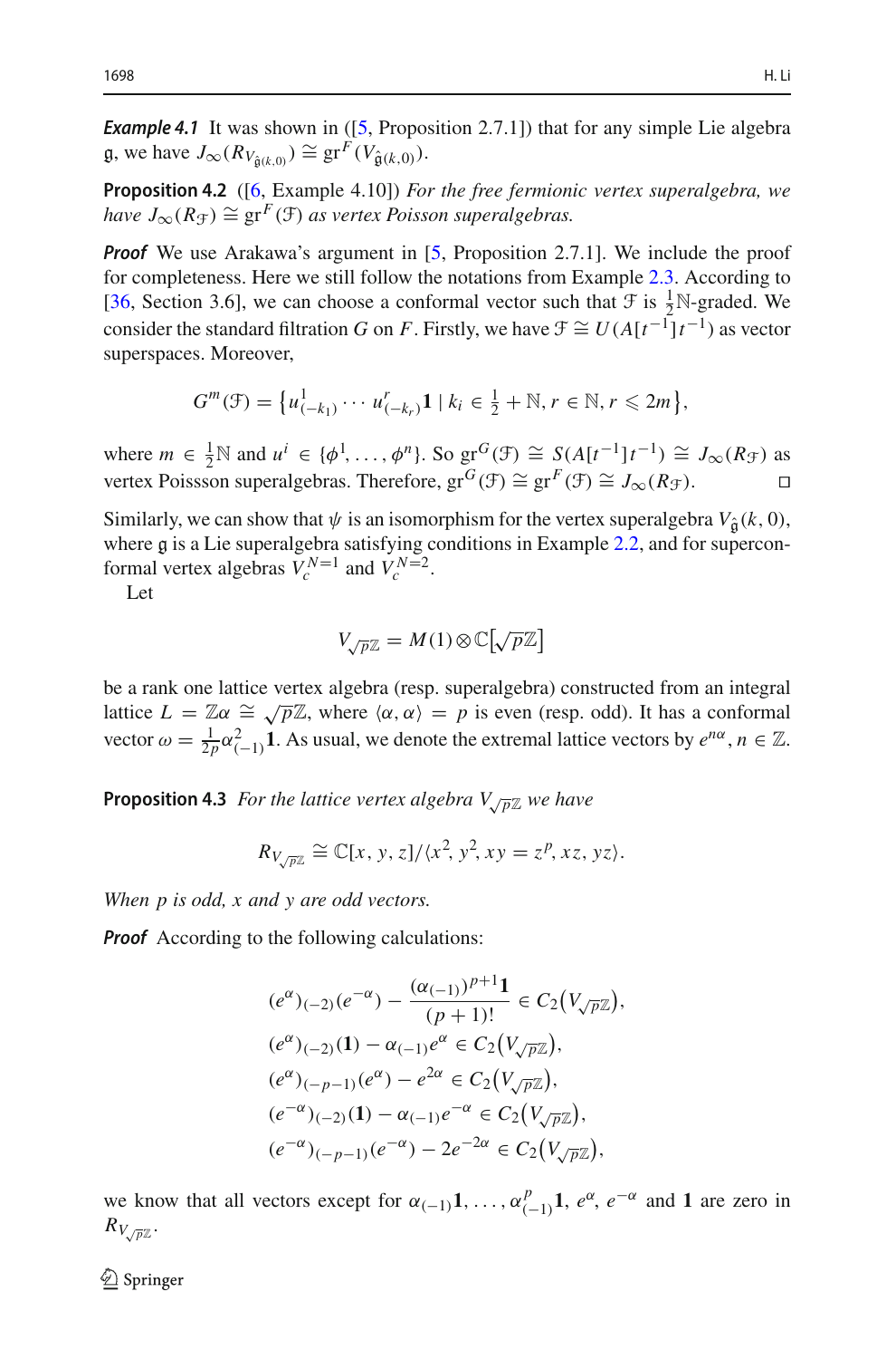***Example 4.1*** It was shown in ([5, Proposition 2.7.1]) that for any simple Lie algebra $\mathfrak{g}$, we have $J_\infty(R_{V_{\hat{\mathfrak{g}}(k,0)}}) \cong \mathrm{gr}^F(V_{\hat{\mathfrak{g}}(k,0)})$.

**Proposition 4.2** ([6, Example 4.10]) *For the free fermionic vertex superalgebra, we have $J_\infty(R_{\mathcal{F}}) \cong \mathrm{gr}^F(\mathcal{F})$ as vertex Poisson superalgebras.*

***Proof*** We use Arakawa's argument in [5, Proposition 2.7.1]. We include the proof for completeness. Here we still follow the notations from Example 2.3. According to [36, Section 3.6], we can choose a conformal vector such that $\mathcal{F}$ is $\frac{1}{2}\mathbb{N}$-graded. We consider the standard filtration $G$ on $F$. Firstly, we have $\mathcal{F} \cong U(A[t^{-1}]t^{-1})$ as vector superspaces. Moreover,

$$G^m(\mathcal{F}) = \left\{u^1_{(-k_1)} \cdots u^r_{(-k_r)}\mathbf{1} \mid k_i \in \tfrac{1}{2} + \mathbb{N}, r \in \mathbb{N}, r \leqslant 2m\right\},$$

where $m \in \frac{1}{2}\mathbb{N}$ and $u^i \in \{\phi^1, \ldots, \phi^n\}$. So $\mathrm{gr}^G(\mathcal{F}) \cong S(A[t^{-1}]t^{-1}) \cong J_\infty(R_{\mathcal{F}})$ as vertex Poissson superalgebras. Therefore, $\mathrm{gr}^G(\mathcal{F}) \cong \mathrm{gr}^F(\mathcal{F}) \cong J_\infty(R_{\mathcal{F}})$. □

Similarly, we can show that $\psi$ is an isomorphism for the vertex superalgebra $V_{\hat{\mathfrak{g}}}(k, 0)$, where $\mathfrak{g}$ is a Lie superalgebra satisfying conditions in Example 2.2, and for superconformal vertex algebras $V_c^{N=1}$ and $V_c^{N=2}$.

Let

$$V_{\sqrt{p}\mathbb{Z}} = M(1) \otimes \mathbb{C}\big[\sqrt{p}\mathbb{Z}\big]$$

be a rank one lattice vertex algebra (resp. superalgebra) constructed from an integral lattice $L = \mathbb{Z}\alpha \cong \sqrt{p}\mathbb{Z}$, where $\langle \alpha, \alpha \rangle = p$ is even (resp. odd). It has a conformal vector $\omega = \frac{1}{2p}\alpha^2_{(-1)}\mathbf{1}$. As usual, we denote the extremal lattice vectors by $e^{n\alpha}$, $n \in \mathbb{Z}$.

**Proposition 4.3** *For the lattice vertex algebra $V_{\sqrt{p}\mathbb{Z}}$ we have*

$$R_{V_{\sqrt{p}\mathbb{Z}}} \cong \mathbb{C}[x, y, z]/\langle x^2, y^2, xy = z^p, xz, yz\rangle.$$

*When $p$ is odd, $x$ and $y$ are odd vectors.*

***Proof*** According to the following calculations:

$$\begin{aligned}
&(e^\alpha)_{(-2)}(e^{-\alpha}) - \frac{(\alpha_{(-1)})^{p+1}\mathbf{1}}{(p+1)!} \in C_2\big(V_{\sqrt{p}\mathbb{Z}}\big),\\
&(e^\alpha)_{(-2)}(\mathbf{1}) - \alpha_{(-1)}e^\alpha \in C_2\big(V_{\sqrt{p}\mathbb{Z}}\big),\\
&(e^\alpha)_{(-p-1)}(e^\alpha) - e^{2\alpha} \in C_2\big(V_{\sqrt{p}\mathbb{Z}}\big),\\
&(e^{-\alpha})_{(-2)}(\mathbf{1}) - \alpha_{(-1)}e^{-\alpha} \in C_2\big(V_{\sqrt{p}\mathbb{Z}}\big),\\
&(e^{-\alpha})_{(-p-1)}(e^{-\alpha}) - 2e^{-2\alpha} \in C_2\big(V_{\sqrt{p}\mathbb{Z}}\big),
\end{aligned}$$

we know that all vectors except for $\alpha_{(-1)}\mathbf{1}, \ldots, \alpha^p_{(-1)}\mathbf{1}$, $e^\alpha$, $e^{-\alpha}$ and $\mathbf{1}$ are zero in $R_{V_{\sqrt{p}\mathbb{Z}}}$.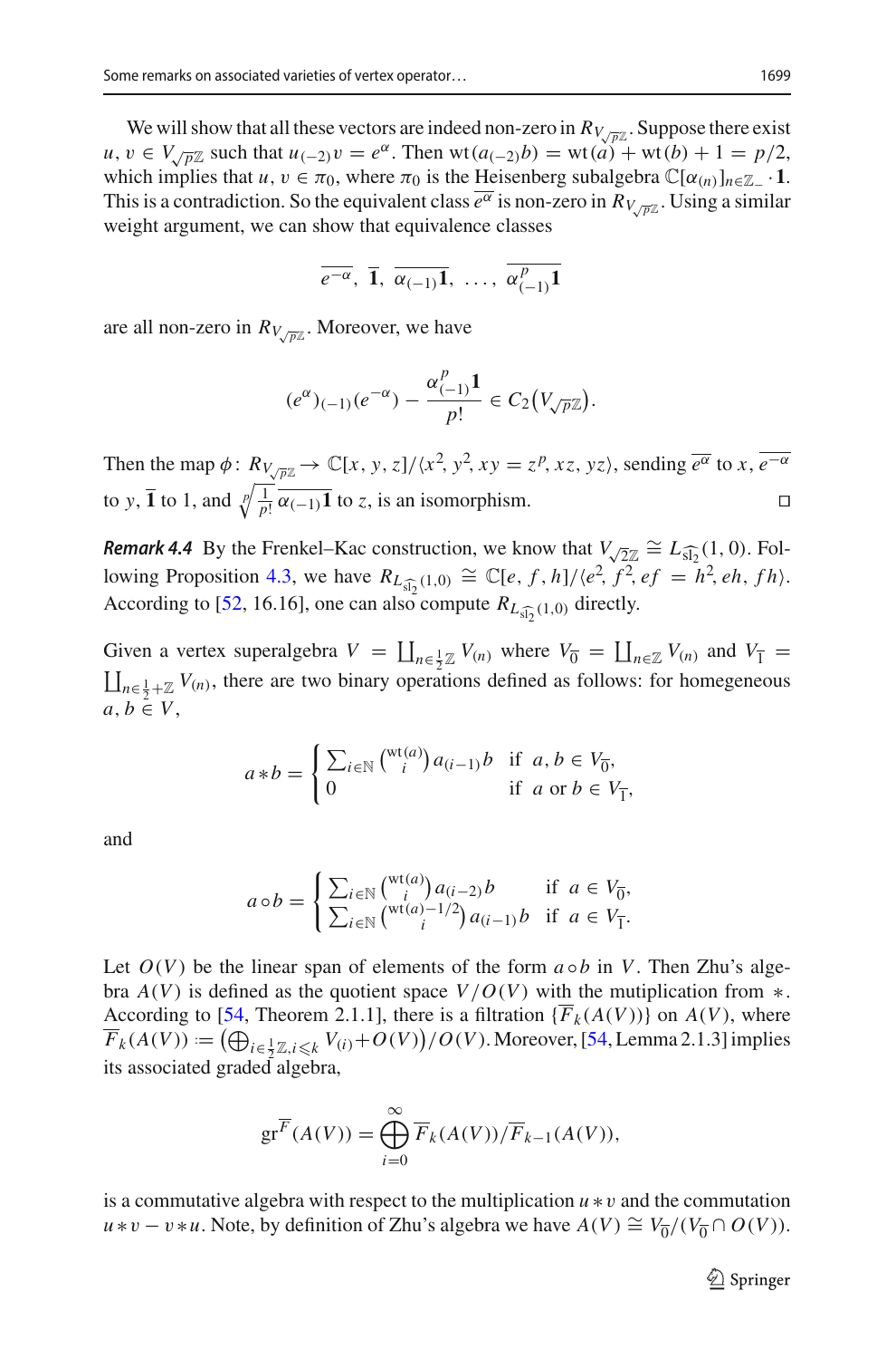We will show that all these vectors are indeed non-zero in $R_{V_{\sqrt{p}\mathbb{Z}}}$. Suppose there exist $u, v \in V_{\sqrt{p}\mathbb{Z}}$ such that $u_{(-2)}v = e^{\alpha}$. Then $\mathrm{wt}(a_{(-2)}b) = \mathrm{wt}(a) + \mathrm{wt}(b) + 1 = p/2$, which implies that $u, v \in \pi_0$, where $\pi_0$ is the Heisenberg subalgebra $\mathbb{C}[\alpha_{(n)}]_{n\in\mathbb{Z}_-}\cdot\mathbf{1}$. This is a contradiction. So the equivalent class $\overline{e^{\alpha}}$ is non-zero in $R_{V_{\sqrt{p}\mathbb{Z}}}$. Using a similar weight argument, we can show that equivalence classes

$$\overline{e^{-\alpha}},\ \overline{\mathbf{1}},\ \overline{\alpha_{(-1)}\mathbf{1}},\ \ldots,\ \overline{\alpha^{p}_{(-1)}\mathbf{1}}$$

are all non-zero in $R_{V_{\sqrt{p}\mathbb{Z}}}$. Moreover, we have

$$(e^{\alpha})_{(-1)}(e^{-\alpha}) - \frac{\alpha^{p}_{(-1)}\mathbf{1}}{p!} \in C_2\big(V_{\sqrt{p}\mathbb{Z}}\big).$$

Then the map $\phi\colon R_{V_{\sqrt{p}\mathbb{Z}}} \to \mathbb{C}[x, y, z]/\langle x^2, y^2, xy = z^p, xz, yz\rangle$, sending $\overline{e^{\alpha}}$ to $x$, $\overline{e^{-\alpha}}$ to $y$, $\overline{\mathbf{1}}$ to 1, and $\sqrt[p]{\frac{1}{p!}}\,\overline{\alpha_{(-1)}\mathbf{1}}$ to $z$, is an isomorphism. □

***Remark 4.4*** By the Frenkel–Kac construction, we know that $V_{\sqrt{2}\mathbb{Z}} \cong L_{\widehat{\mathrm{sl}_2}}(1, 0)$. Following Proposition 4.3, we have $R_{L_{\widehat{\mathrm{sl}_2}}(1,0)} \cong \mathbb{C}[e, f, h]/\langle e^2, f^2, ef = h^2, eh, fh\rangle$. According to [52, 16.16], one can also compute $R_{L_{\widehat{\mathrm{sl}_2}}(1,0)}$ directly.

Given a vertex superalgebra $V = \coprod_{n\in\frac{1}{2}\mathbb{Z}} V_{(n)}$ where $V_{\bar{0}} = \coprod_{n\in\mathbb{Z}} V_{(n)}$ and $V_{\bar{1}} = \coprod_{n\in\frac{1}{2}+\mathbb{Z}} V_{(n)}$, there are two binary operations defined as follows: for homegeneous $a, b \in V$,

$$a * b = \begin{cases} \sum_{i\in\mathbb{N}} \binom{\mathrm{wt}(a)}{i} a_{(i-1)}b & \text{if } a, b \in V_{\bar{0}}, \\ 0 & \text{if } a \text{ or } b \in V_{\bar{1}}, \end{cases}$$

and

$$a \circ b = \begin{cases} \sum_{i\in\mathbb{N}} \binom{\mathrm{wt}(a)}{i} a_{(i-2)}b & \text{if } a \in V_{\bar{0}}, \\ \sum_{i\in\mathbb{N}} \binom{\mathrm{wt}(a)-1/2}{i} a_{(i-1)}b & \text{if } a \in V_{\bar{1}}. \end{cases}$$

Let $O(V)$ be the linear span of elements of the form $a \circ b$ in $V$. Then Zhu's algebra $A(V)$ is defined as the quotient space $V/O(V)$ with the mutiplication from $*$. According to [54, Theorem 2.1.1], there is a filtration $\{\overline{F}_k(A(V))\}$ on $A(V)$, where $\overline{F}_k(A(V)) := \big(\bigoplus_{i\in\frac{1}{2}\mathbb{Z}, i\leqslant k} V_{(i)} + O(V)\big)/O(V)$. Moreover, [54, Lemma 2.1.3] implies its associated graded algebra,

$$\mathrm{gr}^{\overline{F}}(A(V)) = \bigoplus_{i=0}^{\infty} \overline{F}_k(A(V))/\overline{F}_{k-1}(A(V)),$$

is a commutative algebra with respect to the multiplication $u * v$ and the commutation $u * v - v * u$. Note, by definition of Zhu's algebra we have $A(V) \cong V_{\bar{0}}/(V_{\bar{0}} \cap O(V))$.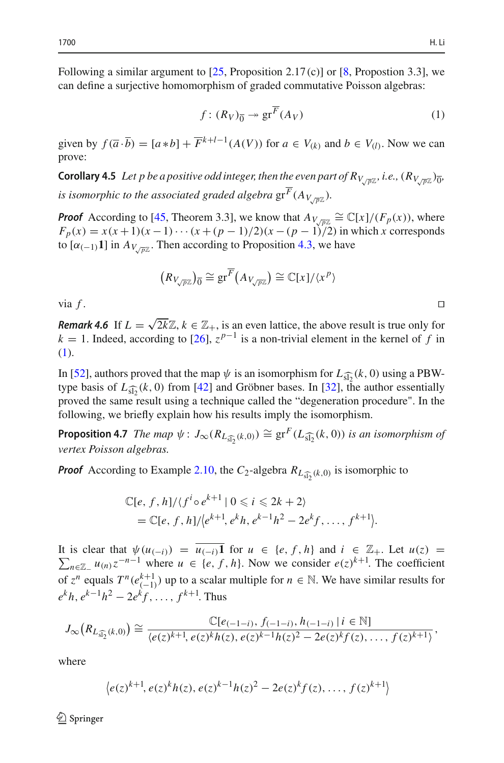Following a similar argument to [25, Proposition 2.17 (c)] or [8, Propostion 3.3], we can define a surjective homomorphism of graded commutative Poisson algebras:

$$f\colon (R_V)_{\overline{0}} \twoheadrightarrow \mathrm{gr}^{\overline{F}}(A_V) \tag{1}$$

given by $f(\overline{a}\cdot\overline{b}) = [a*b] + \overline{F}^{k+l-1}(A(V))$ for $a \in V_{(k)}$ and $b \in V_{(l)}$. Now we can prove:

**Corollary 4.5** *Let $p$ be a positive odd integer, then the even part of $R_{V_{\sqrt{p}\mathbb{Z}}}$, i.e., $(R_{V_{\sqrt{p}\mathbb{Z}}})_{\overline{0}}$, is isomorphic to the associated graded algebra $\mathrm{gr}^{\overline{F}}(A_{V_{\sqrt{p}\mathbb{Z}}})$.*

***Proof*** According to [45, Theorem 3.3], we know that $A_{V_{\sqrt{p}\mathbb{Z}}} \cong \mathbb{C}[x]/(F_p(x))$, where $F_p(x) = x(x+1)(x-1)\cdots(x+(p-1)/2)(x-(p-1)/2)$ in which $x$ corresponds to $[\alpha_{(-1)}\mathbf{1}]$ in $A_{V_{\sqrt{p}\mathbb{Z}}}$. Then according to Proposition 4.3, we have

$$\left(R_{V_{\sqrt{p}\mathbb{Z}}}\right)_{\overline{0}} \cong \mathrm{gr}^{\overline{F}}\left(A_{V_{\sqrt{p}\mathbb{Z}}}\right) \cong \mathbb{C}[x]/\langle x^p\rangle$$

via $f$. $\square$

***Remark 4.6*** If $L = \sqrt{2k}\mathbb{Z}$, $k \in \mathbb{Z}_+$, is an even lattice, the above result is true only for $k = 1$. Indeed, according to [26], $z^{p-1}$ is a non-trivial element in the kernel of $f$ in (1).

In [52], authors proved that the map $\psi$ is an isomorphism for $L_{\widehat{\mathrm{sl}_2}}(k, 0)$ using a PBW-type basis of $L_{\widehat{\mathrm{sl}_2}}(k, 0)$ from [42] and Gröbner bases. In [32], the author essentially proved the same result using a technique called the "degeneration procedure". In the following, we briefly explain how his results imply the isomorphism.

**Proposition 4.7** *The map $\psi\colon J_\infty(R_{L_{\widehat{\mathrm{sl}_2}}(k,0)}) \cong \mathrm{gr}^F(L_{\widehat{\mathrm{sl}_2}}(k, 0))$ is an isomorphism of vertex Poisson algebras.*

***Proof*** According to Example 2.10, the $C_2$-algebra $R_{L_{\widehat{\mathrm{sl}_2}}(k,0)}$ is isomorphic to

$$\begin{aligned}
&\mathbb{C}[e, f, h]/\langle f^i \circ e^{k+1} \mid 0 \leqslant i \leqslant 2k+2\rangle \\
&\quad = \mathbb{C}[e, f, h]/\left\langle e^{k+1}, e^k h, e^{k-1}h^2 - 2e^k f, \ldots, f^{k+1}\right\rangle.
\end{aligned}$$

It is clear that $\psi(u_{(-i)}) = \overline{u_{(-i)}\mathbf{1}}$ for $u \in \{e, f, h\}$ and $i \in \mathbb{Z}_+$. Let $u(z) = \sum_{n\in\mathbb{Z}_-} u_{(n)} z^{-n-1}$ where $u \in \{e, f, h\}$. Now we consider $e(z)^{k+1}$. The coefficient of $z^n$ equals $T^n(e^{k+1}_{(-1)})$ up to a scalar multiple for $n \in \mathbb{N}$. We have similar results for $e^k h, e^{k-1}h^2 - 2e^k f, \ldots, f^{k+1}$. Thus

$$J_\infty\left(R_{L_{\widehat{\mathrm{sl}_2}}(k,0)}\right) \cong \frac{\mathbb{C}[e_{(-1-i)}, f_{(-1-i)}, h_{(-1-i)} \mid i \in \mathbb{N}]}{\langle e(z)^{k+1}, e(z)^k h(z), e(z)^{k-1}h(z)^2 - 2e(z)^k f(z), \ldots, f(z)^{k+1}\rangle},$$

where

$$\left\langle e(z)^{k+1}, e(z)^k h(z), e(z)^{k-1}h(z)^2 - 2e(z)^k f(z), \ldots, f(z)^{k+1}\right\rangle$$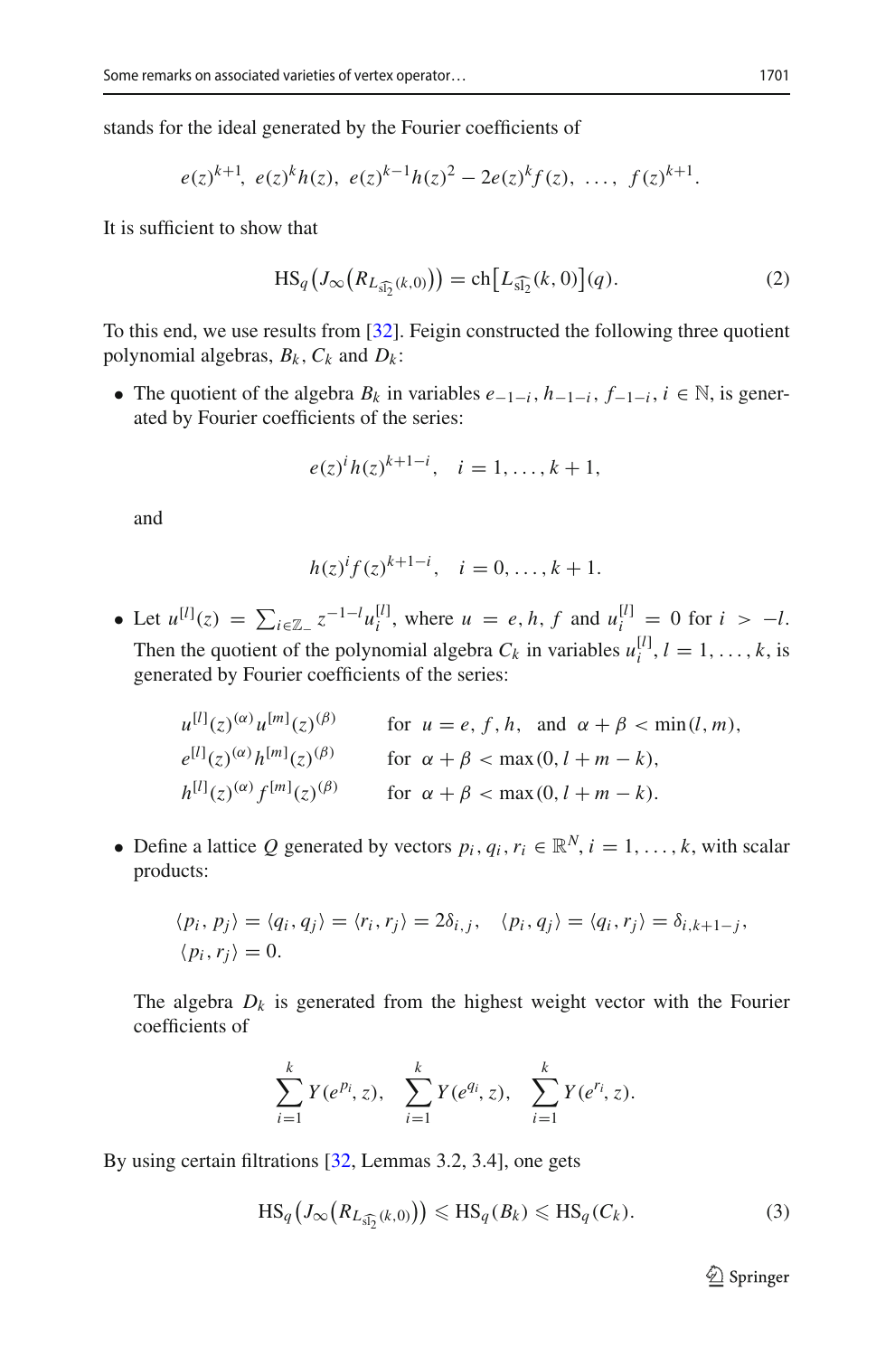stands for the ideal generated by the Fourier coefficients of

$$e(z)^{k+1},\ e(z)^k h(z),\ e(z)^{k-1}h(z)^2 - 2e(z)^k f(z),\ \ldots,\ f(z)^{k+1}.$$

It is sufficient to show that

$$\mathrm{HS}_q\big(J_\infty\big(R_{L_{\widehat{\mathfrak{sl}_2}}(k,0)}\big)\big) = \mathrm{ch}\big[L_{\widehat{\mathfrak{sl}_2}}(k,0)\big](q). \tag{2}$$

To this end, we use results from [32]. Feigin constructed the following three quotient polynomial algebras, $B_k$, $C_k$ and $D_k$:

- The quotient of the algebra $B_k$ in variables $e_{-1-i}, h_{-1-i}, f_{-1-i}, i \in \mathbb{N}$, is generated by Fourier coefficients of the series:

  $$e(z)^i h(z)^{k+1-i}, \quad i = 1, \ldots, k+1,$$

  and

  $$h(z)^i f(z)^{k+1-i}, \quad i = 0, \ldots, k+1.$$

- Let $u^{[l]}(z) = \sum_{i \in \mathbb{Z}_-} z^{-1-l} u_i^{[l]}$, where $u = e, h, f$ and $u_i^{[l]} = 0$ for $i > -l$. Then the quotient of the polynomial algebra $C_k$ in variables $u_i^{[l]}, l = 1, \ldots, k$, is generated by Fourier coefficients of the series:

  $$\begin{aligned}
  &u^{[l]}(z)^{(\alpha)} u^{[m]}(z)^{(\beta)} && \text{for } u = e, f, h, \text{ and } \alpha + \beta < \min(l, m),\\
  &e^{[l]}(z)^{(\alpha)} h^{[m]}(z)^{(\beta)} && \text{for } \alpha + \beta < \max(0, l + m - k),\\
  &h^{[l]}(z)^{(\alpha)} f^{[m]}(z)^{(\beta)} && \text{for } \alpha + \beta < \max(0, l + m - k).
  \end{aligned}$$

- Define a lattice $Q$ generated by vectors $p_i, q_i, r_i \in \mathbb{R}^N, i = 1, \ldots, k$, with scalar products:

  $$\begin{aligned}
  &\langle p_i, p_j\rangle = \langle q_i, q_j\rangle = \langle r_i, r_j\rangle = 2\delta_{i,j}, \quad \langle p_i, q_j\rangle = \langle q_i, r_j\rangle = \delta_{i,k+1-j},\\
  &\langle p_i, r_j\rangle = 0.
  \end{aligned}$$

  The algebra $D_k$ is generated from the highest weight vector with the Fourier coefficients of

  $$\sum_{i=1}^{k} Y(e^{p_i}, z), \quad \sum_{i=1}^{k} Y(e^{q_i}, z), \quad \sum_{i=1}^{k} Y(e^{r_i}, z).$$

By using certain filtrations [32, Lemmas 3.2, 3.4], one gets

$$\mathrm{HS}_q\big(J_\infty\big(R_{L_{\widehat{\mathfrak{sl}_2}}(k,0)}\big)\big) \leqslant \mathrm{HS}_q(B_k) \leqslant \mathrm{HS}_q(C_k). \tag{3}$$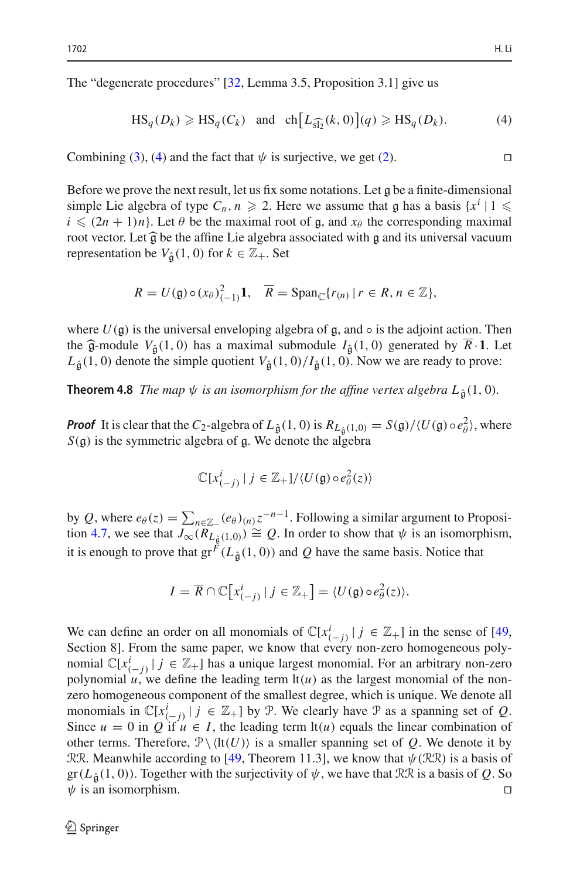The "degenerate procedures" [32, Lemma 3.5, Proposition 3.1] give us

$$\mathrm{HS}_q(D_k) \geqslant \mathrm{HS}_q(C_k) \quad \text{and} \quad \mathrm{ch}\big[L_{\widehat{\mathrm{sl}_2}}(k,0)\big](q) \geqslant \mathrm{HS}_q(D_k). \tag{4}$$

Combining (3), (4) and the fact that $\psi$ is surjective, we get (2). ◻

Before we prove the next result, let us fix some notations. Let $\mathfrak{g}$ be a finite-dimensional simple Lie algebra of type $C_n$, $n \geqslant 2$. Here we assume that $\mathfrak{g}$ has a basis $\{x^i \mid 1 \leqslant i \leqslant (2n+1)n\}$. Let $\theta$ be the maximal root of $\mathfrak{g}$, and $x_\theta$ the corresponding maximal root vector. Let $\widehat{\mathfrak{g}}$ be the affine Lie algebra associated with $\mathfrak{g}$ and its universal vacuum representation be $V_{\hat{\mathfrak{g}}}(1,0)$ for $k \in \mathbb{Z}_+$. Set

$$R = U(\mathfrak{g}) \circ (x_\theta)^2_{(-1)}\mathbf{1}, \quad \overline{R} = \mathrm{Span}_{\mathbb{C}}\{r_{(n)} \mid r \in R, n \in \mathbb{Z}\},$$

where $U(\mathfrak{g})$ is the universal enveloping algebra of $\mathfrak{g}$, and $\circ$ is the adjoint action. Then the $\widehat{\mathfrak{g}}$-module $V_{\hat{\mathfrak{g}}}(1,0)$ has a maximal submodule $I_{\hat{\mathfrak{g}}}(1,0)$ generated by $\overline{R}\cdot\mathbf{1}$. Let $L_{\hat{\mathfrak{g}}}(1,0)$ denote the simple quotient $V_{\hat{\mathfrak{g}}}(1,0)/I_{\hat{\mathfrak{g}}}(1,0)$. Now we are ready to prove:

**Theorem 4.8** *The map $\psi$ is an isomorphism for the affine vertex algebra $L_{\hat{\mathfrak{g}}}(1,0)$.*

***Proof*** It is clear that the $C_2$-algebra of $L_{\hat{\mathfrak{g}}}(1,0)$ is $R_{L_{\hat{\mathfrak{g}}}(1,0)} = S(\mathfrak{g})/\langle U(\mathfrak{g}) \circ e_\theta^2\rangle$, where $S(\mathfrak{g})$ is the symmetric algebra of $\mathfrak{g}$. We denote the algebra

$$\mathbb{C}[x^i_{(-j)} \mid j \in \mathbb{Z}_+]/\langle U(\mathfrak{g}) \circ e_\theta^2(z)\rangle$$

by $Q$, where $e_\theta(z) = \sum_{n\in\mathbb{Z}_-}(e_\theta)_{(n)}z^{-n-1}$. Following a similar argument to Proposition 4.7, we see that $J_\infty(R_{L_{\hat{\mathfrak{g}}}(1,0)}) \cong Q$. In order to show that $\psi$ is an isomorphism, it is enough to prove that $\mathrm{gr}^F(L_{\hat{\mathfrak{g}}}(1,0))$ and $Q$ have the same basis. Notice that

$$I = \overline{R} \cap \mathbb{C}\big[x^i_{(-j)} \mid j \in \mathbb{Z}_+\big] = \langle U(\mathfrak{g}) \circ e_\theta^2(z)\rangle.$$

We can define an order on all monomials of $\mathbb{C}[x^i_{(-j)} \mid j \in \mathbb{Z}_+]$ in the sense of [49, Section 8]. From the same paper, we know that every non-zero homogeneous polynomial $\mathbb{C}[x^i_{(-j)} \mid j \in \mathbb{Z}_+]$ has a unique largest monomial. For an arbitrary non-zero polynomial $u$, we define the leading term $\mathrm{lt}(u)$ as the largest monomial of the non-zero homogeneous component of the smallest degree, which is unique. We denote all monomials in $\mathbb{C}[x^i_{(-j)} \mid j \in \mathbb{Z}_+]$ by $\mathcal{P}$. We clearly have $\mathcal{P}$ as a spanning set of $Q$. Since $u = 0$ in $Q$ if $u \in I$, the leading term $\mathrm{lt}(u)$ equals the linear combination of other terms. Therefore, $\mathcal{P}\setminus\langle\mathrm{lt}(U)\rangle$ is a smaller spanning set of $Q$. We denote it by $\mathcal{RR}$. Meanwhile according to [49, Theorem 11.3], we know that $\psi(\mathcal{RR})$ is a basis of $\mathrm{gr}(L_{\hat{\mathfrak{g}}}(1,0))$. Together with the surjectivity of $\psi$, we have that $\mathcal{RR}$ is a basis of $Q$. So $\psi$ is an isomorphism. ◻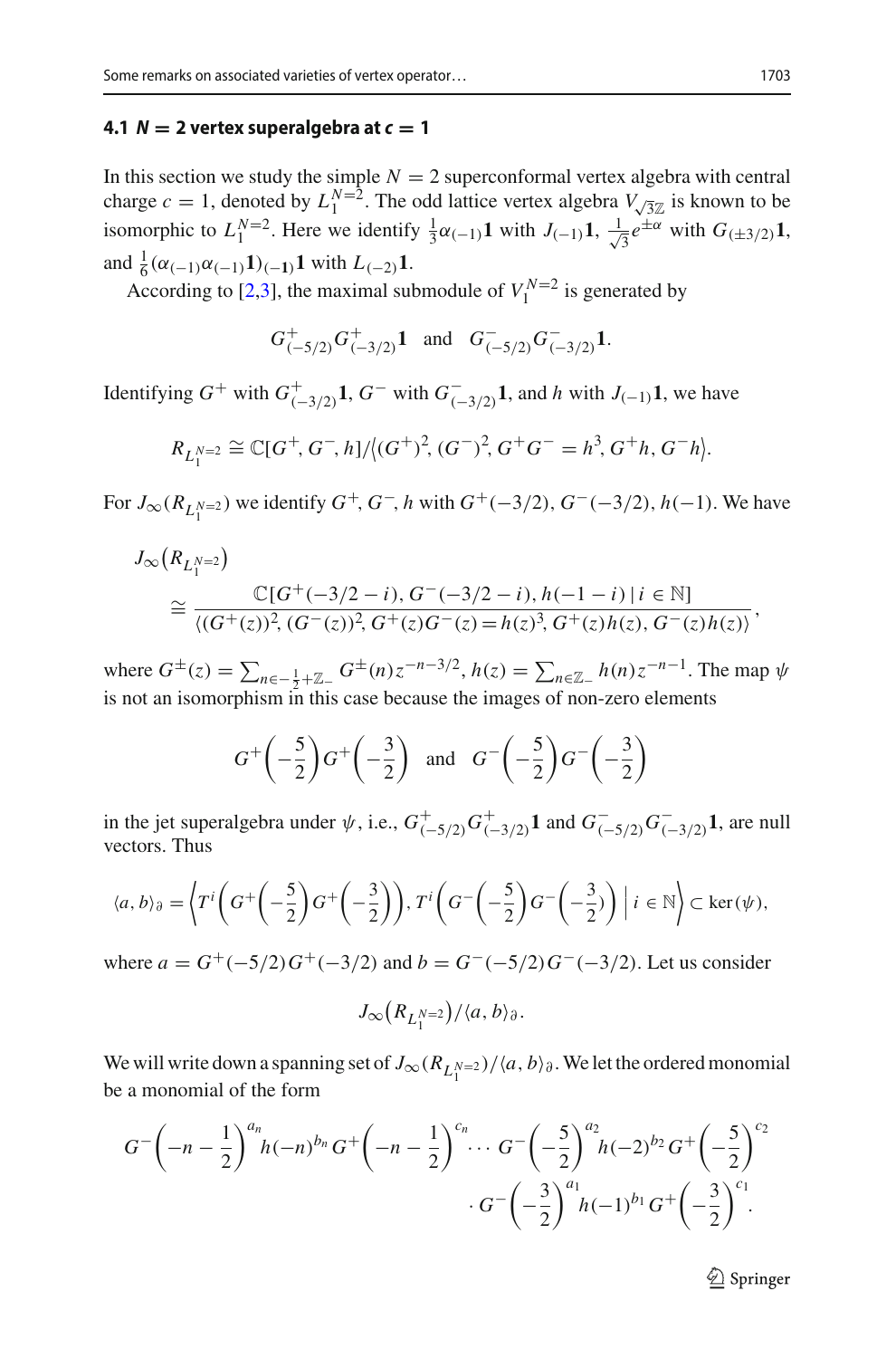### 4.1 $N = 2$ vertex superalgebra at $c = 1$

In this section we study the simple $N = 2$ superconformal vertex algebra with central charge $c = 1$, denoted by $L_1^{N=2}$. The odd lattice vertex algebra $V_{\sqrt{3}\mathbb{Z}}$ is known to be isomorphic to $L_1^{N=2}$. Here we identify $\frac{1}{3}\alpha_{(-1)}\mathbf{1}$ with $J_{(-1)}\mathbf{1}$, $\frac{1}{\sqrt{3}}e^{\pm\alpha}$ with $G_{(\pm 3/2)}\mathbf{1}$, and $\frac{1}{6}(\alpha_{(-1)}\alpha_{(-1)}\mathbf{1})_{(-\mathbf{1})}\mathbf{1}$ with $L_{(-2)}\mathbf{1}$.

According to [2,3], the maximal submodule of $V_1^{N=2}$ is generated by

$$G^+_{(-5/2)}G^+_{(-3/2)}\mathbf{1} \quad \text{and} \quad G^-_{(-5/2)}G^-_{(-3/2)}\mathbf{1}.$$

Identifying $G^+$ with $G^+_{(-3/2)}\mathbf{1}$, $G^-$ with $G^-_{(-3/2)}\mathbf{1}$, and $h$ with $J_{(-1)}\mathbf{1}$, we have

$$R_{L_1^{N=2}} \cong \mathbb{C}[G^+, G^-, h]/\langle (G^+)^2, (G^-)^2, G^+G^- = h^3, G^+h, G^-h \rangle.$$

For $J_\infty(R_{L_1^{N=2}})$ we identify $G^+, G^-, h$ with $G^+(-3/2)$, $G^-(-3/2)$, $h(-1)$. We have

$$J_\infty\big(R_{L_1^{N=2}}\big) \cong \frac{\mathbb{C}[G^+(-3/2-i), G^-(-3/2-i), h(-1-i) \mid i \in \mathbb{N}]}{\langle (G^+(z))^2, (G^-(z))^2, G^+(z)G^-(z) = h(z)^3, G^+(z)h(z), G^-(z)h(z) \rangle},$$

where $G^\pm(z) = \sum_{n \in -\frac{1}{2}+\mathbb{Z}_-} G^\pm(n) z^{-n-3/2}$, $h(z) = \sum_{n \in \mathbb{Z}_-} h(n) z^{-n-1}$. The map $\psi$ is not an isomorphism in this case because the images of non-zero elements

$$G^+\left(-\frac{5}{2}\right)G^+\left(-\frac{3}{2}\right) \quad \text{and} \quad G^-\left(-\frac{5}{2}\right)G^-\left(-\frac{3}{2}\right)$$

in the jet superalgebra under $\psi$, i.e., $G^+_{(-5/2)}G^+_{(-3/2)}\mathbf{1}$ and $G^-_{(-5/2)}G^-_{(-3/2)}\mathbf{1}$, are null vectors. Thus

$$\langle a, b \rangle_\partial = \left\langle T^i\left(G^+\left(-\frac{5}{2}\right)G^+\left(-\frac{3}{2}\right)\right), T^i\left(G^-\left(-\frac{5}{2}\right)G^-\left(-\frac{3}{2}\right)\right) \;\middle|\; i \in \mathbb{N} \right\rangle \subset \ker(\psi),$$

where $a = G^+(-5/2)G^+(-3/2)$ and $b = G^-(-5/2)G^-(-3/2)$. Let us consider

$$J_\infty\big(R_{L_1^{N=2}}\big)/\langle a, b \rangle_\partial.$$

We will write down a spanning set of $J_\infty(R_{L_1^{N=2}})/\langle a, b \rangle_\partial$. We let the ordered monomial be a monomial of the form

$$G^-\left(-n-\frac{1}{2}\right)^{a_n} h(-n)^{b_n} G^+\left(-n-\frac{1}{2}\right)^{c_n} \cdots G^-\left(-\frac{5}{2}\right)^{a_2} h(-2)^{b_2} G^+\left(-\frac{5}{2}\right)^{c_2} \cdot G^-\left(-\frac{3}{2}\right)^{a_1} h(-1)^{b_1} G^+\left(-\frac{3}{2}\right)^{c_1}.$$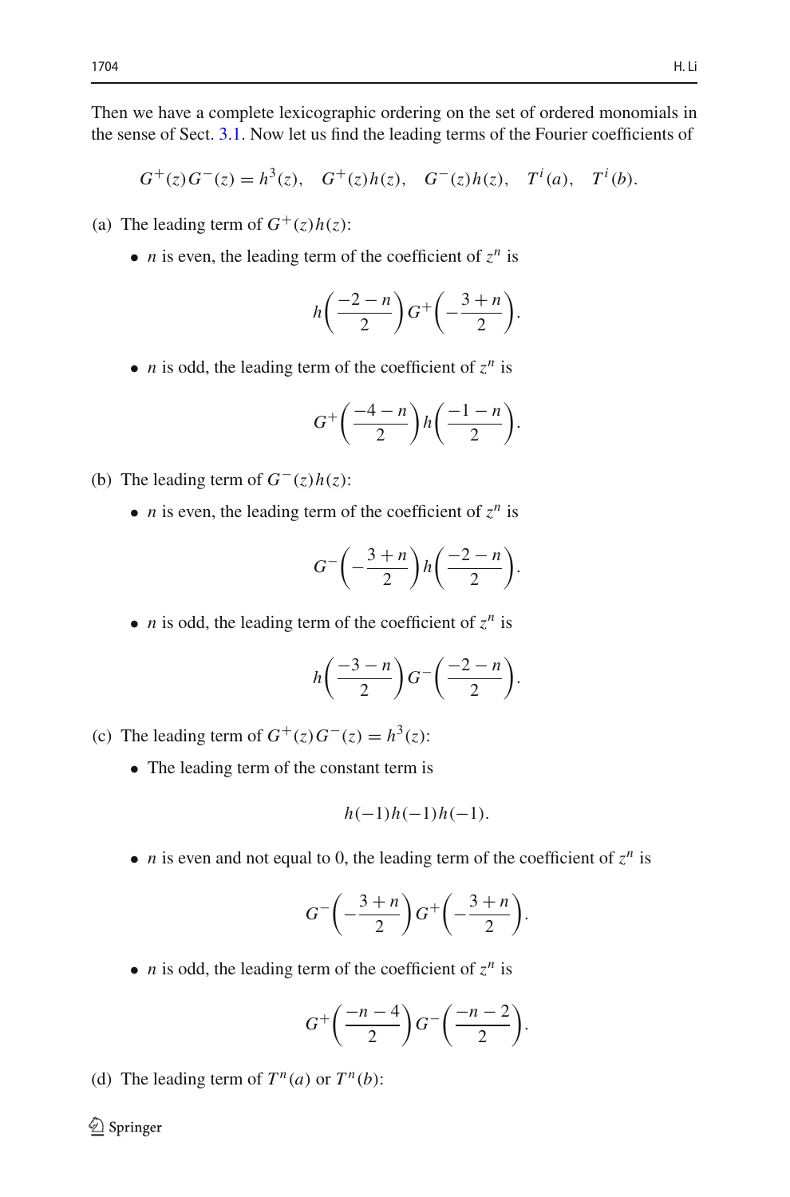Then we have a complete lexicographic ordering on the set of ordered monomials in the sense of Sect. 3.1. Now let us find the leading terms of the Fourier coefficients of

$$G^+(z)G^-(z) = h^3(z), \quad G^+(z)h(z), \quad G^-(z)h(z), \quad T^i(a), \quad T^i(b).$$

(a) The leading term of $G^+(z)h(z)$:

- $n$ is even, the leading term of the coefficient of $z^n$ is

$$h\left(\frac{-2-n}{2}\right)G^+\left(-\frac{3+n}{2}\right).$$

- $n$ is odd, the leading term of the coefficient of $z^n$ is

$$G^+\left(\frac{-4-n}{2}\right)h\left(\frac{-1-n}{2}\right).$$

(b) The leading term of $G^-(z)h(z)$:

- $n$ is even, the leading term of the coefficient of $z^n$ is

$$G^-\left(-\frac{3+n}{2}\right)h\left(\frac{-2-n}{2}\right).$$

- $n$ is odd, the leading term of the coefficient of $z^n$ is

$$h\left(\frac{-3-n}{2}\right)G^-\left(\frac{-2-n}{2}\right).$$

(c) The leading term of $G^+(z)G^-(z) = h^3(z)$:

- The leading term of the constant term is

$$h(-1)h(-1)h(-1).$$

- $n$ is even and not equal to 0, the leading term of the coefficient of $z^n$ is

$$G^-\left(-\frac{3+n}{2}\right)G^+\left(-\frac{3+n}{2}\right).$$

- $n$ is odd, the leading term of the coefficient of $z^n$ is

$$G^+\left(\frac{-n-4}{2}\right)G^-\left(\frac{-n-2}{2}\right).$$

(d) The leading term of $T^n(a)$ or $T^n(b)$: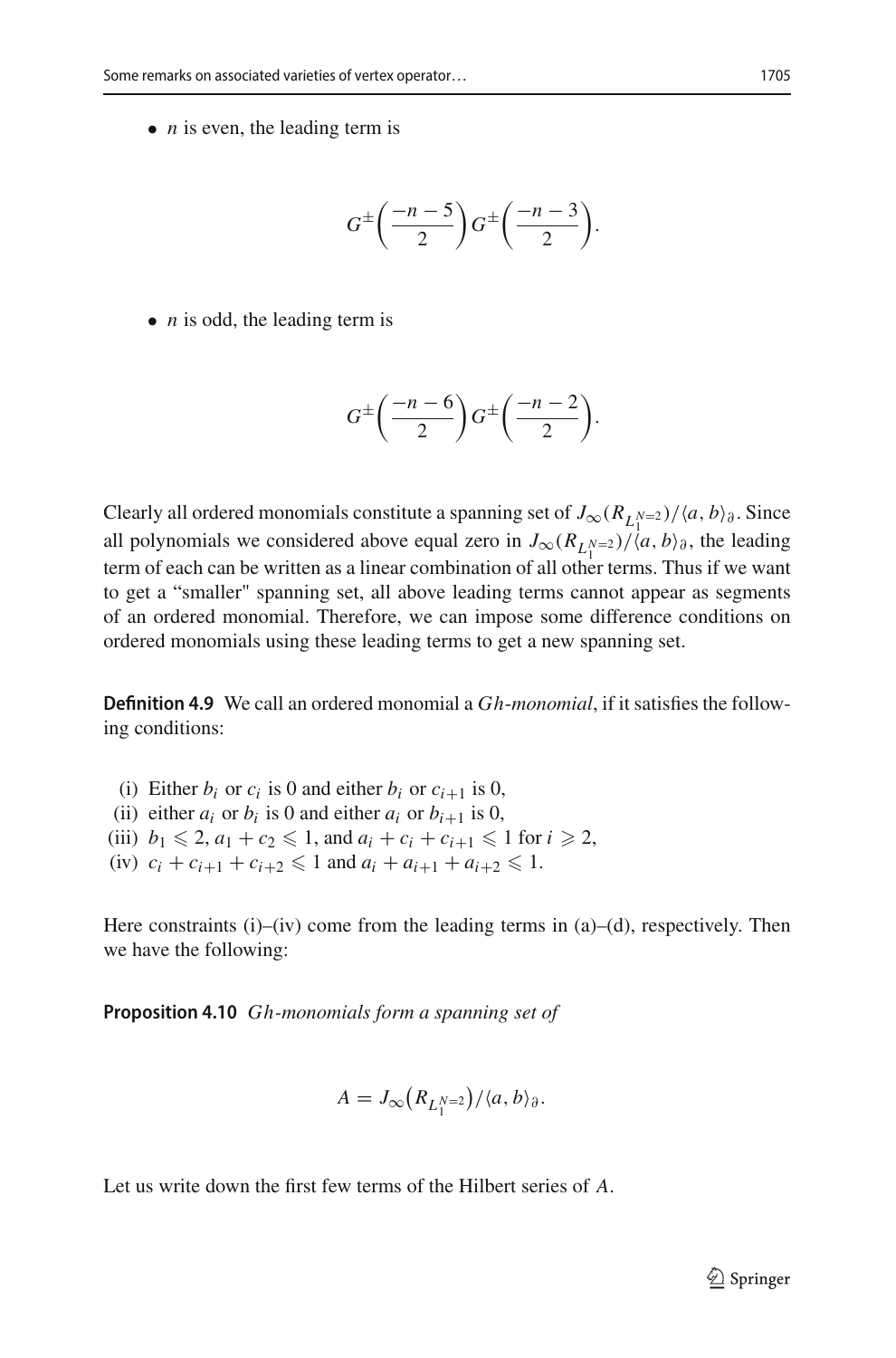- $n$ is even, the leading term is

$$G^{\pm}\left(\frac{-n-5}{2}\right)G^{\pm}\left(\frac{-n-3}{2}\right).$$

- $n$ is odd, the leading term is

$$G^{\pm}\left(\frac{-n-6}{2}\right)G^{\pm}\left(\frac{-n-2}{2}\right).$$

Clearly all ordered monomials constitute a spanning set of $J_\infty(R_{L_1^{N=2}})/\langle a, b\rangle_\partial$. Since all polynomials we considered above equal zero in $J_\infty(R_{L_1^{N=2}})/\langle a, b\rangle_\partial$, the leading term of each can be written as a linear combination of all other terms. Thus if we want to get a "smaller" spanning set, all above leading terms cannot appear as segments of an ordered monomial. Therefore, we can impose some difference conditions on ordered monomials using these leading terms to get a new spanning set.

**Definition 4.9** We call an ordered monomial a *Gh-monomial*, if it satisfies the following conditions:

(i) Either $b_i$ or $c_i$ is 0 and either $b_i$ or $c_{i+1}$ is 0,
(ii) either $a_i$ or $b_i$ is 0 and either $a_i$ or $b_{i+1}$ is 0,
(iii) $b_1 \leqslant 2$, $a_1 + c_2 \leqslant 1$, and $a_i + c_i + c_{i+1} \leqslant 1$ for $i \geqslant 2$,
(iv) $c_i + c_{i+1} + c_{i+2} \leqslant 1$ and $a_i + a_{i+1} + a_{i+2} \leqslant 1$.

Here constraints (i)–(iv) come from the leading terms in (a)–(d), respectively. Then we have the following:

**Proposition 4.10** *Gh-monomials form a spanning set of*

$$A = J_\infty\big(R_{L_1^{N=2}}\big)/\langle a, b\rangle_\partial.$$

Let us write down the first few terms of the Hilbert series of $A$.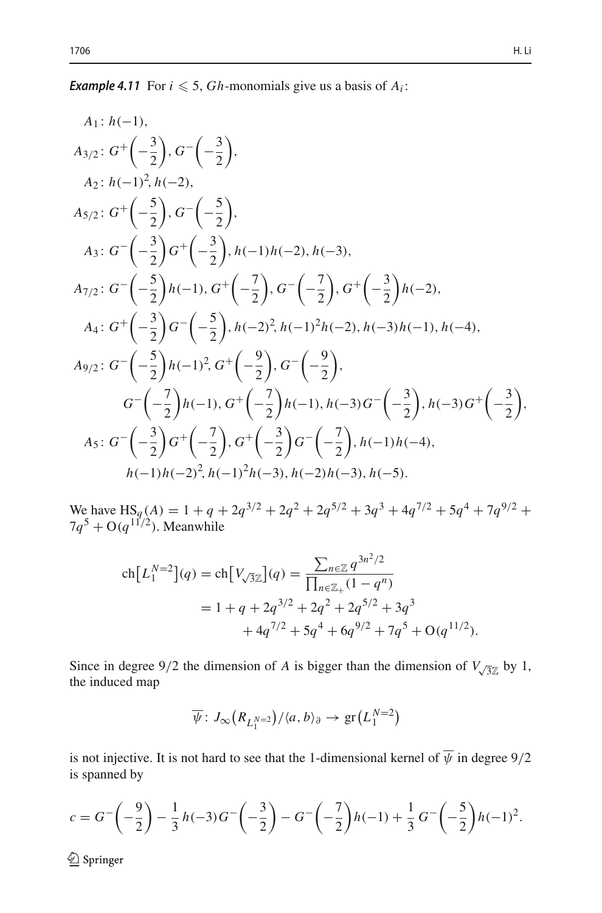***Example 4.11*** For $i \leqslant 5$, $Gh$-monomials give us a basis of $A_i$:

$$
\begin{aligned}
A_1 &: h(-1),\\
A_{3/2} &: G^+\left(-\frac{3}{2}\right), G^-\left(-\frac{3}{2}\right),\\
A_2 &: h(-1)^2, h(-2),\\
A_{5/2} &: G^+\left(-\frac{5}{2}\right), G^-\left(-\frac{5}{2}\right),\\
A_3 &: G^-\left(-\frac{3}{2}\right)G^+\left(-\frac{3}{2}\right), h(-1)h(-2), h(-3),\\
A_{7/2} &: G^-\left(-\frac{5}{2}\right)h(-1), G^+\left(-\frac{7}{2}\right), G^-\left(-\frac{7}{2}\right), G^+\left(-\frac{3}{2}\right)h(-2),\\
A_4 &: G^+\left(-\frac{3}{2}\right)G^-\left(-\frac{5}{2}\right), h(-2)^2, h(-1)^2h(-2), h(-3)h(-1), h(-4),\\
A_{9/2} &: G^-\left(-\frac{5}{2}\right)h(-1)^2, G^+\left(-\frac{9}{2}\right), G^-\left(-\frac{9}{2}\right),\\
&\quad G^-\left(-\frac{7}{2}\right)h(-1), G^+\left(-\frac{7}{2}\right)h(-1), h(-3)G^-\left(-\frac{3}{2}\right), h(-3)G^+\left(-\frac{3}{2}\right),\\
A_5 &: G^-\left(-\frac{3}{2}\right)G^+\left(-\frac{7}{2}\right), G^+\left(-\frac{3}{2}\right)G^-\left(-\frac{7}{2}\right), h(-1)h(-4),\\
&\quad h(-1)h(-2)^2, h(-1)^2h(-3), h(-2)h(-3), h(-5).
\end{aligned}
$$

We have $\mathrm{HS}_q(A) = 1 + q + 2q^{3/2} + 2q^2 + 2q^{5/2} + 3q^3 + 4q^{7/2} + 5q^4 + 7q^{9/2} + 7q^5 + \mathrm{O}(q^{11/2})$. Meanwhile

$$
\begin{aligned}
\mathrm{ch}\big[L_1^{N=2}\big](q) = \mathrm{ch}\big[V_{\sqrt{3}\mathbb{Z}}\big](q) &= \frac{\sum_{n\in\mathbb{Z}} q^{3n^2/2}}{\prod_{n\in\mathbb{Z}_+}(1-q^n)}\\
&= 1 + q + 2q^{3/2} + 2q^2 + 2q^{5/2} + 3q^3\\
&\quad + 4q^{7/2} + 5q^4 + 6q^{9/2} + 7q^5 + \mathrm{O}(q^{11/2}).
\end{aligned}
$$

Since in degree $9/2$ the dimension of $A$ is bigger than the dimension of $V_{\sqrt{3}\mathbb{Z}}$ by 1, the induced map

$$
\overline{\psi}\colon J_\infty\big(R_{L_1^{N=2}}\big)/\langle a, b\rangle_\partial \to \mathrm{gr}\big(L_1^{N=2}\big)
$$

is not injective. It is not hard to see that the 1-dimensional kernel of $\overline{\psi}$ in degree $9/2$ is spanned by

$$
c = G^-\left(-\frac{9}{2}\right) - \frac{1}{3}h(-3)G^-\left(-\frac{3}{2}\right) - G^-\left(-\frac{7}{2}\right)h(-1) + \frac{1}{3}G^-\left(-\frac{5}{2}\right)h(-1)^2.
$$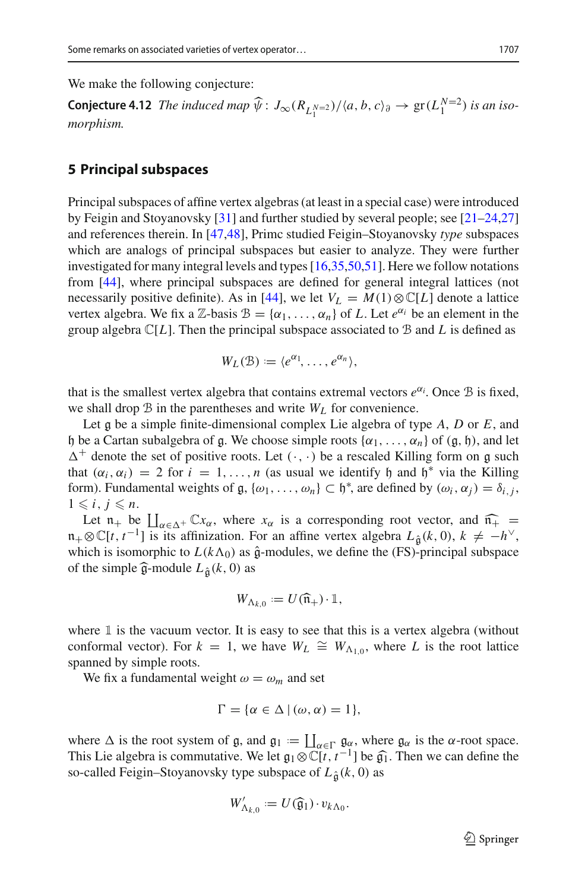We make the following conjecture:

**Conjecture 4.12** *The induced map* $\widehat{\psi}: J_\infty(R_{L_1^{N=2}})/\langle a, b, c\rangle_\partial \to \mathrm{gr}(L_1^{N=2})$ *is an isomorphism.*

## 5 Principal subspaces

Principal subspaces of affine vertex algebras (at least in a special case) were introduced by Feigin and Stoyanovsky [31] and further studied by several people; see [21–24,27] and references therein. In [47,48], Primc studied Feigin–Stoyanovsky *type* subspaces which are analogs of principal subspaces but easier to analyze. They were further investigated for many integral levels and types [16,35,50,51]. Here we follow notations from [44], where principal subspaces are defined for general integral lattices (not necessarily positive definite). As in [44], we let $V_L = M(1)\otimes\mathbb{C}[L]$ denote a lattice vertex algebra. We fix a $\mathbb{Z}$-basis $\mathcal{B} = \{\alpha_1, \ldots, \alpha_n\}$ of $L$. Let $e^{\alpha_i}$ be an element in the group algebra $\mathbb{C}[L]$. Then the principal subspace associated to $\mathcal{B}$ and $L$ is defined as

$$W_L(\mathcal{B}) := \langle e^{\alpha_1}, \ldots, e^{\alpha_n}\rangle,$$

that is the smallest vertex algebra that contains extremal vectors $e^{\alpha_i}$. Once $\mathcal{B}$ is fixed, we shall drop $\mathcal{B}$ in the parentheses and write $W_L$ for convenience.

Let $\mathfrak{g}$ be a simple finite-dimensional complex Lie algebra of type $A$, $D$ or $E$, and $\mathfrak{h}$ be a Cartan subalgebra of $\mathfrak{g}$. We choose simple roots $\{\alpha_1, \ldots, \alpha_n\}$ of $(\mathfrak{g}, \mathfrak{h})$, and let $\Delta^+$ denote the set of positive roots. Let $(\cdot, \cdot)$ be a rescaled Killing form on $\mathfrak{g}$ such that $(\alpha_i, \alpha_i) = 2$ for $i = 1, \ldots, n$ (as usual we identify $\mathfrak{h}$ and $\mathfrak{h}^*$ via the Killing form). Fundamental weights of $\mathfrak{g}$, $\{\omega_1, \ldots, \omega_n\} \subset \mathfrak{h}^*$, are defined by $(\omega_i, \alpha_j) = \delta_{i,j}$, $1 \leqslant i, j \leqslant n$.

Let $\mathfrak{n}_+$ be $\coprod_{\alpha\in\Delta^+}\mathbb{C}x_\alpha$, where $x_\alpha$ is a corresponding root vector, and $\widehat{\mathfrak{n}_+} = \mathfrak{n}_+\otimes\mathbb{C}[t, t^{-1}]$ is its affinization. For an affine vertex algebra $L_{\hat{\mathfrak{g}}}(k, 0)$, $k \neq -h^\vee$, which is isomorphic to $L(k\Lambda_0)$ as $\hat{\mathfrak{g}}$-modules, we define the (FS)-principal subspace of the simple $\widehat{\mathfrak{g}}$-module $L_{\hat{\mathfrak{g}}}(k, 0)$ as

$$W_{\Lambda_{k,0}} := U(\widehat{\mathfrak{n}}_+)\cdot\mathbb{1},$$

where $\mathbb{1}$ is the vacuum vector. It is easy to see that this is a vertex algebra (without conformal vector). For $k = 1$, we have $W_L \cong W_{\Lambda_{1,0}}$, where $L$ is the root lattice spanned by simple roots.

We fix a fundamental weight $\omega = \omega_m$ and set

$$\Gamma = \{\alpha \in \Delta \mid (\omega, \alpha) = 1\},$$

where $\Delta$ is the root system of $\mathfrak{g}$, and $\mathfrak{g}_1 := \coprod_{\alpha\in\Gamma}\mathfrak{g}_\alpha$, where $\mathfrak{g}_\alpha$ is the $\alpha$-root space. This Lie algebra is commutative. We let $\mathfrak{g}_1\otimes\mathbb{C}[t, t^{-1}]$ be $\widehat{\mathfrak{g}_1}$. Then we can define the so-called Feigin–Stoyanovsky type subspace of $L_{\hat{\mathfrak{g}}}(k, 0)$ as

$$W'_{\Lambda_{k,0}} := U(\widehat{\mathfrak{g}}_1)\cdot v_{k\Lambda_0}.$$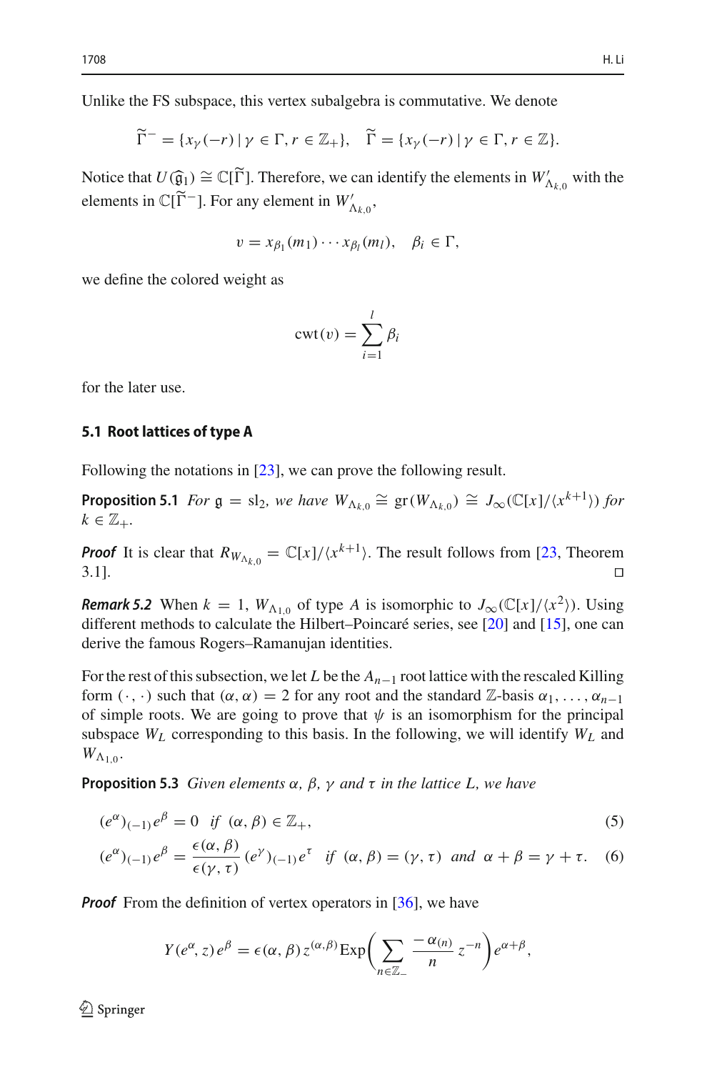Unlike the FS subspace, this vertex subalgebra is commutative. We denote

$$\widetilde{\Gamma}^- = \{x_\gamma(-r) \mid \gamma \in \Gamma, r \in \mathbb{Z}_+\}, \quad \widetilde{\Gamma} = \{x_\gamma(-r) \mid \gamma \in \Gamma, r \in \mathbb{Z}\}.$$

Notice that $U(\widehat{\mathfrak{g}}_1) \cong \mathbb{C}[\widetilde{\Gamma}]$. Therefore, we can identify the elements in $W'_{\Lambda_{k,0}}$ with the elements in $\mathbb{C}[\widetilde{\Gamma}^-]$. For any element in $W'_{\Lambda_{k,0}}$,

$$v = x_{\beta_1}(m_1) \cdots x_{\beta_l}(m_l), \quad \beta_i \in \Gamma,$$

we define the colored weight as

$$\mathrm{cwt}(v) = \sum_{i=1}^{l} \beta_i$$

for the later use.

### 5.1 Root lattices of type A

Following the notations in [23], we can prove the following result.

**Proposition 5.1** *For $\mathfrak{g} = \mathrm{sl}_2$, we have $W_{\Lambda_{k,0}} \cong \mathrm{gr}(W_{\Lambda_{k,0}}) \cong J_\infty(\mathbb{C}[x]/\langle x^{k+1}\rangle)$ for $k \in \mathbb{Z}_+$.*

***Proof*** It is clear that $R_{W_{\Lambda_{k,0}}} = \mathbb{C}[x]/\langle x^{k+1}\rangle$. The result follows from [23, Theorem 3.1]. □

***Remark 5.2*** When $k = 1$, $W_{\Lambda_{1,0}}$ of type $A$ is isomorphic to $J_\infty(\mathbb{C}[x]/\langle x^2\rangle)$. Using different methods to calculate the Hilbert–Poincaré series, see [20] and [15], one can derive the famous Rogers–Ramanujan identities.

For the rest of this subsection, we let $L$ be the $A_{n-1}$ root lattice with the rescaled Killing form $(\cdot, \cdot)$ such that $(\alpha, \alpha) = 2$ for any root and the standard $\mathbb{Z}$-basis $\alpha_1, \ldots, \alpha_{n-1}$ of simple roots. We are going to prove that $\psi$ is an isomorphism for the principal subspace $W_L$ corresponding to this basis. In the following, we will identify $W_L$ and $W_{\Lambda_{1,0}}$.

**Proposition 5.3** *Given elements $\alpha$, $\beta$, $\gamma$ and $\tau$ in the lattice $L$, we have*

$$(e^\alpha)_{(-1)} e^\beta = 0 \quad \text{if } (\alpha, \beta) \in \mathbb{Z}_+, \tag{5}$$

$$(e^\alpha)_{(-1)} e^\beta = \frac{\epsilon(\alpha, \beta)}{\epsilon(\gamma, \tau)} (e^\gamma)_{(-1)} e^\tau \quad \text{if } (\alpha, \beta) = (\gamma, \tau) \text{ and } \alpha + \beta = \gamma + \tau. \tag{6}$$

***Proof*** From the definition of vertex operators in [36], we have

$$Y(e^\alpha, z) e^\beta = \epsilon(\alpha, \beta) z^{(\alpha, \beta)} \mathrm{Exp}\left( \sum_{n \in \mathbb{Z}_-} \frac{-\alpha_{(n)}}{n} z^{-n} \right) e^{\alpha+\beta},$$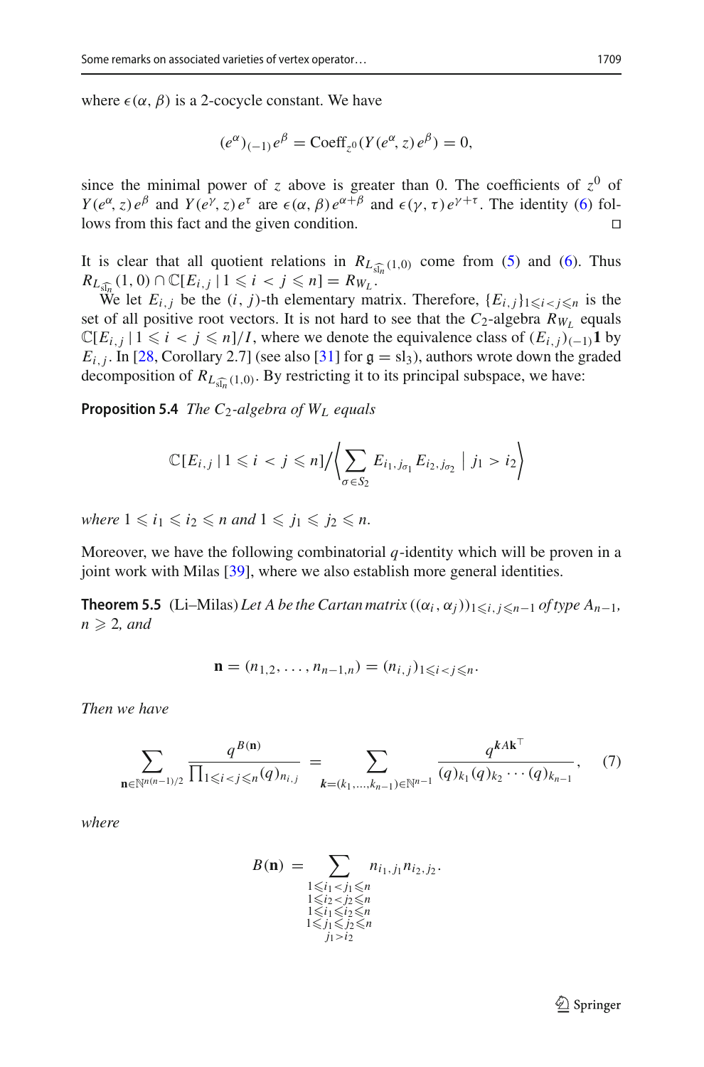where $\epsilon(\alpha, \beta)$ is a 2-cocycle constant. We have

$$(e^{\alpha})_{(-1)}e^{\beta} = \text{Coeff}_{z^0}(Y(e^{\alpha}, z)e^{\beta}) = 0,$$

since the minimal power of $z$ above is greater than 0. The coefficients of $z^0$ of $Y(e^{\alpha}, z)e^{\beta}$ and $Y(e^{\gamma}, z)e^{\tau}$ are $\epsilon(\alpha, \beta)e^{\alpha+\beta}$ and $\epsilon(\gamma, \tau)e^{\gamma+\tau}$. The identity (6) follows from this fact and the given condition. □

It is clear that all quotient relations in $R_{L_{\widehat{\mathrm{sl}_n}}(1,0)}$ come from (5) and (6). Thus $R_{L_{\widehat{\mathrm{sl}_n}}}(1,0) \cap \mathbb{C}[E_{i,j} \mid 1 \leqslant i < j \leqslant n] = R_{W_L}$.

We let $E_{i,j}$ be the $(i, j)$-th elementary matrix. Therefore, $\{E_{i,j}\}_{1 \leqslant i < j \leqslant n}$ is the set of all positive root vectors. It is not hard to see that the $C_2$-algebra $R_{W_L}$ equals $\mathbb{C}[E_{i,j} \mid 1 \leqslant i < j \leqslant n]/I$, where we denote the equivalence class of $(E_{i,j})_{(-1)}\mathbf{1}$ by $E_{i,j}$. In [28, Corollary 2.7] (see also [31] for $\mathfrak{g} = \mathrm{sl}_3$), authors wrote down the graded decomposition of $R_{L_{\widehat{\mathrm{sl}_n}}(1,0)}$. By restricting it to its principal subspace, we have:

**Proposition 5.4** *The $C_2$-algebra of $W_L$ equals*

$$\mathbb{C}[E_{i,j} \mid 1 \leqslant i < j \leqslant n] \Big/ \left\langle \sum_{\sigma \in S_2} E_{i_1, j_{\sigma_1}} E_{i_2, j_{\sigma_2}} \mid j_1 > i_2 \right\rangle$$

*where $1 \leqslant i_1 \leqslant i_2 \leqslant n$ and $1 \leqslant j_1 \leqslant j_2 \leqslant n$.*

Moreover, we have the following combinatorial $q$-identity which will be proven in a joint work with Milas [39], where we also establish more general identities.

**Theorem 5.5** (Li–Milas) *Let $A$ be the Cartan matrix $((\alpha_i, \alpha_j))_{1 \leqslant i, j \leqslant n-1}$ of type $A_{n-1}$, $n \geqslant 2$, and*

$$\mathbf{n} = (n_{1,2}, \ldots, n_{n-1,n}) = (n_{i,j})_{1 \leqslant i < j \leqslant n}.$$

*Then we have*

$$\sum_{\mathbf{n} \in \mathbb{N}^{n(n-1)/2}} \frac{q^{B(\mathbf{n})}}{\prod_{1 \leqslant i < j \leqslant n} (q)_{n_{i,j}}} = \sum_{\boldsymbol{k} = (k_1, \ldots, k_{n-1}) \in \mathbb{N}^{n-1}} \frac{q^{\boldsymbol{k} A \mathbf{k}^{\top}}}{(q)_{k_1}(q)_{k_2} \cdots (q)_{k_{n-1}}}, \tag{7}$$

*where*

$$B(\mathbf{n}) = \sum_{\substack{1 \leqslant i_1 < j_1 \leqslant n \\ 1 \leqslant i_2 < j_2 \leqslant n \\ 1 \leqslant i_1 \leqslant i_2 \leqslant n \\ 1 \leqslant j_1 \leqslant j_2 \leqslant n \\ j_1 > i_2}} n_{i_1, j_1} n_{i_2, j_2}.$$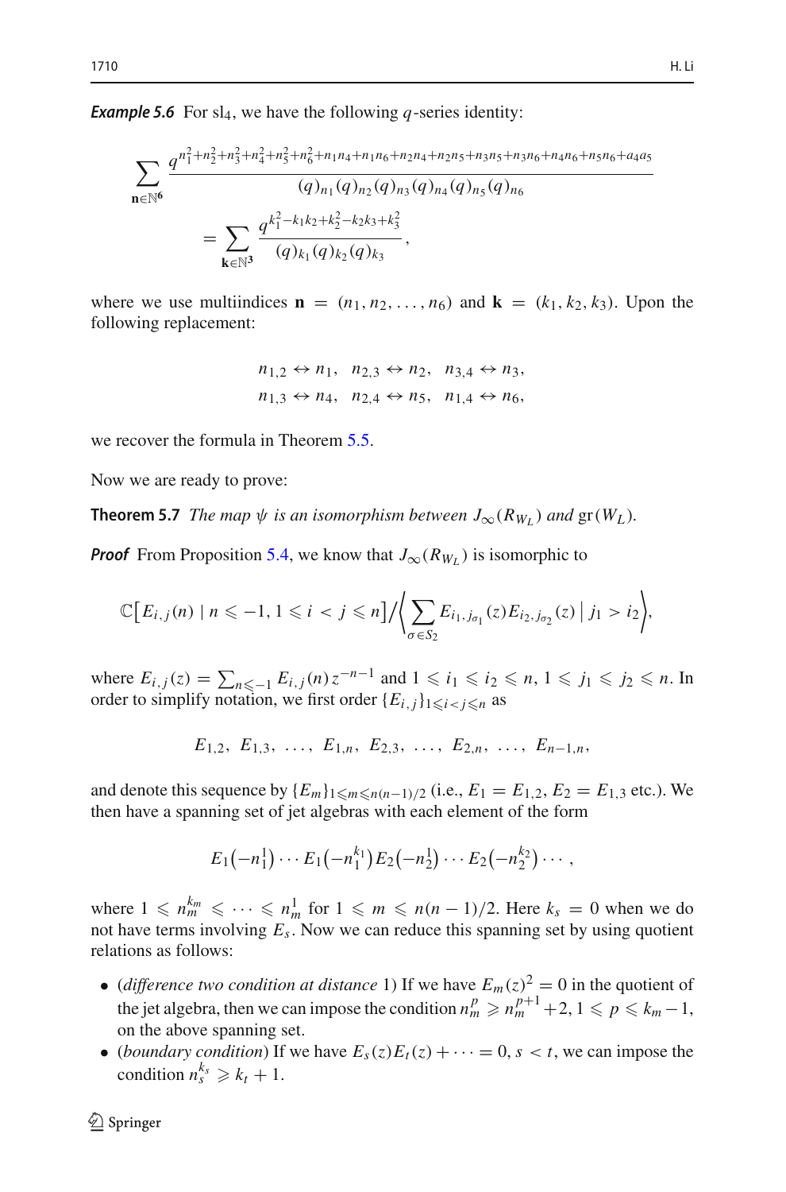**Example 5.6** For $\mathrm{sl}_4$, we have the following $q$-series identity:

$$\sum_{\mathbf{n}\in\mathbb{N}^6} \frac{q^{n_1^2+n_2^2+n_3^2+n_4^2+n_5^2+n_6^2+n_1n_4+n_1n_6+n_2n_4+n_2n_5+n_3n_5+n_3n_6+n_4n_6+n_5n_6+a_4a_5}}{(q)_{n_1}(q)_{n_2}(q)_{n_3}(q)_{n_4}(q)_{n_5}(q)_{n_6}}$$
$$= \sum_{\mathbf{k}\in\mathbb{N}^3} \frac{q^{k_1^2-k_1k_2+k_2^2-k_2k_3+k_3^2}}{(q)_{k_1}(q)_{k_2}(q)_{k_3}},$$

where we use multiindices $\mathbf{n} = (n_1, n_2, \ldots, n_6)$ and $\mathbf{k} = (k_1, k_2, k_3)$. Upon the following replacement:

$$n_{1,2} \leftrightarrow n_1, \quad n_{2,3} \leftrightarrow n_2, \quad n_{3,4} \leftrightarrow n_3,$$
$$n_{1,3} \leftrightarrow n_4, \quad n_{2,4} \leftrightarrow n_5, \quad n_{1,4} \leftrightarrow n_6,$$

we recover the formula in Theorem 5.5.

Now we are ready to prove:

**Theorem 5.7** *The map $\psi$ is an isomorphism between $J_\infty(R_{W_L})$ and $\mathrm{gr}(W_L)$.*

***Proof*** From Proposition 5.4, we know that $J_\infty(R_{W_L})$ is isomorphic to

$$\mathbb{C}\big[E_{i,j}(n) \mid n \leqslant -1, 1 \leqslant i < j \leqslant n\big] \Big/ \Big\langle \sum_{\sigma\in S_2} E_{i_1,j_{\sigma_1}}(z)E_{i_2,j_{\sigma_2}}(z) \,\Big|\, j_1 > i_2 \Big\rangle,$$

where $E_{i,j}(z) = \sum_{n\leqslant -1} E_{i,j}(n)z^{-n-1}$ and $1 \leqslant i_1 \leqslant i_2 \leqslant n$, $1 \leqslant j_1 \leqslant j_2 \leqslant n$. In order to simplify notation, we first order $\{E_{i,j}\}_{1\leqslant i<j\leqslant n}$ as

$$E_{1,2},\ E_{1,3},\ \ldots,\ E_{1,n},\ E_{2,3},\ \ldots,\ E_{2,n},\ \ldots,\ E_{n-1,n},$$

and denote this sequence by $\{E_m\}_{1\leqslant m\leqslant n(n-1)/2}$ (i.e., $E_1 = E_{1,2}$, $E_2 = E_{1,3}$ etc.). We then have a spanning set of jet algebras with each element of the form

$$E_1\big(-n_1^1\big)\cdots E_1\big(-n_1^{k_1}\big)E_2\big(-n_2^1\big)\cdots E_2\big(-n_2^{k_2}\big)\cdots,$$

where $1 \leqslant n_m^{k_m} \leqslant \cdots \leqslant n_m^1$ for $1 \leqslant m \leqslant n(n-1)/2$. Here $k_s = 0$ when we do not have terms involving $E_s$. Now we can reduce this spanning set by using quotient relations as follows:

- (*difference two condition at distance* 1) If we have $E_m(z)^2 = 0$ in the quotient of the jet algebra, then we can impose the condition $n_m^p \geqslant n_m^{p+1}+2$, $1 \leqslant p \leqslant k_m - 1$, on the above spanning set.
- (*boundary condition*) If we have $E_s(z)E_t(z) + \cdots = 0$, $s < t$, we can impose the condition $n_s^{k_s} \geqslant k_t + 1$.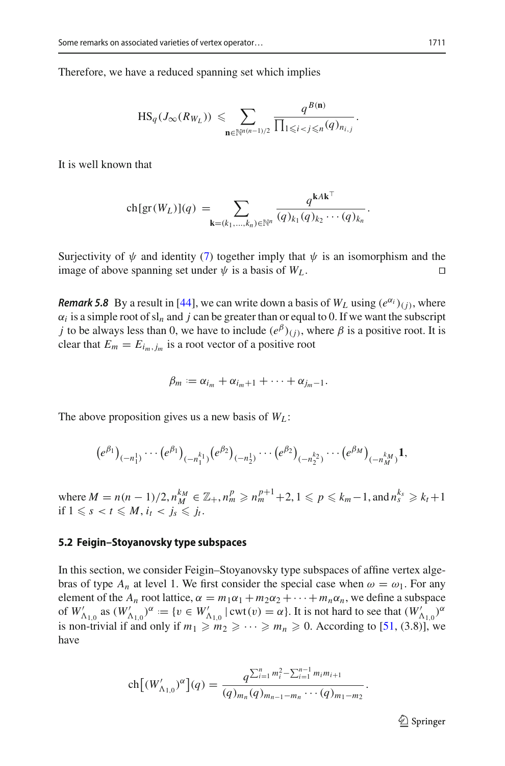Therefore, we have a reduced spanning set which implies

$$\mathrm{HS}_q(J_\infty(R_{W_L})) \leqslant \sum_{\mathbf{n}\in\mathbb{N}^{n(n-1)/2}} \frac{q^{B(\mathbf{n})}}{\prod_{1\leqslant i<j\leqslant n}(q)_{n_{i,j}}}.$$

It is well known that

$$\mathrm{ch}[\mathrm{gr}(W_L)](q) = \sum_{\mathbf{k}=(k_1,\ldots,k_n)\in\mathbb{N}^n} \frac{q^{\mathbf{k}A\mathbf{k}^\top}}{(q)_{k_1}(q)_{k_2}\cdots(q)_{k_n}}.$$

Surjectivity of $\psi$ and identity (7) together imply that $\psi$ is an isomorphism and the image of above spanning set under $\psi$ is a basis of $W_L$. □

***Remark 5.8*** By a result in [44], we can write down a basis of $W_L$ using $(e^{\alpha_i})_{(j)}$, where $\alpha_i$ is a simple root of $\mathrm{sl}_n$ and $j$ can be greater than or equal to 0. If we want the subscript $j$ to be always less than 0, we have to include $(e^{\beta})_{(j)}$, where $\beta$ is a positive root. It is clear that $E_m = E_{i_m,j_m}$ is a root vector of a positive root

$$\beta_m := \alpha_{i_m} + \alpha_{i_m+1} + \cdots + \alpha_{j_m-1}.$$

The above proposition gives us a new basis of $W_L$:

$$\left(e^{\beta_1}\right)_{(-n_1^1)}\cdots\left(e^{\beta_1}\right)_{(-n_1^{k_1})}\left(e^{\beta_2}\right)_{(-n_2^1)}\cdots\left(e^{\beta_2}\right)_{(-n_2^{k_2})}\cdots\left(e^{\beta_M}\right)_{(-n_M^{k_M})}\mathbf{1},$$

where $M = n(n-1)/2, n_M^{k_M} \in \mathbb{Z}_+, n_m^p \geqslant n_m^{p+1}+2, 1 \leqslant p \leqslant k_m - 1$, and $n_s^{k_s} \geqslant k_t + 1$ if $1 \leqslant s < t \leqslant M, i_t < j_s \leqslant j_t$.

### 5.2 Feigin–Stoyanovsky type subspaces

In this section, we consider Feigin–Stoyanovsky type subspaces of affine vertex algebras of type $A_n$ at level 1. We first consider the special case when $\omega = \omega_1$. For any element of the $A_n$ root lattice, $\alpha = m_1\alpha_1 + m_2\alpha_2 + \cdots + m_n\alpha_n$, we define a subspace of $W'_{\Lambda_{1,0}}$ as $(W'_{\Lambda_{1,0}})^\alpha := \{v \in W'_{\Lambda_{1,0}} \,|\, \mathrm{cwt}(v) = \alpha\}$. It is not hard to see that $(W'_{\Lambda_{1,0}})^\alpha$ is non-trivial if and only if $m_1 \geqslant m_2 \geqslant \cdots \geqslant m_n \geqslant 0$. According to [51, (3.8)], we have

$$\mathrm{ch}\big[(W'_{\Lambda_{1,0}})^\alpha\big](q) = \frac{q^{\sum_{i=1}^n m_i^2 - \sum_{i=1}^{n-1} m_i m_{i+1}}}{(q)_{m_n}(q)_{m_{n-1}-m_n}\cdots(q)_{m_1-m_2}}.$$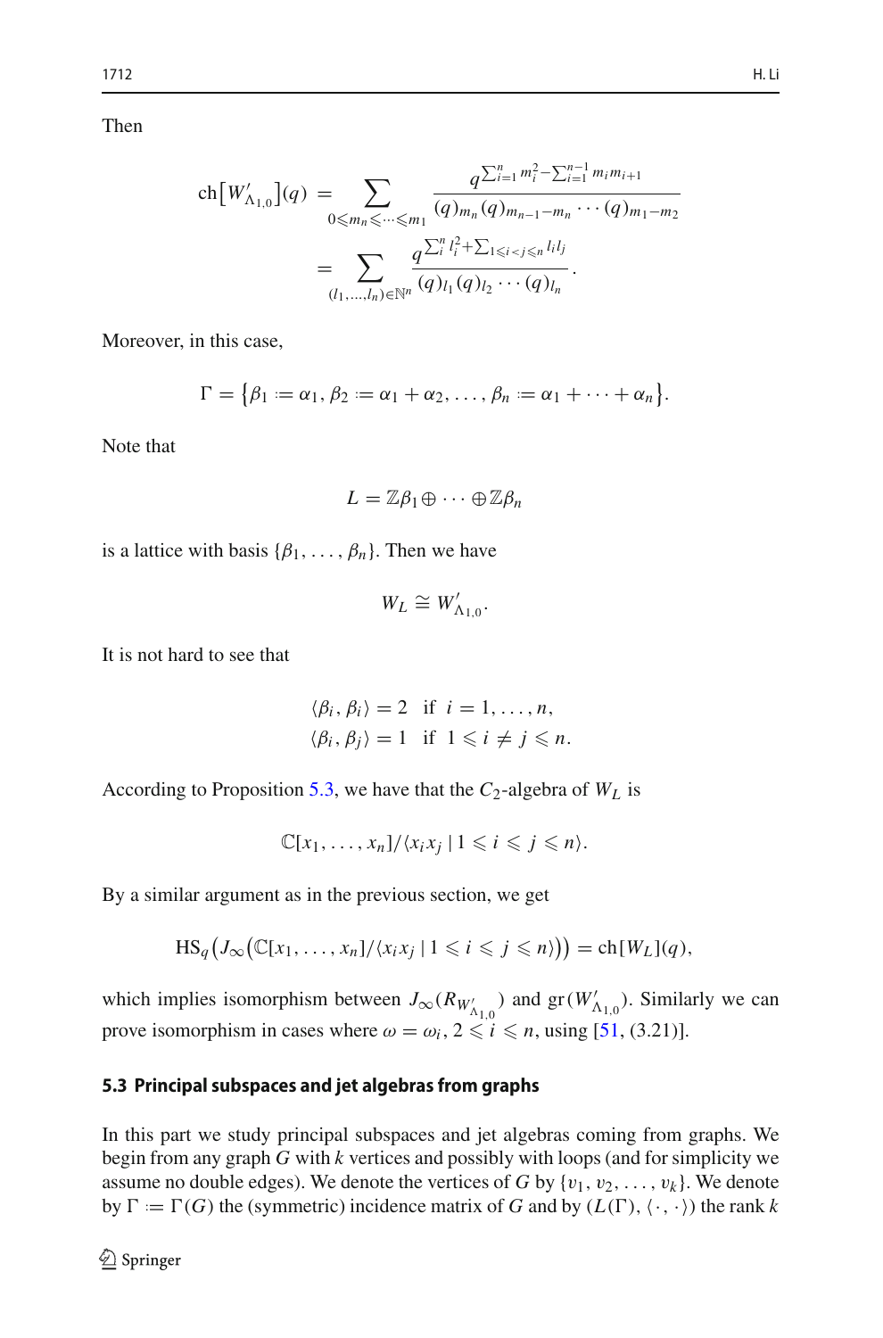Then

$$\mathrm{ch}\big[W'_{\Lambda_{1,0}}\big](q) = \sum_{0\leqslant m_n\leqslant\cdots\leqslant m_1} \frac{q^{\sum_{i=1}^n m_i^2 - \sum_{i=1}^{n-1} m_i m_{i+1}}}{(q)_{m_n}(q)_{m_{n-1}-m_n}\cdots(q)_{m_1-m_2}}$$
$$= \sum_{(l_1,\ldots,l_n)\in\mathbb{N}^n} \frac{q^{\sum_i^n l_i^2 + \sum_{1\leqslant i<j\leqslant n} l_i l_j}}{(q)_{l_1}(q)_{l_2}\cdots(q)_{l_n}}.$$

Moreover, in this case,

$$\Gamma = \big\{\beta_1 := \alpha_1, \beta_2 := \alpha_1+\alpha_2, \ldots, \beta_n := \alpha_1+\cdots+\alpha_n\big\}.$$

Note that

$$L = \mathbb{Z}\beta_1 \oplus \cdots \oplus \mathbb{Z}\beta_n$$

is a lattice with basis $\{\beta_1,\ldots,\beta_n\}$. Then we have

$$W_L \cong W'_{\Lambda_{1,0}}.$$

It is not hard to see that

$$\langle\beta_i,\beta_i\rangle = 2 \quad \text{if} \ \ i=1,\ldots,n,$$
$$\langle\beta_i,\beta_j\rangle = 1 \quad \text{if} \ \ 1\leqslant i\neq j\leqslant n.$$

According to Proposition 5.3, we have that the $C_2$-algebra of $W_L$ is

$$\mathbb{C}[x_1,\ldots,x_n]/\langle x_i x_j \mid 1\leqslant i\leqslant j\leqslant n\rangle.$$

By a similar argument as in the previous section, we get

$$\mathrm{HS}_q\big(J_\infty\big(\mathbb{C}[x_1,\ldots,x_n]/\langle x_i x_j \mid 1\leqslant i\leqslant j\leqslant n\rangle\big)\big) = \mathrm{ch}[W_L](q),$$

which implies isomorphism between $J_\infty(R_{W'_{\Lambda_{1,0}}})$ and $\mathrm{gr}(W'_{\Lambda_{1,0}})$. Similarly we can prove isomorphism in cases where $\omega=\omega_i$, $2\leqslant i\leqslant n$, using [51, (3.21)].

### 5.3 Principal subspaces and jet algebras from graphs

In this part we study principal subspaces and jet algebras coming from graphs. We begin from any graph $G$ with $k$ vertices and possibly with loops (and for simplicity we assume no double edges). We denote the vertices of $G$ by $\{v_1, v_2, \ldots, v_k\}$. We denote by $\Gamma := \Gamma(G)$ the (symmetric) incidence matrix of $G$ and by $(L(\Gamma), \langle\cdot,\cdot\rangle)$ the rank $k$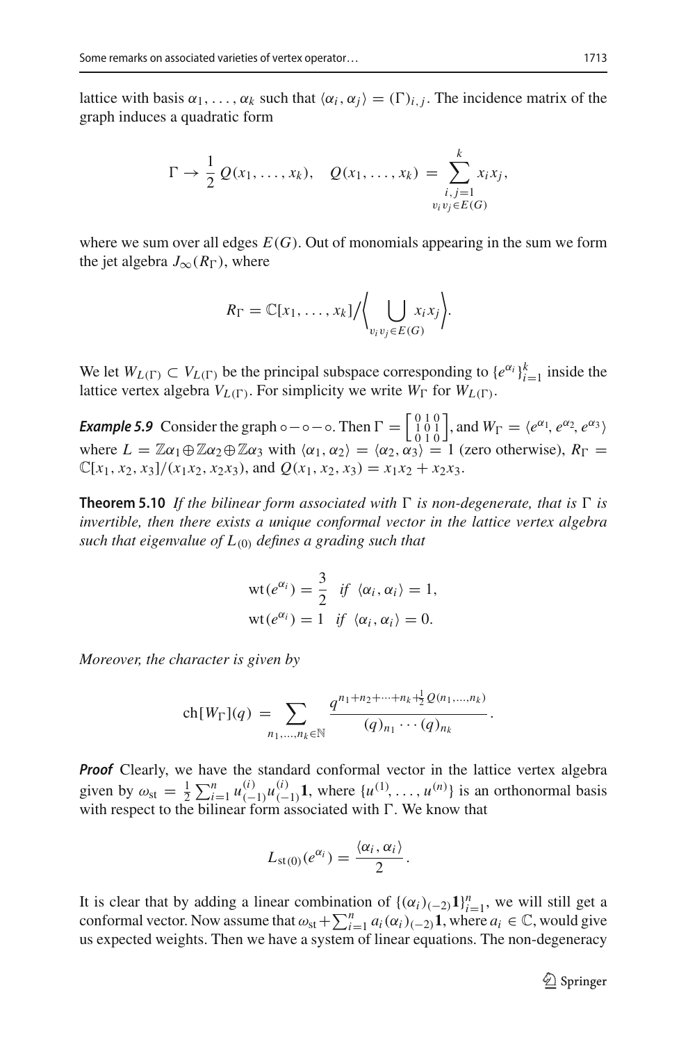lattice with basis $\alpha_1, \ldots, \alpha_k$ such that $\langle \alpha_i, \alpha_j \rangle = (\Gamma)_{i,j}$. The incidence matrix of the graph induces a quadratic form

$$\Gamma \to \frac{1}{2}\, Q(x_1, \ldots, x_k), \quad Q(x_1, \ldots, x_k) = \sum_{\substack{i,j=1 \\ v_i v_j \in E(G)}}^{k} x_i x_j,$$

where we sum over all edges $E(G)$. Out of monomials appearing in the sum we form the jet algebra $J_\infty(R_\Gamma)$, where

$$R_\Gamma = \mathbb{C}[x_1, \ldots, x_k] \Big/ \Big\langle \bigcup_{v_i v_j \in E(G)} x_i x_j \Big\rangle.$$

We let $W_{L(\Gamma)} \subset V_{L(\Gamma)}$ be the principal subspace corresponding to $\{e^{\alpha_i}\}_{i=1}^k$ inside the lattice vertex algebra $V_{L(\Gamma)}$. For simplicity we write $W_\Gamma$ for $W_{L(\Gamma)}$.

***Example 5.9*** Consider the graph $\circ - \circ - \circ$. Then $\Gamma = \left[\begin{smallmatrix} 0 & 1 & 0 \\ 1 & 0 & 1 \\ 0 & 1 & 0 \end{smallmatrix}\right]$, and $W_\Gamma = \langle e^{\alpha_1}, e^{\alpha_2}, e^{\alpha_3} \rangle$ where $L = \mathbb{Z}\alpha_1 \oplus \mathbb{Z}\alpha_2 \oplus \mathbb{Z}\alpha_3$ with $\langle \alpha_1, \alpha_2 \rangle = \langle \alpha_2, \alpha_3 \rangle = 1$ (zero otherwise), $R_\Gamma = \mathbb{C}[x_1, x_2, x_3]/(x_1 x_2, x_2 x_3)$, and $Q(x_1, x_2, x_3) = x_1 x_2 + x_2 x_3$.

**Theorem 5.10** *If the bilinear form associated with $\Gamma$ is non-degenerate, that is $\Gamma$ is invertible, then there exists a unique conformal vector in the lattice vertex algebra such that eigenvalue of $L_{(0)}$ defines a grading such that*

$$\mathrm{wt}(e^{\alpha_i}) = \frac{3}{2} \quad \text{if } \langle \alpha_i, \alpha_i \rangle = 1,$$
$$\mathrm{wt}(e^{\alpha_i}) = 1 \quad \text{if } \langle \alpha_i, \alpha_i \rangle = 0.$$

*Moreover, the character is given by*

$$\mathrm{ch}[W_\Gamma](q) = \sum_{n_1, \ldots, n_k \in \mathbb{N}} \frac{q^{n_1 + n_2 + \cdots + n_k + \frac{1}{2} Q(n_1, \ldots, n_k)}}{(q)_{n_1} \cdots (q)_{n_k}}.$$

***Proof*** Clearly, we have the standard conformal vector in the lattice vertex algebra given by $\omega_{\mathrm{st}} = \frac{1}{2} \sum_{i=1}^n u^{(i)}_{(-1)} u^{(i)}_{(-1)} \mathbf{1}$, where $\{u^{(1)}, \ldots, u^{(n)}\}$ is an orthonormal basis with respect to the bilinear form associated with $\Gamma$. We know that

$$L_{\mathrm{st}(0)}(e^{\alpha_i}) = \frac{\langle \alpha_i, \alpha_i \rangle}{2}.$$

It is clear that by adding a linear combination of $\{(\alpha_i)_{(-2)} \mathbf{1}\}_{i=1}^n$, we will still get a conformal vector. Now assume that $\omega_{\mathrm{st}} + \sum_{i=1}^n a_i (\alpha_i)_{(-2)} \mathbf{1}$, where $a_i \in \mathbb{C}$, would give us expected weights. Then we have a system of linear equations. The non-degeneracy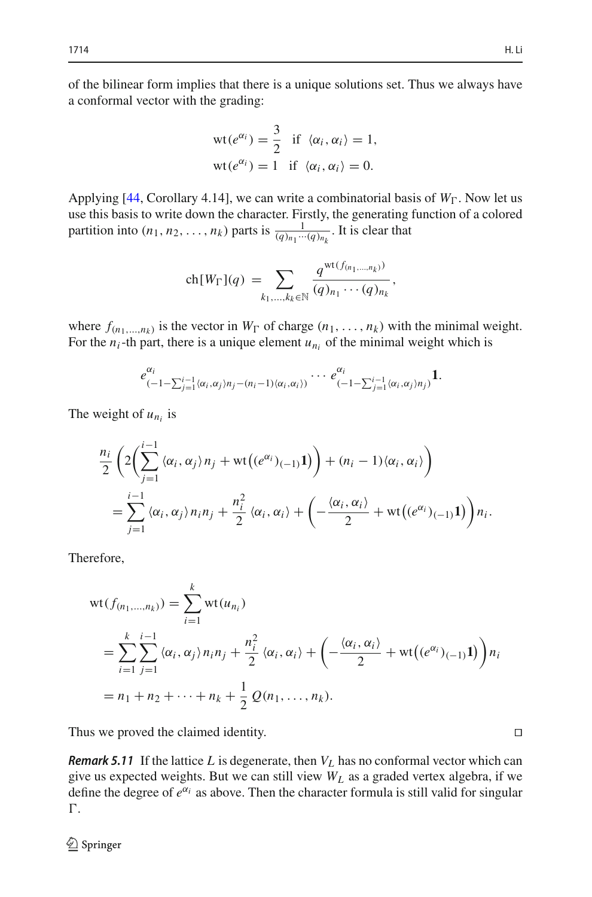of the bilinear form implies that there is a unique solutions set. Thus we always have a conformal vector with the grading:

$$\mathrm{wt}(e^{\alpha_i}) = \frac{3}{2} \quad \text{if } \langle \alpha_i, \alpha_i \rangle = 1,$$
$$\mathrm{wt}(e^{\alpha_i}) = 1 \quad \text{if } \langle \alpha_i, \alpha_i \rangle = 0.$$

Applying [44, Corollary 4.14], we can write a combinatorial basis of $W_\Gamma$. Now let us use this basis to write down the character. Firstly, the generating function of a colored partition into $(n_1, n_2, \ldots, n_k)$ parts is $\frac{1}{(q)_{n_1} \cdots (q)_{n_k}}$. It is clear that

$$\mathrm{ch}[W_\Gamma](q) = \sum_{k_1, \ldots, k_k \in \mathbb{N}} \frac{q^{\mathrm{wt}(f_{(n_1, \ldots, n_k)})}}{(q)_{n_1} \cdots (q)_{n_k}},$$

where $f_{(n_1, \ldots, n_k)}$ is the vector in $W_\Gamma$ of charge $(n_1, \ldots, n_k)$ with the minimal weight. For the $n_i$-th part, there is a unique element $u_{n_i}$ of the minimal weight which is

$$e^{\alpha_i}_{(-1-\sum_{j=1}^{i-1}\langle \alpha_i, \alpha_j \rangle n_j - (n_i - 1)\langle \alpha_i, \alpha_i \rangle)} \cdots e^{\alpha_i}_{(-1-\sum_{j=1}^{i-1}\langle \alpha_i, \alpha_j \rangle n_j)} \mathbf{1}.$$

The weight of $u_{n_i}$ is

$$\begin{aligned}
&\frac{n_i}{2} \left( 2\Big( \sum_{j=1}^{i-1} \langle \alpha_i, \alpha_j \rangle n_j + \mathrm{wt}\big((e^{\alpha_i})_{(-1)}\mathbf{1}\big) \Big) + (n_i - 1)\langle \alpha_i, \alpha_i \rangle \right) \\
&\quad = \sum_{j=1}^{i-1} \langle \alpha_i, \alpha_j \rangle n_i n_j + \frac{n_i^2}{2} \langle \alpha_i, \alpha_i \rangle + \left( -\frac{\langle \alpha_i, \alpha_i \rangle}{2} + \mathrm{wt}\big((e^{\alpha_i})_{(-1)}\mathbf{1}\big) \right) n_i.
\end{aligned}$$

Therefore,

$$\begin{aligned}
\mathrm{wt}(f_{(n_1, \ldots, n_k)}) &= \sum_{i=1}^{k} \mathrm{wt}(u_{n_i}) \\
&= \sum_{i=1}^{k} \sum_{j=1}^{i-1} \langle \alpha_i, \alpha_j \rangle n_i n_j + \frac{n_i^2}{2} \langle \alpha_i, \alpha_i \rangle + \left( -\frac{\langle \alpha_i, \alpha_i \rangle}{2} + \mathrm{wt}\big((e^{\alpha_i})_{(-1)}\mathbf{1}\big) \right) n_i \\
&= n_1 + n_2 + \cdots + n_k + \frac{1}{2} Q(n_1, \ldots, n_k).
\end{aligned}$$

Thus we proved the claimed identity. □

***Remark 5.11*** If the lattice $L$ is degenerate, then $V_L$ has no conformal vector which can give us expected weights. But we can still view $W_L$ as a graded vertex algebra, if we define the degree of $e^{\alpha_i}$ as above. Then the character formula is still valid for singular $\Gamma$.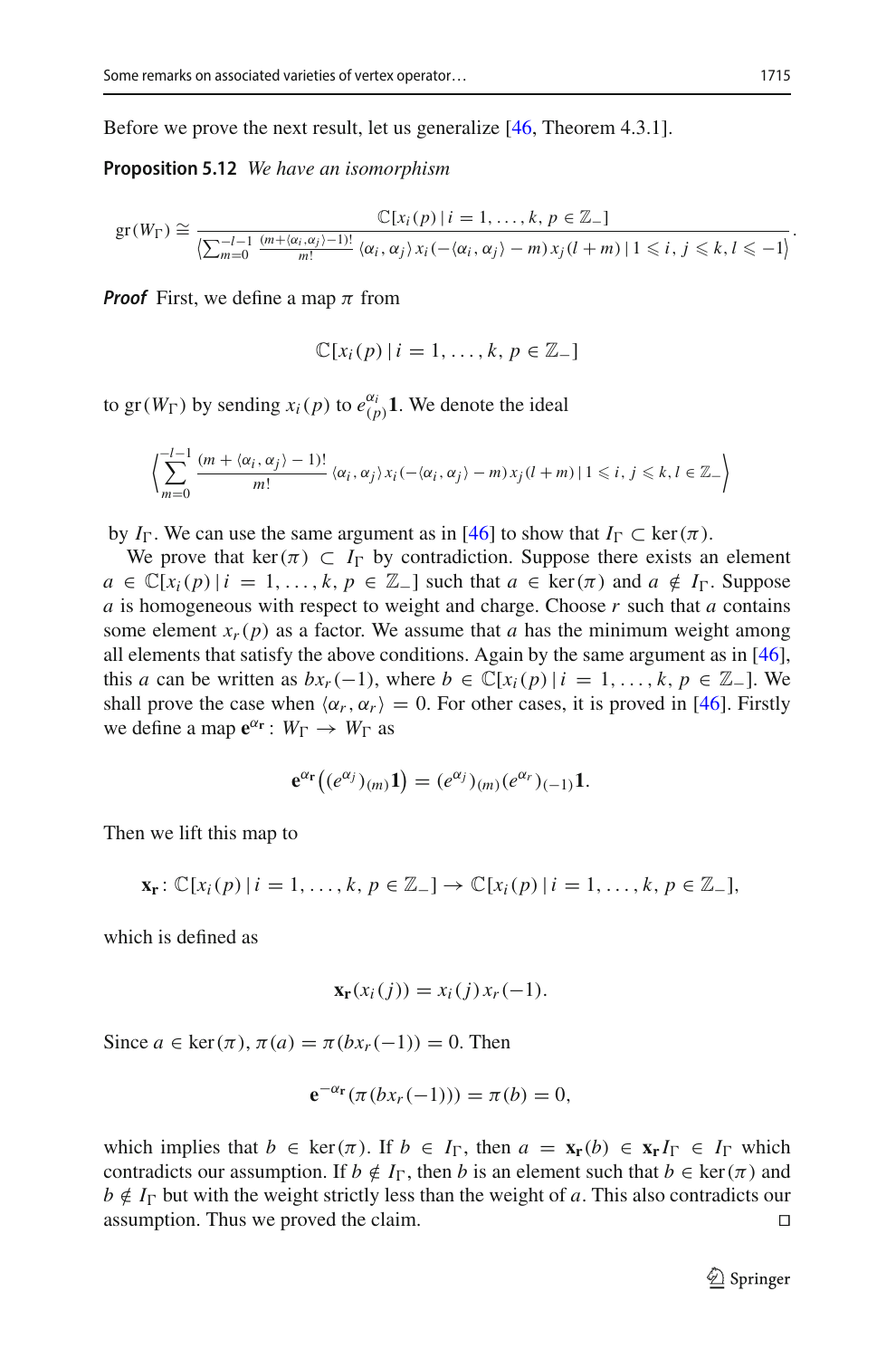Before we prove the next result, let us generalize [46, Theorem 4.3.1].

**Proposition 5.12** *We have an isomorphism*

$$\mathrm{gr}(W_\Gamma) \cong \frac{\mathbb{C}[x_i(p) \mid i = 1, \ldots, k, \ p \in \mathbb{Z}_-]}{\left\langle \sum_{m=0}^{-l-1} \frac{(m+\langle \alpha_i, \alpha_j \rangle - 1)!}{m!} \langle \alpha_i, \alpha_j \rangle x_i(-\langle \alpha_i, \alpha_j \rangle - m) x_j(l+m) \mid 1 \leqslant i, j \leqslant k, l \leqslant -1 \right\rangle}.$$

***Proof*** First, we define a map $\pi$ from

$$\mathbb{C}[x_i(p) \mid i = 1, \ldots, k, \ p \in \mathbb{Z}_-]$$

to $\mathrm{gr}(W_\Gamma)$ by sending $x_i(p)$ to $e^{\alpha_i}_{(p)}\mathbf{1}$. We denote the ideal

$$\left\langle \sum_{m=0}^{-l-1} \frac{(m+\langle \alpha_i, \alpha_j \rangle - 1)!}{m!} \langle \alpha_i, \alpha_j \rangle x_i(-\langle \alpha_i, \alpha_j \rangle - m) x_j(l+m) \mid 1 \leqslant i, j \leqslant k, l \in \mathbb{Z}_- \right\rangle$$

by $I_\Gamma$. We can use the same argument as in [46] to show that $I_\Gamma \subset \ker(\pi)$.

We prove that $\ker(\pi) \subset I_\Gamma$ by contradiction. Suppose there exists an element $a \in \mathbb{C}[x_i(p) \mid i = 1, \ldots, k, \ p \in \mathbb{Z}_-]$ such that $a \in \ker(\pi)$ and $a \notin I_\Gamma$. Suppose $a$ is homogeneous with respect to weight and charge. Choose $r$ such that $a$ contains some element $x_r(p)$ as a factor. We assume that $a$ has the minimum weight among all elements that satisfy the above conditions. Again by the same argument as in [46], this $a$ can be written as $bx_r(-1)$, where $b \in \mathbb{C}[x_i(p) \mid i = 1, \ldots, k, \ p \in \mathbb{Z}_-]$. We shall prove the case when $\langle \alpha_r, \alpha_r \rangle = 0$. For other cases, it is proved in [46]. Firstly we define a map $\mathbf{e}^{\alpha_\mathbf{r}} : W_\Gamma \to W_\Gamma$ as

$$\mathbf{e}^{\alpha_\mathbf{r}}\left((e^{\alpha_j})_{(m)}\mathbf{1}\right) = (e^{\alpha_j})_{(m)}(e^{\alpha_r})_{(-1)}\mathbf{1}.$$

Then we lift this map to

$$\mathbf{x_r} : \mathbb{C}[x_i(p) \mid i = 1, \ldots, k, \ p \in \mathbb{Z}_-] \to \mathbb{C}[x_i(p) \mid i = 1, \ldots, k, \ p \in \mathbb{Z}_-],$$

which is defined as

$$\mathbf{x_r}(x_i(j)) = x_i(j)x_r(-1).$$

Since $a \in \ker(\pi)$, $\pi(a) = \pi(bx_r(-1)) = 0$. Then

$$\mathbf{e}^{-\alpha_\mathbf{r}}(\pi(bx_r(-1))) = \pi(b) = 0,$$

which implies that $b \in \ker(\pi)$. If $b \in I_\Gamma$, then $a = \mathbf{x_r}(b) \in \mathbf{x_r} I_\Gamma \in I_\Gamma$ which contradicts our assumption. If $b \notin I_\Gamma$, then $b$ is an element such that $b \in \ker(\pi)$ and $b \notin I_\Gamma$ but with the weight strictly less than the weight of $a$. This also contradicts our assumption. Thus we proved the claim. $\square$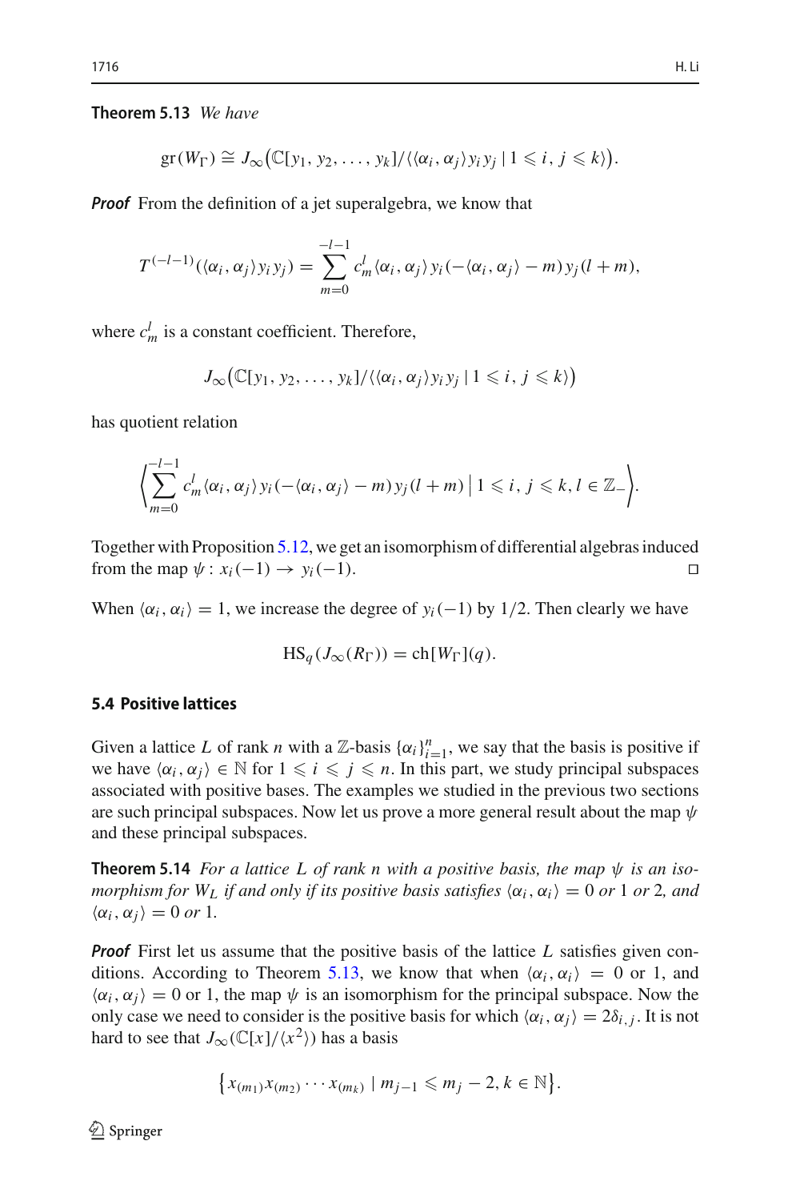**Theorem 5.13** *We have*

$$\mathrm{gr}(W_\Gamma) \cong J_\infty\big(\mathbb{C}[y_1, y_2, \ldots, y_k]/\langle \langle \alpha_i, \alpha_j \rangle y_i y_j \mid 1 \leqslant i, j \leqslant k \rangle\big).$$

***Proof*** From the definition of a jet superalgebra, we know that

$$T^{(-l-1)}(\langle \alpha_i, \alpha_j \rangle y_i y_j) = \sum_{m=0}^{-l-1} c_m^l \langle \alpha_i, \alpha_j \rangle y_i(-\langle \alpha_i, \alpha_j \rangle - m) y_j(l+m),$$

where $c_m^l$ is a constant coefficient. Therefore,

$$J_\infty\big(\mathbb{C}[y_1, y_2, \ldots, y_k]/\langle \langle \alpha_i, \alpha_j \rangle y_i y_j \mid 1 \leqslant i, j \leqslant k \rangle\big)$$

has quotient relation

$$\left\langle \sum_{m=0}^{-l-1} c_m^l \langle \alpha_i, \alpha_j \rangle y_i(-\langle \alpha_i, \alpha_j \rangle - m) y_j(l+m) \,\Big|\, 1 \leqslant i, j \leqslant k, l \in \mathbb{Z}_- \right\rangle.$$

Together with Proposition 5.12, we get an isomorphism of differential algebras induced from the map $\psi : x_i(-1) \to y_i(-1)$. □

When $\langle \alpha_i, \alpha_i \rangle = 1$, we increase the degree of $y_i(-1)$ by $1/2$. Then clearly we have

$$\mathrm{HS}_q(J_\infty(R_\Gamma)) = \mathrm{ch}[W_\Gamma](q).$$

### 5.4 Positive lattices

Given a lattice $L$ of rank $n$ with a $\mathbb{Z}$-basis $\{\alpha_i\}_{i=1}^n$, we say that the basis is positive if we have $\langle \alpha_i, \alpha_j \rangle \in \mathbb{N}$ for $1 \leqslant i \leqslant j \leqslant n$. In this part, we study principal subspaces associated with positive bases. The examples we studied in the previous two sections are such principal subspaces. Now let us prove a more general result about the map $\psi$ and these principal subspaces.

**Theorem 5.14** *For a lattice $L$ of rank $n$ with a positive basis, the map $\psi$ is an isomorphism for $W_L$ if and only if its positive basis satisfies $\langle \alpha_i, \alpha_i \rangle = 0$ or 1 or 2, and $\langle \alpha_i, \alpha_j \rangle = 0$ or 1.*

***Proof*** First let us assume that the positive basis of the lattice $L$ satisfies given conditions. According to Theorem 5.13, we know that when $\langle \alpha_i, \alpha_i \rangle = 0$ or 1, and $\langle \alpha_i, \alpha_j \rangle = 0$ or 1, the map $\psi$ is an isomorphism for the principal subspace. Now the only case we need to consider is the positive basis for which $\langle \alpha_i, \alpha_j \rangle = 2\delta_{i,j}$. It is not hard to see that $J_\infty(\mathbb{C}[x]/\langle x^2 \rangle)$ has a basis

$$\big\{ x_{(m_1)} x_{(m_2)} \cdots x_{(m_k)} \mid m_{j-1} \leqslant m_j - 2, k \in \mathbb{N} \big\}.$$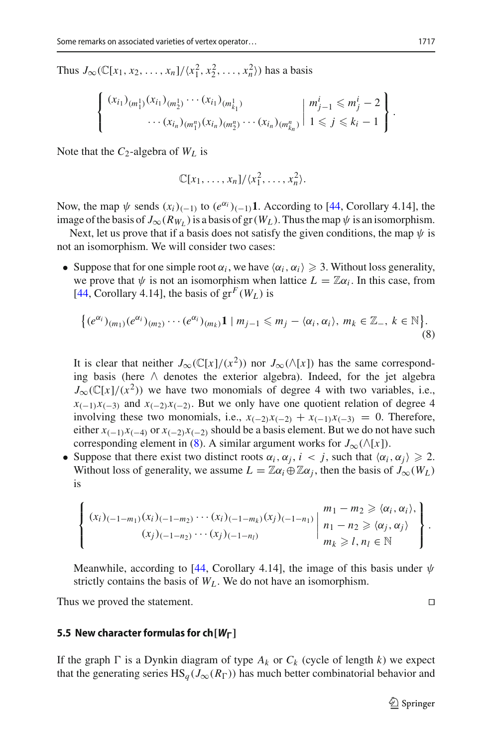Thus $J_\infty(\mathbb{C}[x_1, x_2, \ldots, x_n]/\langle x_1^2, x_2^2, \ldots, x_n^2\rangle)$ has a basis

$$\left\{ \begin{array}{c} (x_{i_1})_{(m_1^1)}(x_{i_1})_{(m_2^1)} \cdots (x_{i_1})_{(m_{k_1}^1)} \\ \cdots (x_{i_n})_{(m_1^n)}(x_{i_n})_{(m_2^n)} \cdots (x_{i_n})_{(m_{k_n}^n)} \end{array} \;\middle|\; \begin{array}{l} m_{j-1}^i \leqslant m_j^i - 2 \\ 1 \leqslant j \leqslant k_i - 1 \end{array} \right\}.$$

Note that the $C_2$-algebra of $W_L$ is

$$\mathbb{C}[x_1, \ldots, x_n]/\langle x_1^2, \ldots, x_n^2\rangle.$$

Now, the map $\psi$ sends $(x_i)_{(-1)}$ to $(e^{\alpha_i})_{(-1)}\mathbf{1}$. According to [44, Corollary 4.14], the image of the basis of $J_\infty(R_{W_L})$ is a basis of $\mathrm{gr}(W_L)$. Thus the map $\psi$ is an isomorphism.

Next, let us prove that if a basis does not satisfy the given conditions, the map $\psi$ is not an isomorphism. We will consider two cases:

- Suppose that for one simple root $\alpha_i$, we have $\langle \alpha_i, \alpha_i\rangle \geqslant 3$. Without loss generality, we prove that $\psi$ is not an isomorphism when lattice $L = \mathbb{Z}\alpha_i$. In this case, from [44, Corollary 4.14], the basis of $\mathrm{gr}^F(W_L)$ is

$$\left\{ (e^{\alpha_i})_{(m_1)}(e^{\alpha_i})_{(m_2)} \cdots (e^{\alpha_i})_{(m_k)}\mathbf{1} \mid m_{j-1} \leqslant m_j - \langle \alpha_i, \alpha_i\rangle,\ m_k \in \mathbb{Z}_-,\ k \in \mathbb{N} \right\}. \tag{8}$$

  It is clear that neither $J_\infty(\mathbb{C}[x]/(x^2))$ nor $J_\infty(\wedge[x])$ has the same corresponding basis (here $\wedge$ denotes the exterior algebra). Indeed, for the jet algebra $J_\infty(\mathbb{C}[x]/(x^2))$ we have two monomials of degree 4 with two variables, i.e., $x_{(-1)}x_{(-3)}$ and $x_{(-2)}x_{(-2)}$. But we only have one quotient relation of degree 4 involving these two monomials, i.e., $x_{(-2)}x_{(-2)} + x_{(-1)}x_{(-3)} = 0$. Therefore, either $x_{(-1)}x_{(-4)}$ or $x_{(-2)}x_{(-2)}$ should be a basis element. But we do not have such corresponding element in (8). A similar argument works for $J_\infty(\wedge[x])$.
- Suppose that there exist two distinct roots $\alpha_i, \alpha_j$, $i < j$, such that $\langle \alpha_i, \alpha_j\rangle \geqslant 2$. Without loss of generality, we assume $L = \mathbb{Z}\alpha_i \oplus \mathbb{Z}\alpha_j$, then the basis of $J_\infty(W_L)$ is

$$\left\{ \begin{array}{c} (x_i)_{(-1-m_1)}(x_i)_{(-1-m_2)} \cdots (x_i)_{(-1-m_k)}(x_j)_{(-1-n_1)} \\ (x_j)_{(-1-n_2)} \cdots (x_j)_{(-1-n_l)} \end{array} \;\middle|\; \begin{array}{l} m_1 - m_2 \geqslant \langle \alpha_i, \alpha_i\rangle, \\ n_1 - n_2 \geqslant \langle \alpha_j, \alpha_j\rangle \\ m_k \geqslant l, n_l \in \mathbb{N} \end{array} \right\}.$$

  Meanwhile, according to [44, Corollary 4.14], the image of this basis under $\psi$ strictly contains the basis of $W_L$. We do not have an isomorphism.

Thus we proved the statement. □

### 5.5 New character formulas for ch$[W_\Gamma]$

If the graph $\Gamma$ is a Dynkin diagram of type $A_k$ or $C_k$ (cycle of length $k$) we expect that the generating series $\mathrm{HS}_q(J_\infty(R_\Gamma))$ has much better combinatorial behavior and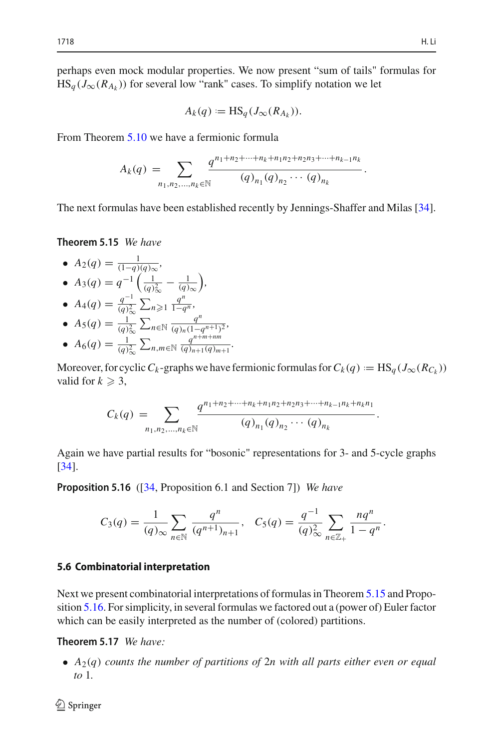perhaps even mock modular properties. We now present "sum of tails" formulas for $\mathrm{HS}_q(J_\infty(R_{A_k}))$ for several low "rank" cases. To simplify notation we let

$$A_k(q) := \mathrm{HS}_q(J_\infty(R_{A_k})).$$

From Theorem 5.10 we have a fermionic formula

$$A_k(q) = \sum_{n_1,n_2,\ldots,n_k \in \mathbb{N}} \frac{q^{n_1+n_2+\cdots+n_k+n_1n_2+n_2n_3+\cdots+n_{k-1}n_k}}{(q)_{n_1}(q)_{n_2}\cdots(q)_{n_k}}.$$

The next formulas have been established recently by Jennings-Shaffer and Milas [34].

**Theorem 5.15** *We have*

- $A_2(q) = \frac{1}{(1-q)(q)_\infty}$,
- $A_3(q) = q^{-1}\left(\frac{1}{(q)_\infty^2} - \frac{1}{(q)_\infty}\right)$,
- $A_4(q) = \frac{q^{-1}}{(q)_\infty^2}\sum_{n\geqslant 1}\frac{q^n}{1-q^n}$,
- $A_5(q) = \frac{1}{(q)_\infty^2}\sum_{n\in\mathbb{N}}\frac{q^n}{(q)_n(1-q^{n+1})^2}$,
- $A_6(q) = \frac{1}{(q)_\infty^2}\sum_{n,m\in\mathbb{N}}\frac{q^{n+m+nm}}{(q)_{n+1}(q)_{m+1}}$.

Moreover, for cyclic $C_k$-graphs we have fermionic formulas for $C_k(q) := \mathrm{HS}_q(J_\infty(R_{C_k}))$ valid for $k \geqslant 3$,

$$C_k(q) = \sum_{n_1,n_2,\ldots,n_k \in \mathbb{N}} \frac{q^{n_1+n_2+\cdots+n_k+n_1n_2+n_2n_3+\cdots+n_{k-1}n_k+n_kn_1}}{(q)_{n_1}(q)_{n_2}\cdots(q)_{n_k}}.$$

Again we have partial results for "bosonic" representations for 3- and 5-cycle graphs [34].

**Proposition 5.16** ([34, Proposition 6.1 and Section 7]) *We have*

$$C_3(q) = \frac{1}{(q)_\infty}\sum_{n\in\mathbb{N}}\frac{q^n}{(q^{n+1})_{n+1}}, \quad C_5(q) = \frac{q^{-1}}{(q)_\infty^2}\sum_{n\in\mathbb{Z}_+}\frac{nq^n}{1-q^n}.$$

### 5.6 Combinatorial interpretation

Next we present combinatorial interpretations of formulas in Theorem 5.15 and Proposition 5.16. For simplicity, in several formulas we factored out a (power of) Euler factor which can be easily interpreted as the number of (colored) partitions.

**Theorem 5.17** *We have:*

- $A_2(q)$ *counts the number of partitions of* $2n$ *with all parts either even or equal to* 1.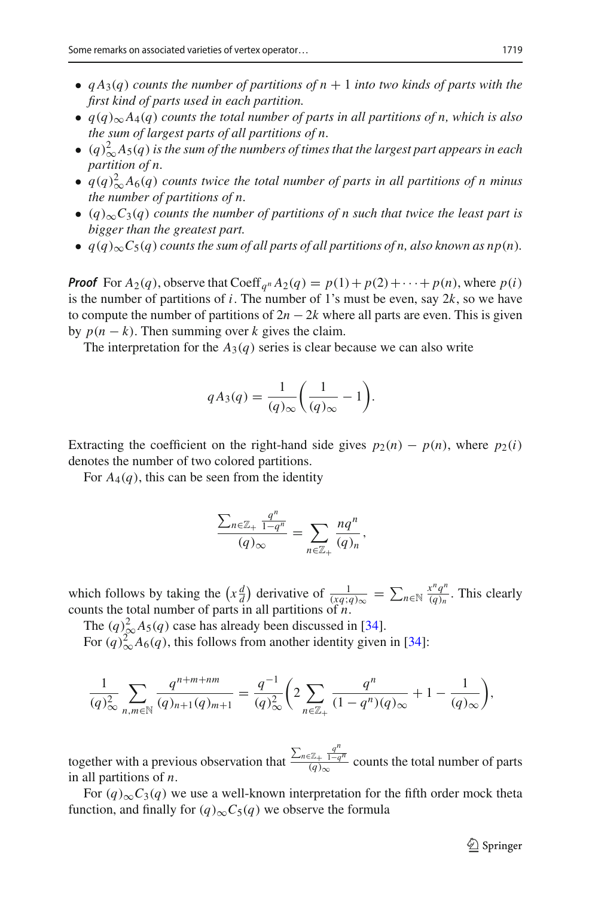- *$qA_3(q)$ counts the number of partitions of $n+1$ into two kinds of parts with the first kind of parts used in each partition.*
- *$q(q)_\infty A_4(q)$ counts the total number of parts in all partitions of $n$, which is also the sum of largest parts of all partitions of $n$.*
- *$(q)_\infty^2 A_5(q)$ is the sum of the numbers of times that the largest part appears in each partition of $n$.*
- *$q(q)_\infty^2 A_6(q)$ counts twice the total number of parts in all partitions of $n$ minus the number of partitions of $n$.*
- *$(q)_\infty C_3(q)$ counts the number of partitions of $n$ such that twice the least part is bigger than the greatest part.*
- *$q(q)_\infty C_5(q)$ counts the sum of all parts of all partitions of $n$, also known as $np(n)$.*

***Proof*** For $A_2(q)$, observe that $\mathrm{Coeff}_{q^n} A_2(q) = p(1) + p(2) + \cdots + p(n)$, where $p(i)$ is the number of partitions of $i$. The number of 1's must be even, say $2k$, so we have to compute the number of partitions of $2n-2k$ where all parts are even. This is given by $p(n-k)$. Then summing over $k$ gives the claim.

The interpretation for the $A_3(q)$ series is clear because we can also write

$$qA_3(q) = \frac{1}{(q)_\infty}\left(\frac{1}{(q)_\infty} - 1\right).$$

Extracting the coefficient on the right-hand side gives $p_2(n) - p(n)$, where $p_2(i)$ denotes the number of two colored partitions.

For $A_4(q)$, this can be seen from the identity

$$\frac{\sum_{n\in\mathbb{Z}_+} \frac{q^n}{1-q^n}}{(q)_\infty} = \sum_{n\in\mathbb{Z}_+} \frac{nq^n}{(q)_n},$$

which follows by taking the $\left(x\frac{d}{d}\right)$ derivative of $\frac{1}{(xq;q)_\infty} = \sum_{n\in\mathbb{N}} \frac{x^n q^n}{(q)_n}$. This clearly counts the total number of parts in all partitions of $n$.

The $(q)_\infty^2 A_5(q)$ case has already been discussed in [34].

For $(q)_\infty^2 A_6(q)$, this follows from another identity given in [34]:

$$\frac{1}{(q)_\infty^2} \sum_{n,m\in\mathbb{N}} \frac{q^{n+m+nm}}{(q)_{n+1}(q)_{m+1}} = \frac{q^{-1}}{(q)_\infty^2}\left(2\sum_{n\in\mathbb{Z}_+} \frac{q^n}{(1-q^n)(q)_\infty} + 1 - \frac{1}{(q)_\infty}\right),$$

together with a previous observation that $\frac{\sum_{n\in\mathbb{Z}_+} \frac{q^n}{1-q^n}}{(q)_\infty}$ counts the total number of parts in all partitions of $n$.

For $(q)_\infty C_3(q)$ we use a well-known interpretation for the fifth order mock theta function, and finally for $(q)_\infty C_5(q)$ we observe the formula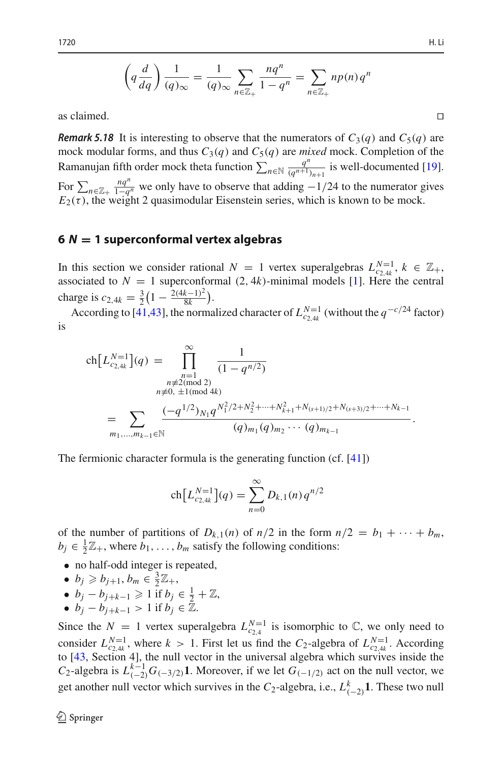$$\left(q\frac{d}{dq}\right)\frac{1}{(q)_\infty}=\frac{1}{(q)_\infty}\sum_{n\in\mathbb{Z}_+}\frac{nq^n}{1-q^n}=\sum_{n\in\mathbb{Z}_+}np(n)q^n$$

as claimed. □

***Remark 5.18*** It is interesting to observe that the numerators of $C_3(q)$ and $C_5(q)$ are mock modular forms, and thus $C_3(q)$ and $C_5(q)$ are *mixed* mock. Completion of the Ramanujan fifth order mock theta function $\sum_{n\in\mathbb{N}}\frac{q^n}{(q^{n+1})_{n+1}}$ is well-documented [19]. For $\sum_{n\in\mathbb{Z}_+}\frac{nq^n}{1-q^n}$ we only have to observe that adding $-1/24$ to the numerator gives $E_2(\tau)$, the weight 2 quasimodular Eisenstein series, which is known to be mock.

## 6 $N = 1$ superconformal vertex algebras

In this section we consider rational $N=1$ vertex superalgebras $L^{N=1}_{c_{2,4k}}$, $k\in\mathbb{Z}_+$, associated to $N=1$ superconformal $(2,4k)$-minimal models [1]. Here the central charge is $c_{2,4k}=\frac{3}{2}\left(1-\frac{2(4k-1)^2}{8k}\right)$.

According to [41,43], the normalized character of $L^{N=1}_{c_{2,4k}}$ (without the $q^{-c/24}$ factor) is

$$\begin{aligned}\mathrm{ch}\big[L^{N=1}_{c_{2,4k}}\big](q) &= \prod_{\substack{n=1\\ n\not\equiv 2 (\mathrm{mod}\ 2)\\ n\not\equiv 0,\ \pm1 (\mathrm{mod}\ 4k)}}^{\infty}\frac{1}{(1-q^{n/2})}\\ &=\sum_{m_1,\ldots,m_{k-1}\in\mathbb{N}}\frac{(-q^{1/2})_{N_1}q^{N_1^2/2+N_2^2+\cdots+N_{k+1}^2+N_{(s+1)/2}+N_{(s+3)/2}+\cdots+N_{k-1}}}{(q)_{m_1}(q)_{m_2}\cdots(q)_{m_{k-1}}}.\end{aligned}$$

The fermionic character formula is the generating function (cf. [41])

$$\mathrm{ch}\big[L^{N=1}_{c_{2,4k}}\big](q)=\sum_{n=0}^{\infty}D_{k,1}(n)\,q^{n/2}$$

of the number of partitions of $D_{k,1}(n)$ of $n/2$ in the form $n/2=b_1+\cdots+b_m$, $b_j\in\frac{1}{2}\mathbb{Z}_+$, where $b_1,\ldots,b_m$ satisfy the following conditions:

- no half-odd integer is repeated,
- $b_j\geqslant b_{j+1}$, $b_m\in\frac{3}{2}\mathbb{Z}_+$,
- $b_j-b_{j+k-1}\geqslant 1$ if $b_j\in\frac{1}{2}+\mathbb{Z}$,
- $b_j-b_{j+k-1}>1$ if $b_j\in\mathbb{Z}$.

Since the $N=1$ vertex superalgebra $L^{N=1}_{c_{2,4}}$ is isomorphic to $\mathbb{C}$, we only need to consider $L^{N=1}_{c_{2,4k}}$, where $k>1$. First let us find the $C_2$-algebra of $L^{N=1}_{c_{2,4k}}$. According to [43, Section 4], the null vector in the universal algebra which survives inside the $C_2$-algebra is $L^{k-1}_{(-2)}G_{(-3/2)}\mathbf{1}$. Moreover, if we let $G_{(-1/2)}$ act on the null vector, we get another null vector which survives in the $C_2$-algebra, i.e., $L^{k}_{(-2)}\mathbf{1}$. These two null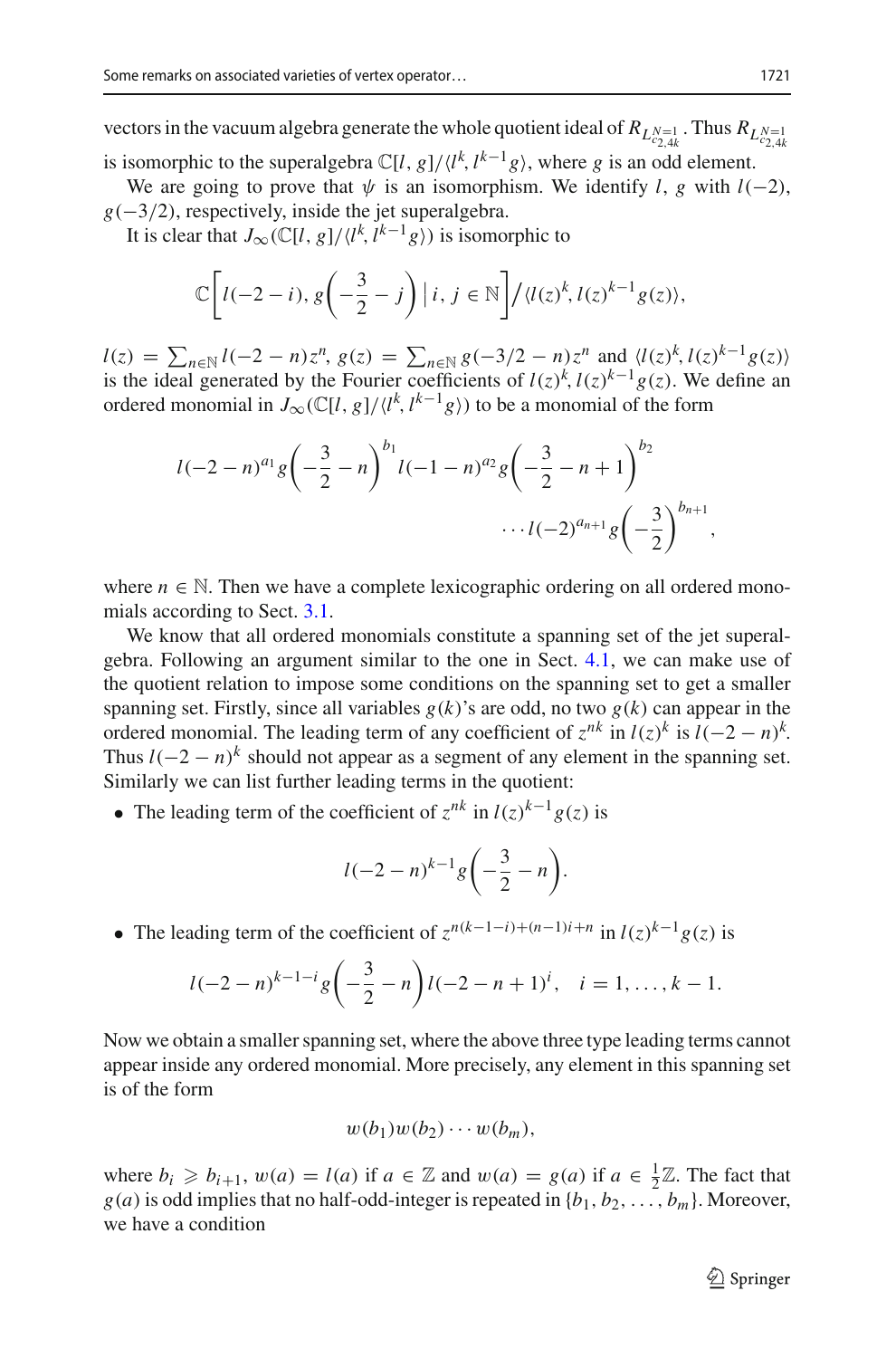vectors in the vacuum algebra generate the whole quotient ideal of $R_{L_{c_{2,4k}}^{N=1}}$. Thus $R_{L_{c_{2,4k}}^{N=1}}$ is isomorphic to the superalgebra $\mathbb{C}[l, g]/\langle l^k, l^{k-1}g\rangle$, where $g$ is an odd element.

We are going to prove that $\psi$ is an isomorphism. We identify $l$, $g$ with $l(-2)$, $g(-3/2)$, respectively, inside the jet superalgebra.

It is clear that $J_\infty(\mathbb{C}[l, g]/\langle l^k, l^{k-1}g\rangle)$ is isomorphic to

$$\mathbb{C}\left[l(-2-i), g\left(-\frac{3}{2}-j\right) \,\Big|\, i, j \in \mathbb{N}\right] \Big/ \langle l(z)^k, l(z)^{k-1}g(z)\rangle,$$

$l(z) = \sum_{n\in\mathbb{N}} l(-2-n)z^n$, $g(z) = \sum_{n\in\mathbb{N}} g(-3/2-n)z^n$ and $\langle l(z)^k, l(z)^{k-1}g(z)\rangle$ is the ideal generated by the Fourier coefficients of $l(z)^k, l(z)^{k-1}g(z)$. We define an ordered monomial in $J_\infty(\mathbb{C}[l, g]/\langle l^k, l^{k-1}g\rangle)$ to be a monomial of the form

$$l(-2-n)^{a_1} g\left(-\frac{3}{2}-n\right)^{b_1} l(-1-n)^{a_2} g\left(-\frac{3}{2}-n+1\right)^{b_2} \\ \cdots l(-2)^{a_{n+1}} g\left(-\frac{3}{2}\right)^{b_{n+1}},$$

where $n \in \mathbb{N}$. Then we have a complete lexicographic ordering on all ordered monomials according to Sect. 3.1.

We know that all ordered monomials constitute a spanning set of the jet superalgebra. Following an argument similar to the one in Sect. 4.1, we can make use of the quotient relation to impose some conditions on the spanning set to get a smaller spanning set. Firstly, since all variables $g(k)$'s are odd, no two $g(k)$ can appear in the ordered monomial. The leading term of any coefficient of $z^{nk}$ in $l(z)^k$ is $l(-2-n)^k$. Thus $l(-2-n)^k$ should not appear as a segment of any element in the spanning set. Similarly we can list further leading terms in the quotient:

- The leading term of the coefficient of $z^{nk}$ in $l(z)^{k-1}g(z)$ is

$$l(-2-n)^{k-1} g\left(-\frac{3}{2}-n\right).$$

- The leading term of the coefficient of $z^{n(k-1-i)+(n-1)i+n}$ in $l(z)^{k-1}g(z)$ is

$$l(-2-n)^{k-1-i} g\left(-\frac{3}{2}-n\right) l(-2-n+1)^i, \quad i = 1, \ldots, k-1.$$

Now we obtain a smaller spanning set, where the above three type leading terms cannot appear inside any ordered monomial. More precisely, any element in this spanning set is of the form

$$w(b_1)w(b_2)\cdots w(b_m),$$

where $b_i \geqslant b_{i+1}$, $w(a) = l(a)$ if $a \in \mathbb{Z}$ and $w(a) = g(a)$ if $a \in \frac{1}{2}\mathbb{Z}$. The fact that $g(a)$ is odd implies that no half-odd-integer is repeated in $\{b_1, b_2, \ldots, b_m\}$. Moreover, we have a condition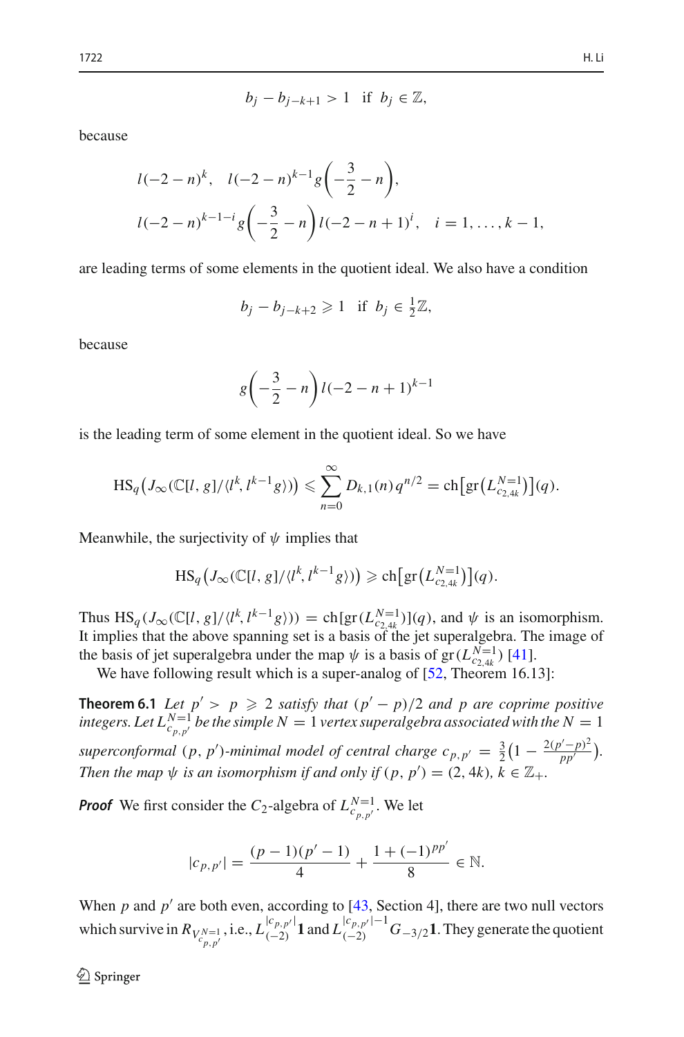$$b_j - b_{j-k+1} > 1 \quad \text{if} \;\; b_j \in \mathbb{Z},$$

because

$$\begin{aligned}
& l(-2-n)^k, \quad l(-2-n)^{k-1} g\left(-\frac{3}{2}-n\right), \\
& l(-2-n)^{k-1-i} g\left(-\frac{3}{2}-n\right) l(-2-n+1)^i, \quad i=1,\ldots,k-1,
\end{aligned}$$

are leading terms of some elements in the quotient ideal. We also have a condition

$$b_j - b_{j-k+2} \geqslant 1 \quad \text{if} \;\; b_j \in \tfrac{1}{2}\mathbb{Z},$$

because

$$g\left(-\frac{3}{2}-n\right) l(-2-n+1)^{k-1}$$

is the leading term of some element in the quotient ideal. So we have

$$\mathrm{HS}_q\big(J_\infty(\mathbb{C}[l,g]/\langle l^k, l^{k-1}g\rangle)\big) \leqslant \sum_{n=0}^{\infty} D_{k,1}(n)\, q^{n/2} = \mathrm{ch}\big[\mathrm{gr}\big(L^{N=1}_{c_{2,4k}}\big)\big](q).$$

Meanwhile, the surjectivity of $\psi$ implies that

$$\mathrm{HS}_q\big(J_\infty(\mathbb{C}[l,g]/\langle l^k, l^{k-1}g\rangle)\big) \geqslant \mathrm{ch}\big[\mathrm{gr}\big(L^{N=1}_{c_{2,4k}}\big)\big](q).$$

Thus $\mathrm{HS}_q(J_\infty(\mathbb{C}[l,g]/\langle l^k, l^{k-1}g\rangle)) = \mathrm{ch}[\mathrm{gr}(L^{N=1}_{c_{2,4k}})](q)$, and $\psi$ is an isomorphism. It implies that the above spanning set is a basis of the jet superalgebra. The image of the basis of jet superalgebra under the map $\psi$ is a basis of $\mathrm{gr}(L^{N=1}_{c_{2,4k}})$ [41].

We have following result which is a super-analog of [52, Theorem 16.13]:

**Theorem 6.1** *Let $p' > p \geqslant 2$ satisfy that $(p'-p)/2$ and $p$ are coprime positive integers. Let $L^{N=1}_{c_{p,p'}}$ be the simple $N=1$ vertex superalgebra associated with the $N=1$ superconformal $(p,p')$-minimal model of central charge $c_{p,p'} = \frac{3}{2}\big(1 - \frac{2(p'-p)^2}{pp'}\big)$. Then the map $\psi$ is an isomorphism if and only if $(p,p') = (2,4k)$, $k \in \mathbb{Z}_+$.*

***Proof*** We first consider the $C_2$-algebra of $L^{N=1}_{c_{p,p'}}$. We let

$$|c_{p,p'}| = \frac{(p-1)(p'-1)}{4} + \frac{1+(-1)^{pp'}}{8} \in \mathbb{N}.$$

When $p$ and $p'$ are both even, according to [43, Section 4], there are two null vectors which survive in $R_{V^{N=1}_{c_{p,p'}}}$, i.e., $L^{|c_{p,p'}|}_{(-2)}\mathbf{1}$ and $L^{|c_{p,p'}|-1}_{(-2)} G_{-3/2}\mathbf{1}$. They generate the quotient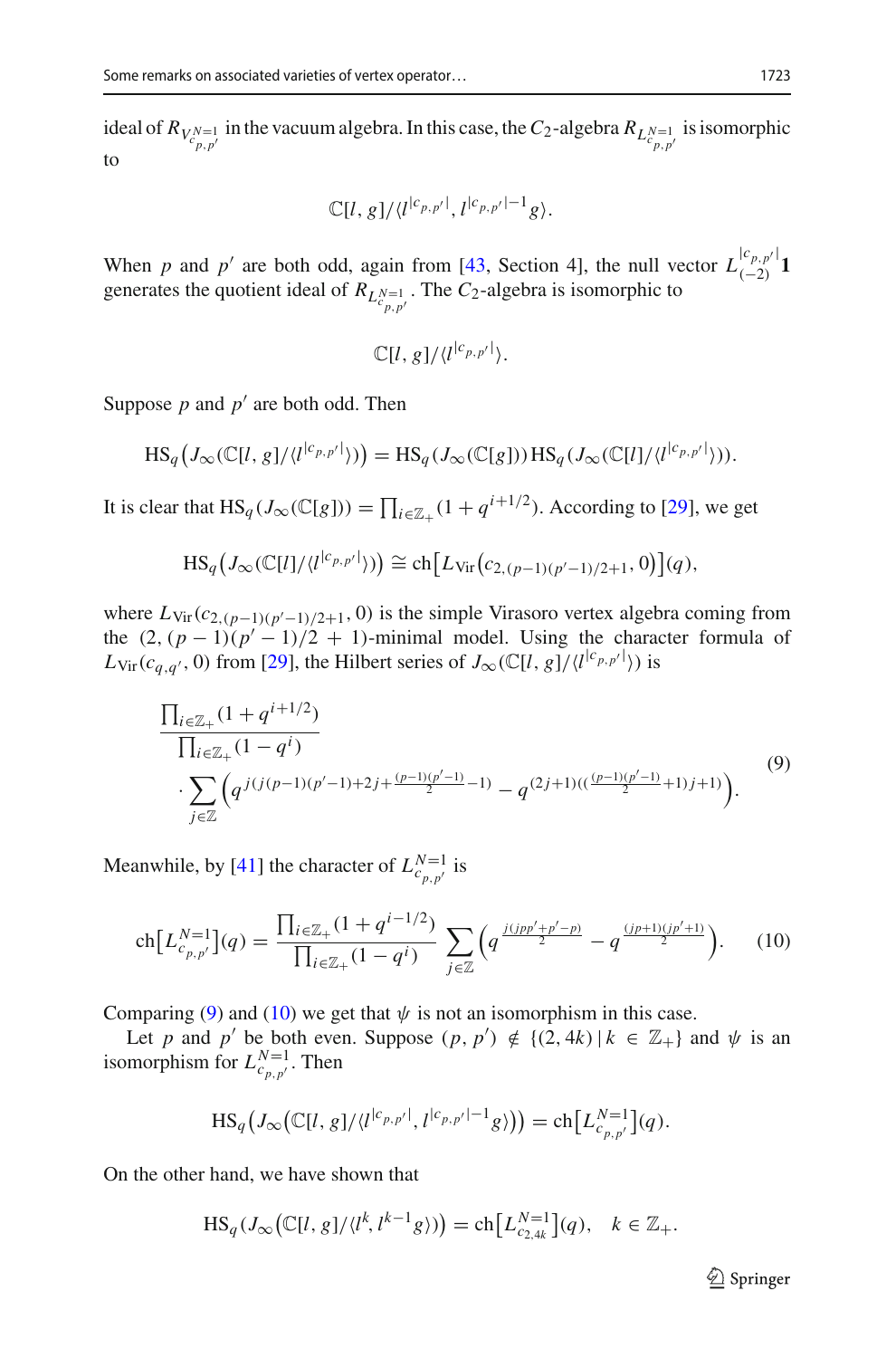ideal of $R_{V^{N=1}_{c_{p,p'}}}$ in the vacuum algebra. In this case, the $C_2$-algebra $R_{L^{N=1}_{c_{p,p'}}}$ is isomorphic to

$$\mathbb{C}[l, g]/\langle l^{|c_{p,p'}|}, l^{|c_{p,p'}|-1}g\rangle.$$

When $p$ and $p'$ are both odd, again from [43, Section 4], the null vector $L_{(-2)}^{|c_{p,p'}|}\mathbf{1}$ generates the quotient ideal of $R_{L^{N=1}_{c_{p,p'}}}$. The $C_2$-algebra is isomorphic to

$$\mathbb{C}[l, g]/\langle l^{|c_{p,p'}|}\rangle.$$

Suppose $p$ and $p'$ are both odd. Then

$$\mathrm{HS}_q\big(J_\infty(\mathbb{C}[l, g]/\langle l^{|c_{p,p'}|}\rangle)\big) = \mathrm{HS}_q(J_\infty(\mathbb{C}[g]))\,\mathrm{HS}_q(J_\infty(\mathbb{C}[l]/\langle l^{|c_{p,p'}|}\rangle)).$$

It is clear that $\mathrm{HS}_q(J_\infty(\mathbb{C}[g])) = \prod_{i\in\mathbb{Z}_+}(1+q^{i+1/2})$. According to [29], we get

$$\mathrm{HS}_q\big(J_\infty(\mathbb{C}[l]/\langle l^{|c_{p,p'}|}\rangle)\big) \cong \mathrm{ch}\big[L_{\mathrm{Vir}}\big(c_{2,(p-1)(p'-1)/2+1}, 0\big)\big](q),$$

where $L_{\mathrm{Vir}}(c_{2,(p-1)(p'-1)/2+1}, 0)$ is the simple Virasoro vertex algebra coming from the $(2, (p-1)(p'-1)/2+1)$-minimal model. Using the character formula of $L_{\mathrm{Vir}}(c_{q,q'}, 0)$ from [29], the Hilbert series of $J_\infty(\mathbb{C}[l, g]/\langle l^{|c_{p,p'}|}\rangle)$ is

$$\frac{\prod_{i\in\mathbb{Z}_+}(1+q^{i+1/2})}{\prod_{i\in\mathbb{Z}_+}(1-q^i)} \cdot \sum_{j\in\mathbb{Z}}\Big(q^{j(j(p-1)(p'-1)+2j+\frac{(p-1)(p'-1)}{2}-1)} - q^{(2j+1)((\frac{(p-1)(p'-1)}{2}+1)j+1)}\Big). \tag{9}$$

Meanwhile, by [41] the character of $L^{N=1}_{c_{p,p'}}$ is

$$\mathrm{ch}\big[L^{N=1}_{c_{p,p'}}\big](q) = \frac{\prod_{i\in\mathbb{Z}_+}(1+q^{i-1/2})}{\prod_{i\in\mathbb{Z}_+}(1-q^i)}\sum_{j\in\mathbb{Z}}\Big(q^{\frac{j(jpp'+p'-p)}{2}} - q^{\frac{(jp+1)(jp'+1)}{2}}\Big). \tag{10}$$

Comparing (9) and (10) we get that $\psi$ is not an isomorphism in this case.

Let $p$ and $p'$ be both even. Suppose $(p, p') \notin \{(2, 4k)\,|\,k \in \mathbb{Z}_+\}$ and $\psi$ is an isomorphism for $L^{N=1}_{c_{p,p'}}$. Then

$$\mathrm{HS}_q\big(J_\infty\big(\mathbb{C}[l, g]/\langle l^{|c_{p,p'}|}, l^{|c_{p,p'}|-1}g\rangle\big)\big) = \mathrm{ch}\big[L^{N=1}_{c_{p,p'}}\big](q).$$

On the other hand, we have shown that

$$\mathrm{HS}_q\big(J_\infty\big(\mathbb{C}[l, g]/\langle l^k, l^{k-1}g\rangle\big)\big) = \mathrm{ch}\big[L^{N=1}_{c_{2,4k}}\big](q), \quad k \in \mathbb{Z}_+.$$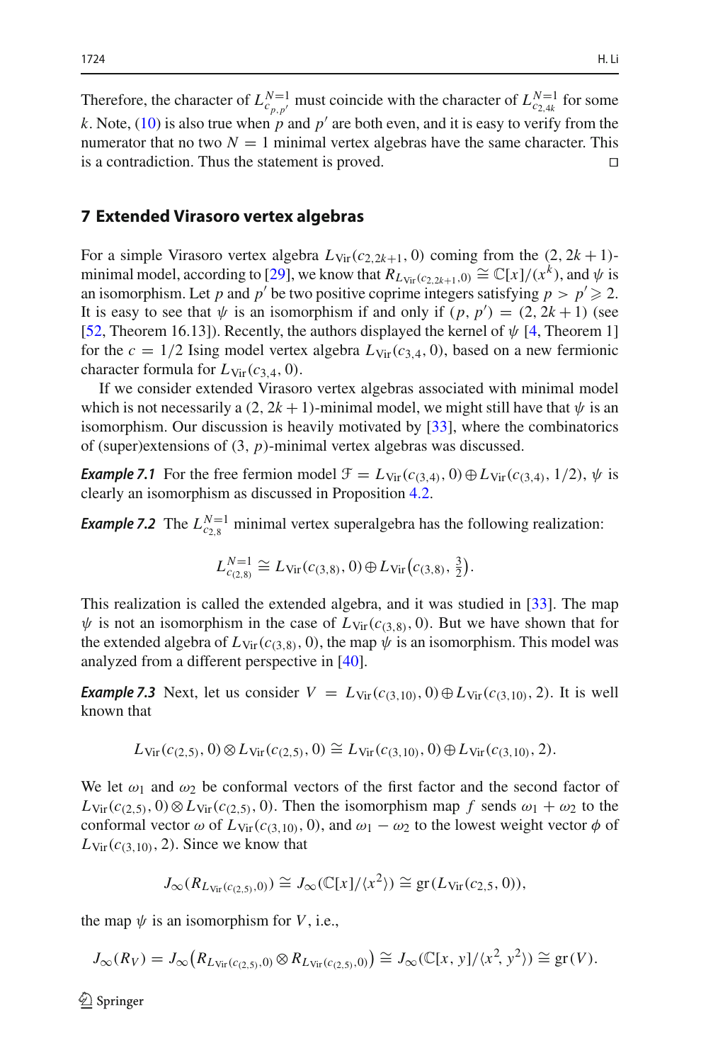Therefore, the character of $L^{N=1}_{c_{p,p'}}$ must coincide with the character of $L^{N=1}_{c_{2,4k}}$ for some $k$. Note, (10) is also true when $p$ and $p'$ are both even, and it is easy to verify from the numerator that no two $N = 1$ minimal vertex algebras have the same character. This is a contradiction. Thus the statement is proved. □

## 7 Extended Virasoro vertex algebras

For a simple Virasoro vertex algebra $L_{\mathrm{Vir}}(c_{2,2k+1}, 0)$ coming from the $(2, 2k+1)$-minimal model, according to [29], we know that $R_{L_{\mathrm{Vir}}(c_{2,2k+1},0)} \cong \mathbb{C}[x]/(x^k)$, and $\psi$ is an isomorphism. Let $p$ and $p'$ be two positive coprime integers satisfying $p > p' \geqslant 2$. It is easy to see that $\psi$ is an isomorphism if and only if $(p, p') = (2, 2k+1)$ (see [52, Theorem 16.13]). Recently, the authors displayed the kernel of $\psi$ [4, Theorem 1] for the $c = 1/2$ Ising model vertex algebra $L_{\mathrm{Vir}}(c_{3,4}, 0)$, based on a new fermionic character formula for $L_{\mathrm{Vir}}(c_{3,4}, 0)$.

If we consider extended Virasoro vertex algebras associated with minimal model which is not necessarily a $(2, 2k+1)$-minimal model, we might still have that $\psi$ is an isomorphism. Our discussion is heavily motivated by [33], where the combinatorics of (super)extensions of $(3, p)$-minimal vertex algebras was discussed.

***Example 7.1*** For the free fermion model $\mathcal{F} = L_{\mathrm{Vir}}(c_{(3,4)}, 0) \oplus L_{\mathrm{Vir}}(c_{(3,4)}, 1/2)$, $\psi$ is clearly an isomorphism as discussed in Proposition 4.2.

***Example 7.2*** The $L^{N=1}_{c_{2,8}}$ minimal vertex superalgebra has the following realization:

$$L^{N=1}_{c_{(2,8)}} \cong L_{\mathrm{Vir}}(c_{(3,8)}, 0) \oplus L_{\mathrm{Vir}}\big(c_{(3,8)}, \tfrac{3}{2}\big).$$

This realization is called the extended algebra, and it was studied in [33]. The map $\psi$ is not an isomorphism in the case of $L_{\mathrm{Vir}}(c_{(3,8)}, 0)$. But we have shown that for the extended algebra of $L_{\mathrm{Vir}}(c_{(3,8)}, 0)$, the map $\psi$ is an isomorphism. This model was analyzed from a different perspective in [40].

***Example 7.3*** Next, let us consider $V = L_{\mathrm{Vir}}(c_{(3,10)}, 0) \oplus L_{\mathrm{Vir}}(c_{(3,10)}, 2)$. It is well known that

$$L_{\mathrm{Vir}}(c_{(2,5)}, 0) \otimes L_{\mathrm{Vir}}(c_{(2,5)}, 0) \cong L_{\mathrm{Vir}}(c_{(3,10)}, 0) \oplus L_{\mathrm{Vir}}(c_{(3,10)}, 2).$$

We let $\omega_1$ and $\omega_2$ be conformal vectors of the first factor and the second factor of $L_{\mathrm{Vir}}(c_{(2,5)}, 0) \otimes L_{\mathrm{Vir}}(c_{(2,5)}, 0)$. Then the isomorphism map $f$ sends $\omega_1 + \omega_2$ to the conformal vector $\omega$ of $L_{\mathrm{Vir}}(c_{(3,10)}, 0)$, and $\omega_1 - \omega_2$ to the lowest weight vector $\phi$ of $L_{\mathrm{Vir}}(c_{(3,10)}, 2)$. Since we know that

$$J_\infty(R_{L_{\mathrm{Vir}}(c_{(2,5)},0)}) \cong J_\infty(\mathbb{C}[x]/\langle x^2\rangle) \cong \mathrm{gr}(L_{\mathrm{Vir}}(c_{2,5}, 0)),$$

the map $\psi$ is an isomorphism for $V$, i.e.,

$$J_\infty(R_V) = J_\infty\big(R_{L_{\mathrm{Vir}}(c_{(2,5)},0)} \otimes R_{L_{\mathrm{Vir}}(c_{(2,5)},0)}\big) \cong J_\infty(\mathbb{C}[x, y]/\langle x^2, y^2\rangle) \cong \mathrm{gr}(V).$$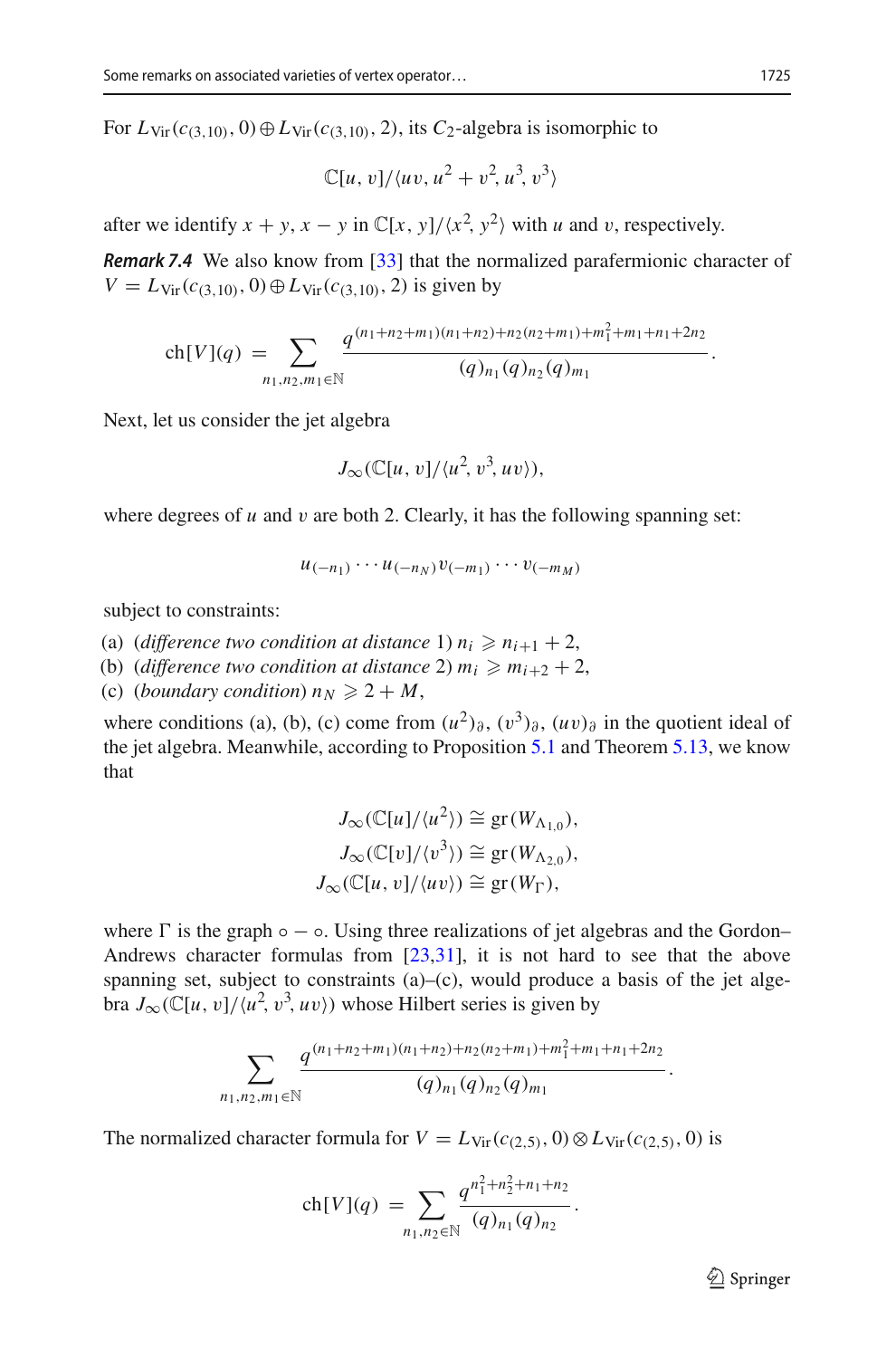For $L_{\mathrm{Vir}}(c_{(3,10)}, 0) \oplus L_{\mathrm{Vir}}(c_{(3,10)}, 2)$, its $C_2$-algebra is isomorphic to

$$\mathbb{C}[u, v]/\langle uv, u^2 + v^2, u^3, v^3\rangle$$

after we identify $x + y$, $x - y$ in $\mathbb{C}[x, y]/\langle x^2, y^2\rangle$ with $u$ and $v$, respectively.

***Remark 7.4*** We also know from [33] that the normalized parafermionic character of $V = L_{\mathrm{Vir}}(c_{(3,10)}, 0) \oplus L_{\mathrm{Vir}}(c_{(3,10)}, 2)$ is given by

$$\mathrm{ch}[V](q) = \sum_{n_1, n_2, m_1 \in \mathbb{N}} \frac{q^{(n_1+n_2+m_1)(n_1+n_2)+n_2(n_2+m_1)+m_1^2+m_1+n_1+2n_2}}{(q)_{n_1}(q)_{n_2}(q)_{m_1}}.$$

Next, let us consider the jet algebra

$$J_\infty(\mathbb{C}[u, v]/\langle u^2, v^3, uv\rangle),$$

where degrees of $u$ and $v$ are both 2. Clearly, it has the following spanning set:

$$u_{(-n_1)} \cdots u_{(-n_N)} v_{(-m_1)} \cdots v_{(-m_M)}$$

subject to constraints:

(a) (*difference two condition at distance* 1) $n_i \geqslant n_{i+1} + 2$,
(b) (*difference two condition at distance* 2) $m_i \geqslant m_{i+2} + 2$,
(c) (*boundary condition*) $n_N \geqslant 2 + M$,

where conditions (a), (b), (c) come from $(u^2)_\partial$, $(v^3)_\partial$, $(uv)_\partial$ in the quotient ideal of the jet algebra. Meanwhile, according to Proposition 5.1 and Theorem 5.13, we know that

$$J_\infty(\mathbb{C}[u]/\langle u^2\rangle) \cong \mathrm{gr}(W_{\Lambda_{1,0}}),$$
$$J_\infty(\mathbb{C}[v]/\langle v^3\rangle) \cong \mathrm{gr}(W_{\Lambda_{2,0}}),$$
$$J_\infty(\mathbb{C}[u, v]/\langle uv\rangle) \cong \mathrm{gr}(W_\Gamma),$$

where $\Gamma$ is the graph $\circ - \circ$. Using three realizations of jet algebras and the Gordon–Andrews character formulas from [23,31], it is not hard to see that the above spanning set, subject to constraints (a)–(c), would produce a basis of the jet algebra $J_\infty(\mathbb{C}[u, v]/\langle u^2, v^3, uv\rangle)$ whose Hilbert series is given by

$$\sum_{n_1, n_2, m_1 \in \mathbb{N}} \frac{q^{(n_1+n_2+m_1)(n_1+n_2)+n_2(n_2+m_1)+m_1^2+m_1+n_1+2n_2}}{(q)_{n_1}(q)_{n_2}(q)_{m_1}}.$$

The normalized character formula for $V = L_{\mathrm{Vir}}(c_{(2,5)}, 0) \otimes L_{\mathrm{Vir}}(c_{(2,5)}, 0)$ is

$$\mathrm{ch}[V](q) = \sum_{n_1, n_2 \in \mathbb{N}} \frac{q^{n_1^2+n_2^2+n_1+n_2}}{(q)_{n_1}(q)_{n_2}}.$$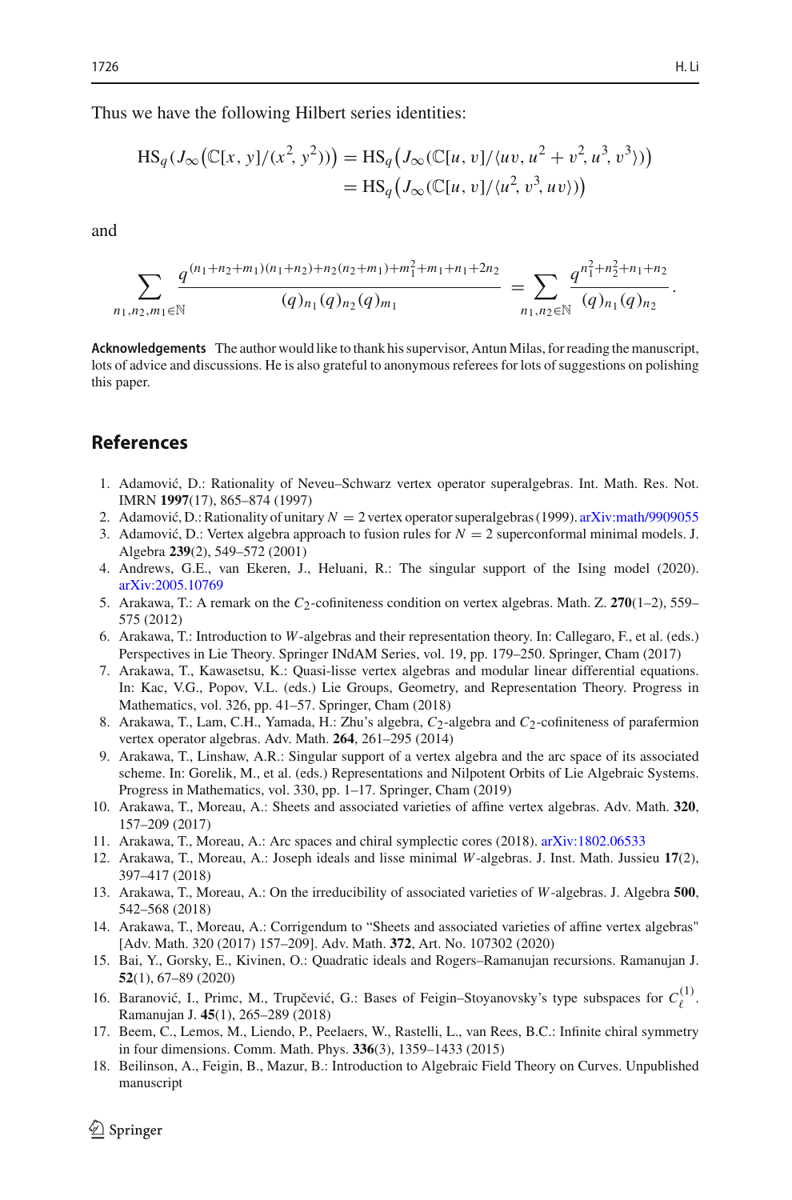Thus we have the following Hilbert series identities:

$$
\begin{aligned}
\mathrm{HS}_q\big(J_\infty\big(\mathbb{C}[x,y]/(x^2,y^2)\big)\big) &= \mathrm{HS}_q\big(J_\infty(\mathbb{C}[u,v]/\langle uv, u^2+v^2, u^3, v^3\rangle)\big) \\
&= \mathrm{HS}_q\big(J_\infty(\mathbb{C}[u,v]/\langle u^2, v^3, uv\rangle)\big)
\end{aligned}
$$

and

$$
\sum_{n_1,n_2,m_1\in\mathbb{N}} \frac{q^{(n_1+n_2+m_1)(n_1+n_2)+n_2(n_2+m_1)+m_1^2+m_1+n_1+2n_2}}{(q)_{n_1}(q)_{n_2}(q)_{m_1}} = \sum_{n_1,n_2\in\mathbb{N}} \frac{q^{n_1^2+n_2^2+n_1+n_2}}{(q)_{n_1}(q)_{n_2}}.
$$

**Acknowledgements** The author would like to thank his supervisor, Antun Milas, for reading the manuscript, lots of advice and discussions. He is also grateful to anonymous referees for lots of suggestions on polishing this paper.

## References

1. Adamović, D.: Rationality of Neveu–Schwarz vertex operator superalgebras. Int. Math. Res. Not. IMRN **1997**(17), 865–874 (1997)
2. Adamović, D.: Rationality of unitary $N=2$ vertex operator superalgebras (1999). arXiv:math/9909055
3. Adamović, D.: Vertex algebra approach to fusion rules for $N=2$ superconformal minimal models. J. Algebra **239**(2), 549–572 (2001)
4. Andrews, G.E., van Ekeren, J., Heluani, R.: The singular support of the Ising model (2020). arXiv:2005.10769
5. Arakawa, T.: A remark on the $C_2$-cofiniteness condition on vertex algebras. Math. Z. **270**(1–2), 559–575 (2012)
6. Arakawa, T.: Introduction to $W$-algebras and their representation theory. In: Callegaro, F., et al. (eds.) Perspectives in Lie Theory. Springer INdAM Series, vol. 19, pp. 179–250. Springer, Cham (2017)
7. Arakawa, T., Kawasetsu, K.: Quasi-lisse vertex algebras and modular linear differential equations. In: Kac, V.G., Popov, V.L. (eds.) Lie Groups, Geometry, and Representation Theory. Progress in Mathematics, vol. 326, pp. 41–57. Springer, Cham (2018)
8. Arakawa, T., Lam, C.H., Yamada, H.: Zhu's algebra, $C_2$-algebra and $C_2$-cofiniteness of parafermion vertex operator algebras. Adv. Math. **264**, 261–295 (2014)
9. Arakawa, T., Linshaw, A.R.: Singular support of a vertex algebra and the arc space of its associated scheme. In: Gorelik, M., et al. (eds.) Representations and Nilpotent Orbits of Lie Algebraic Systems. Progress in Mathematics, vol. 330, pp. 1–17. Springer, Cham (2019)
10. Arakawa, T., Moreau, A.: Sheets and associated varieties of affine vertex algebras. Adv. Math. **320**, 157–209 (2017)
11. Arakawa, T., Moreau, A.: Arc spaces and chiral symplectic cores (2018). arXiv:1802.06533
12. Arakawa, T., Moreau, A.: Joseph ideals and lisse minimal $W$-algebras. J. Inst. Math. Jussieu **17**(2), 397–417 (2018)
13. Arakawa, T., Moreau, A.: On the irreducibility of associated varieties of $W$-algebras. J. Algebra **500**, 542–568 (2018)
14. Arakawa, T., Moreau, A.: Corrigendum to "Sheets and associated varieties of affine vertex algebras" [Adv. Math. 320 (2017) 157–209]. Adv. Math. **372**, Art. No. 107302 (2020)
15. Bai, Y., Gorsky, E., Kivinen, O.: Quadratic ideals and Rogers–Ramanujan recursions. Ramanujan J. **52**(1), 67–89 (2020)
16. Baranović, I., Primc, M., Trupčević, G.: Bases of Feigin–Stoyanovsky's type subspaces for $C_\ell^{(1)}$. Ramanujan J. **45**(1), 265–289 (2018)
17. Beem, C., Lemos, M., Liendo, P., Peelaers, W., Rastelli, L., van Rees, B.C.: Infinite chiral symmetry in four dimensions. Comm. Math. Phys. **336**(3), 1359–1433 (2015)
18. Beilinson, A., Feigin, B., Mazur, B.: Introduction to Algebraic Field Theory on Curves. Unpublished manuscript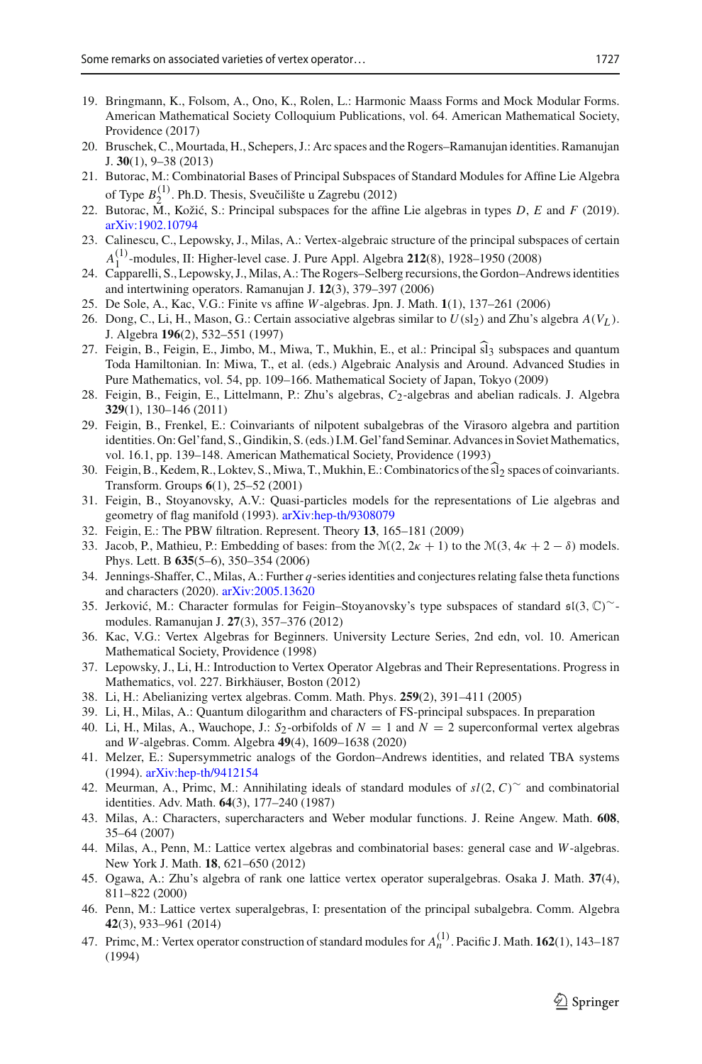19. Bringmann, K., Folsom, A., Ono, K., Rolen, L.: Harmonic Maass Forms and Mock Modular Forms. American Mathematical Society Colloquium Publications, vol. 64. American Mathematical Society, Providence (2017)
20. Bruschek, C., Mourtada, H., Schepers, J.: Arc spaces and the Rogers–Ramanujan identities. Ramanujan J. **30**(1), 9–38 (2013)
21. Butorac, M.: Combinatorial Bases of Principal Subspaces of Standard Modules for Affine Lie Algebra of Type $B_2^{(1)}$. Ph.D. Thesis, Sveučilište u Zagrebu (2012)
22. Butorac, M., Kožić, S.: Principal subspaces for the affine Lie algebras in types $D$, $E$ and $F$ (2019). arXiv:1902.10794
23. Calinescu, C., Lepowsky, J., Milas, A.: Vertex-algebraic structure of the principal subspaces of certain $A_1^{(1)}$-modules, II: Higher-level case. J. Pure Appl. Algebra **212**(8), 1928–1950 (2008)
24. Capparelli, S., Lepowsky, J., Milas, A.: The Rogers–Selberg recursions, the Gordon–Andrews identities and intertwining operators. Ramanujan J. **12**(3), 379–397 (2006)
25. De Sole, A., Kac, V.G.: Finite vs affine $W$-algebras. Jpn. J. Math. **1**(1), 137–261 (2006)
26. Dong, C., Li, H., Mason, G.: Certain associative algebras similar to $U(\mathrm{sl}_2)$ and Zhu's algebra $A(V_L)$. J. Algebra **196**(2), 532–551 (1997)
27. Feigin, B., Feigin, E., Jimbo, M., Miwa, T., Mukhin, E., et al.: Principal $\widehat{\mathrm{sl}}_3$ subspaces and quantum Toda Hamiltonian. In: Miwa, T., et al. (eds.) Algebraic Analysis and Around. Advanced Studies in Pure Mathematics, vol. 54, pp. 109–166. Mathematical Society of Japan, Tokyo (2009)
28. Feigin, B., Feigin, E., Littelmann, P.: Zhu's algebras, $C_2$-algebras and abelian radicals. J. Algebra **329**(1), 130–146 (2011)
29. Feigin, B., Frenkel, E.: Coinvariants of nilpotent subalgebras of the Virasoro algebra and partition identities. On: Gel'fand, S., Gindikin, S. (eds.) I.M. Gel'fand Seminar. Advances in Soviet Mathematics, vol. 16.1, pp. 139–148. American Mathematical Society, Providence (1993)
30. Feigin, B., Kedem, R., Loktev, S., Miwa, T., Mukhin, E.: Combinatorics of the $\widehat{\mathrm{sl}}_2$ spaces of coinvariants. Transform. Groups **6**(1), 25–52 (2001)
31. Feigin, B., Stoyanovsky, A.V.: Quasi-particles models for the representations of Lie algebras and geometry of flag manifold (1993). arXiv:hep-th/9308079
32. Feigin, E.: The PBW filtration. Represent. Theory **13**, 165–181 (2009)
33. Jacob, P., Mathieu, P.: Embedding of bases: from the $\mathcal{M}(2, 2\kappa + 1)$ to the $\mathcal{M}(3, 4\kappa + 2 - \delta)$ models. Phys. Lett. B **635**(5–6), 350–354 (2006)
34. Jennings-Shaffer, C., Milas, A.: Further $q$-series identities and conjectures relating false theta functions and characters (2020). arXiv:2005.13620
35. Jerković, M.: Character formulas for Feigin–Stoyanovsky's type subspaces of standard $\mathfrak{sl}(3, \mathbb{C})^{\sim}$-modules. Ramanujan J. **27**(3), 357–376 (2012)
36. Kac, V.G.: Vertex Algebras for Beginners. University Lecture Series, 2nd edn, vol. 10. American Mathematical Society, Providence (1998)
37. Lepowsky, J., Li, H.: Introduction to Vertex Operator Algebras and Their Representations. Progress in Mathematics, vol. 227. Birkhäuser, Boston (2012)
38. Li, H.: Abelianizing vertex algebras. Comm. Math. Phys. **259**(2), 391–411 (2005)
39. Li, H., Milas, A.: Quantum dilogarithm and characters of FS-principal subspaces. In preparation
40. Li, H., Milas, A., Wauchope, J.: $S_2$-orbifolds of $N = 1$ and $N = 2$ superconformal vertex algebras and $W$-algebras. Comm. Algebra **49**(4), 1609–1638 (2020)
41. Melzer, E.: Supersymmetric analogs of the Gordon–Andrews identities, and related TBA systems (1994). arXiv:hep-th/9412154
42. Meurman, A., Primc, M.: Annihilating ideals of standard modules of $sl(2, C)^{\sim}$ and combinatorial identities. Adv. Math. **64**(3), 177–240 (1987)
43. Milas, A.: Characters, supercharacters and Weber modular functions. J. Reine Angew. Math. **608**, 35–64 (2007)
44. Milas, A., Penn, M.: Lattice vertex algebras and combinatorial bases: general case and $W$-algebras. New York J. Math. **18**, 621–650 (2012)
45. Ogawa, A.: Zhu's algebra of rank one lattice vertex operator superalgebras. Osaka J. Math. **37**(4), 811–822 (2000)
46. Penn, M.: Lattice vertex superalgebras, I: presentation of the principal subalgebra. Comm. Algebra **42**(3), 933–961 (2014)
47. Primc, M.: Vertex operator construction of standard modules for $A_n^{(1)}$. Pacific J. Math. **162**(1), 143–187 (1994)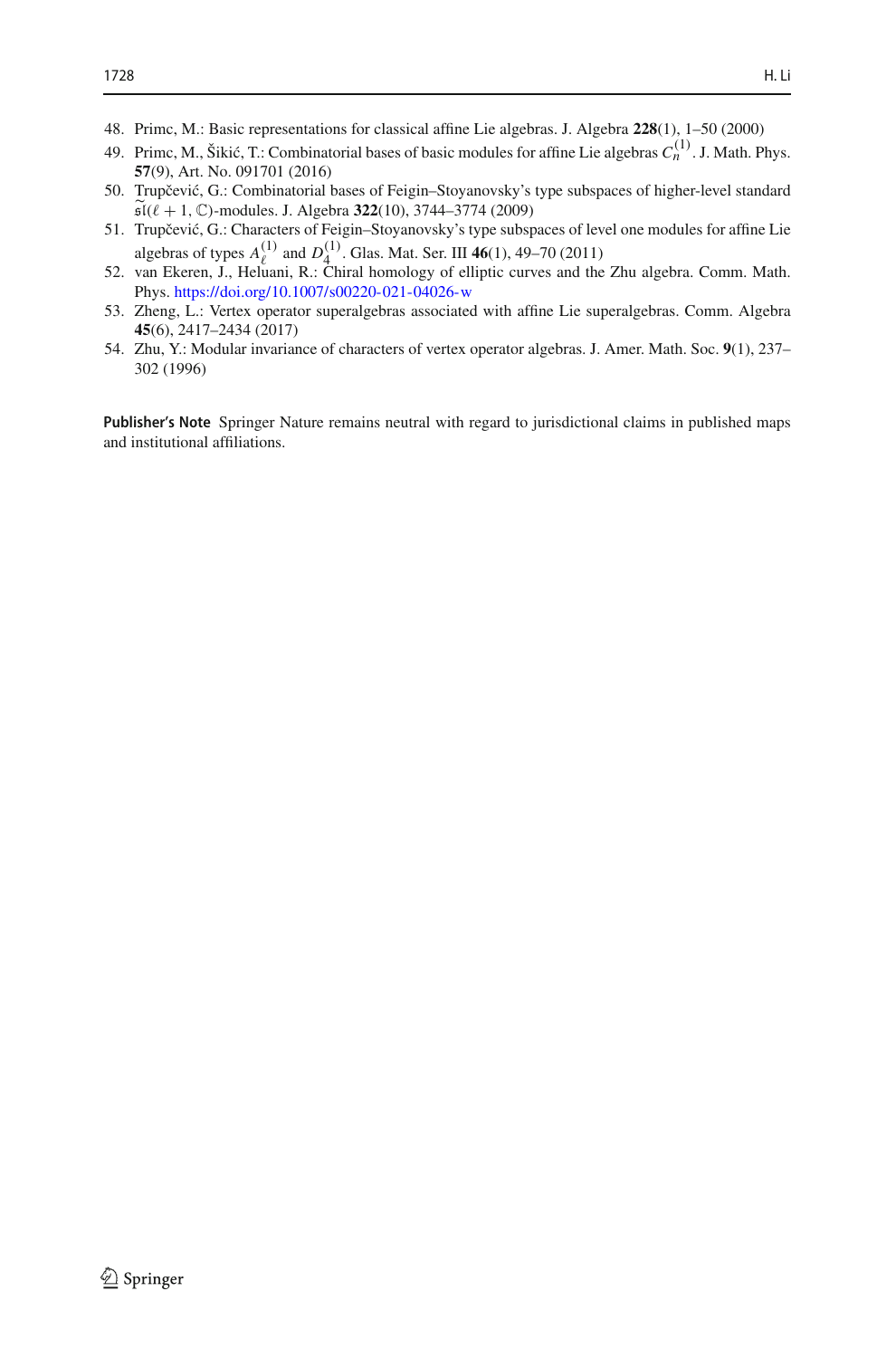48. Primc, M.: Basic representations for classical affine Lie algebras. J. Algebra **228**(1), 1–50 (2000)
49. Primc, M., Šikić, T.: Combinatorial bases of basic modules for affine Lie algebras $C_n^{(1)}$. J. Math. Phys. **57**(9), Art. No. 091701 (2016)
50. Trupčević, G.: Combinatorial bases of Feigin–Stoyanovsky's type subspaces of higher-level standard $\widetilde{\mathfrak{sl}}(\ell+1,\mathbb{C})$-modules. J. Algebra **322**(10), 3744–3774 (2009)
51. Trupčević, G.: Characters of Feigin–Stoyanovsky's type subspaces of level one modules for affine Lie algebras of types $A_\ell^{(1)}$ and $D_4^{(1)}$. Glas. Mat. Ser. III **46**(1), 49–70 (2011)
52. van Ekeren, J., Heluani, R.: Chiral homology of elliptic curves and the Zhu algebra. Comm. Math. Phys. https://doi.org/10.1007/s00220-021-04026-w
53. Zheng, L.: Vertex operator superalgebras associated with affine Lie superalgebras. Comm. Algebra **45**(6), 2417–2434 (2017)
54. Zhu, Y.: Modular invariance of characters of vertex operator algebras. J. Amer. Math. Soc. **9**(1), 237–302 (1996)

**Publisher's Note** Springer Nature remains neutral with regard to jurisdictional claims in published maps and institutional affiliations.